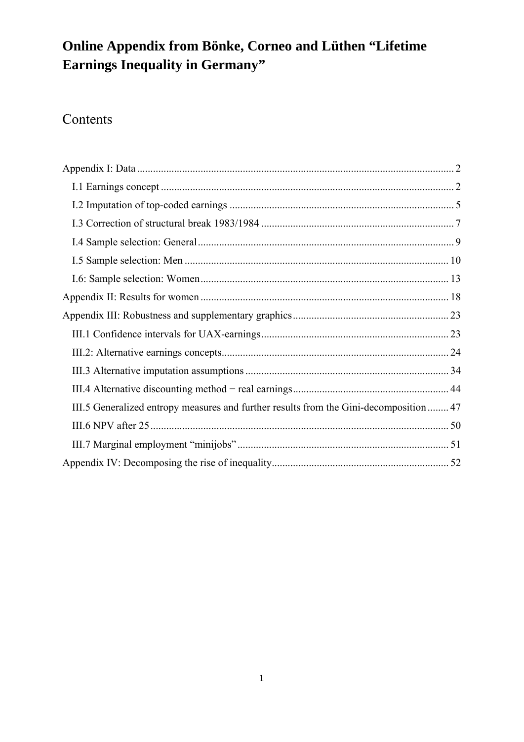# Online Appendix from Bönke, Corneo and Lüthen "Lifetime Earnings Inequality in Germany"

## Contents

- Appendix I: Data ........ 2
  - I.1 Earnings concept ........ 2
  - I.2 Imputation of top-coded earnings ........ 5
  - I.3 Correction of structural break 1983/1984 ........ 7
  - I.4 Sample selection: General ........ 9
  - I.5 Sample selection: Men ........ 10
  - I.6: Sample selection: Women ........ 13
- Appendix II: Results for women ........ 18
- Appendix III: Robustness and supplementary graphics ........ 23
  - III.1 Confidence intervals for UAX-earnings ........ 23
  - III.2: Alternative earnings concepts ........ 24
  - III.3 Alternative imputation assumptions ........ 34
  - III.4 Alternative discounting method − real earnings ........ 44
  - III.5 Generalized entropy measures and further results from the Gini-decomposition ........ 47
  - III.6 NPV after 25 ........ 50
  - III.7 Marginal employment "minijobs" ........ 51
- Appendix IV: Decomposing the rise of inequality ........ 52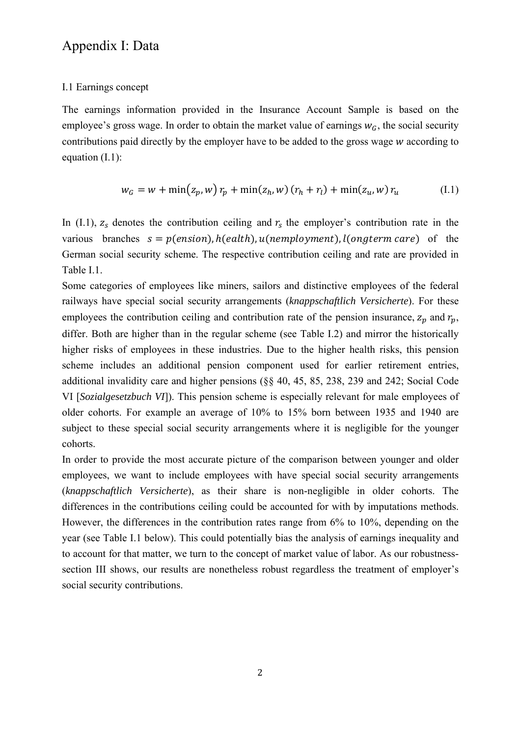# Appendix I: Data

### I.1 Earnings concept

The earnings information provided in the Insurance Account Sample is based on the employee's gross wage. In order to obtain the market value of earnings $w_G$, the social security contributions paid directly by the employer have to be added to the gross wage $w$ according to equation (I.1):

$$w_G = w + \min(z_p, w)\, r_p + \min(z_h, w)\,(r_h + r_l) + \min(z_u, w)\, r_u \qquad \text{(I.1)}$$

In (I.1), $z_s$ denotes the contribution ceiling and $r_s$ the employer's contribution rate in the various branches $s = p(ension), h(ealth), u(nemployment), l(ongterm\ care)$ of the German social security scheme. The respective contribution ceiling and rate are provided in Table I.1.

Some categories of employees like miners, sailors and distinctive employees of the federal railways have special social security arrangements (*knappschaftlich Versicherte*). For these employees the contribution ceiling and contribution rate of the pension insurance, $z_p$ and $r_p$, differ. Both are higher than in the regular scheme (see Table I.2) and mirror the historically higher risks of employees in these industries. Due to the higher health risks, this pension scheme includes an additional pension component used for earlier retirement entries, additional invalidity care and higher pensions (§§ 40, 45, 85, 238, 239 and 242; Social Code VI [*Sozialgesetzbuch VI*]). This pension scheme is especially relevant for male employees of older cohorts. For example an average of 10% to 15% born between 1935 and 1940 are subject to these special social security arrangements where it is negligible for the younger cohorts.

In order to provide the most accurate picture of the comparison between younger and older employees, we want to include employees with have special social security arrangements (*knappschaftlich Versicherte*), as their share is non-negligible in older cohorts. The differences in the contributions ceiling could be accounted for with by imputations methods. However, the differences in the contribution rates range from 6% to 10%, depending on the year (see Table I.1 below). This could potentially bias the analysis of earnings inequality and to account for that matter, we turn to the concept of market value of labor. As our robustness-section III shows, our results are nonetheless robust regardless the treatment of employer's social security contributions.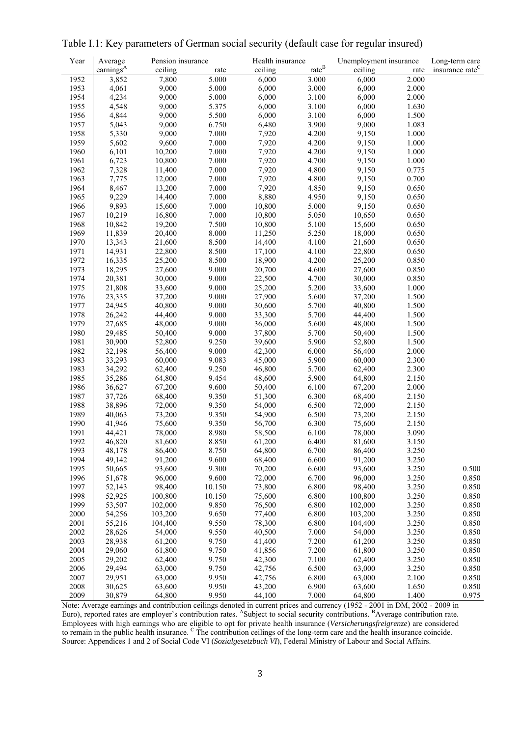Table I.1: Key parameters of German social security (default case for regular insured)

| Year | Average earnings[A] | Pension insurance | | Health insurance | | Unemployment insurance | | Long-term care insurance rate[C] |
|---|---|---|---|---|---|---|---|---|
| | | ceiling | rate | ceiling | rate[B] | ceiling | rate | |
| 1952 | 3,852 | 7,800 | 5.000 | 6,000 | 3.000 | 6,000 | 2.000 | |
| 1953 | 4,061 | 9,000 | 5.000 | 6,000 | 3.000 | 6,000 | 2.000 | |
| 1954 | 4,234 | 9,000 | 5.000 | 6,000 | 3.100 | 6,000 | 2.000 | |
| 1955 | 4,548 | 9,000 | 5.375 | 6,000 | 3.100 | 6,000 | 1.630 | |
| 1956 | 4,844 | 9,000 | 5.500 | 6,000 | 3.100 | 6,000 | 1.500 | |
| 1957 | 5,043 | 9,000 | 6.750 | 6,480 | 3.900 | 9,000 | 1.083 | |
| 1958 | 5,330 | 9,000 | 7.000 | 7,920 | 4.200 | 9,150 | 1.000 | |
| 1959 | 5,602 | 9,600 | 7.000 | 7,920 | 4.200 | 9,150 | 1.000 | |
| 1960 | 6,101 | 10,200 | 7.000 | 7,920 | 4.200 | 9,150 | 1.000 | |
| 1961 | 6,723 | 10,800 | 7.000 | 7,920 | 4.700 | 9,150 | 1.000 | |
| 1962 | 7,328 | 11,400 | 7.000 | 7,920 | 4.800 | 9,150 | 0.775 | |
| 1963 | 7,775 | 12,000 | 7.000 | 7,920 | 4.800 | 9,150 | 0.700 | |
| 1964 | 8,467 | 13,200 | 7.000 | 7,920 | 4.850 | 9,150 | 0.650 | |
| 1965 | 9,229 | 14,400 | 7.000 | 8,880 | 4.950 | 9,150 | 0.650 | |
| 1966 | 9,893 | 15,600 | 7.000 | 10,800 | 5.000 | 9,150 | 0.650 | |
| 1967 | 10,219 | 16,800 | 7.000 | 10,800 | 5.050 | 10,650 | 0.650 | |
| 1968 | 10,842 | 19,200 | 7.500 | 10,800 | 5.100 | 15,600 | 0.650 | |
| 1969 | 11,839 | 20,400 | 8.000 | 11,250 | 5.250 | 18,000 | 0.650 | |
| 1970 | 13,343 | 21,600 | 8.500 | 14,400 | 4.100 | 21,600 | 0.650 | |
| 1971 | 14,931 | 22,800 | 8.500 | 17,100 | 4.100 | 22,800 | 0.650 | |
| 1972 | 16,335 | 25,200 | 8.500 | 18,900 | 4.200 | 25,200 | 0.850 | |
| 1973 | 18,295 | 27,600 | 9.000 | 20,700 | 4.600 | 27,600 | 0.850 | |
| 1974 | 20,381 | 30,000 | 9.000 | 22,500 | 4.700 | 30,000 | 0.850 | |
| 1975 | 21,808 | 33,600 | 9.000 | 25,200 | 5.200 | 33,600 | 1.000 | |
| 1976 | 23,335 | 37,200 | 9.000 | 27,900 | 5.600 | 37,200 | 1.500 | |
| 1977 | 24,945 | 40,800 | 9.000 | 30,600 | 5.700 | 40,800 | 1.500 | |
| 1978 | 26,242 | 44,400 | 9.000 | 33,300 | 5.700 | 44,400 | 1.500 | |
| 1979 | 27,685 | 48,000 | 9.000 | 36,000 | 5.600 | 48,000 | 1.500 | |
| 1980 | 29,485 | 50,400 | 9.000 | 37,800 | 5.700 | 50,400 | 1.500 | |
| 1981 | 30,900 | 52,800 | 9.250 | 39,600 | 5.900 | 52,800 | 1.500 | |
| 1982 | 32,198 | 56,400 | 9.000 | 42,300 | 6.000 | 56,400 | 2.000 | |
| 1983 | 33,293 | 60,000 | 9.083 | 45,000 | 5.900 | 60,000 | 2.300 | |
| 1983 | 34,292 | 62,400 | 9.250 | 46,800 | 5.700 | 62,400 | 2.300 | |
| 1985 | 35,286 | 64,800 | 9.454 | 48,600 | 5.900 | 64,800 | 2.150 | |
| 1986 | 36,627 | 67,200 | 9.600 | 50,400 | 6.100 | 67,200 | 2.000 | |
| 1987 | 37,726 | 68,400 | 9.350 | 51,300 | 6.300 | 68,400 | 2.150 | |
| 1988 | 38,896 | 72,000 | 9.350 | 54,000 | 6.500 | 72,000 | 2.150 | |
| 1989 | 40,063 | 73,200 | 9.350 | 54,900 | 6.500 | 73,200 | 2.150 | |
| 1990 | 41,946 | 75,600 | 9.350 | 56,700 | 6.300 | 75,600 | 2.150 | |
| 1991 | 44,421 | 78,000 | 8.980 | 58,500 | 6.100 | 78,000 | 3.090 | |
| 1992 | 46,820 | 81,600 | 8.850 | 61,200 | 6.400 | 81,600 | 3.150 | |
| 1993 | 48,178 | 86,400 | 8.750 | 64,800 | 6.700 | 86,400 | 3.250 | |
| 1994 | 49,142 | 91,200 | 9.600 | 68,400 | 6.600 | 91,200 | 3.250 | |
| 1995 | 50,665 | 93,600 | 9.300 | 70,200 | 6.600 | 93,600 | 3.250 | 0.500 |
| 1996 | 51,678 | 96,000 | 9.600 | 72,000 | 6.700 | 96,000 | 3.250 | 0.850 |
| 1997 | 52,143 | 98,400 | 10.150 | 73,800 | 6.800 | 98,400 | 3.250 | 0.850 |
| 1998 | 52,925 | 100,800 | 10.150 | 75,600 | 6.800 | 100,800 | 3.250 | 0.850 |
| 1999 | 53,507 | 102,000 | 9.850 | 76,500 | 6.800 | 102,000 | 3.250 | 0.850 |
| 2000 | 54,256 | 103,200 | 9.650 | 77,400 | 6.800 | 103,200 | 3.250 | 0.850 |
| 2001 | 55,216 | 104,400 | 9.550 | 78,300 | 6.800 | 104,400 | 3.250 | 0.850 |
| 2002 | 28,626 | 54,000 | 9.550 | 40,500 | 7.000 | 54,000 | 3.250 | 0.850 |
| 2003 | 28,938 | 61,200 | 9.750 | 41,400 | 7.200 | 61,200 | 3.250 | 0.850 |
| 2004 | 29,060 | 61,800 | 9.750 | 41,856 | 7.200 | 61,800 | 3.250 | 0.850 |
| 2005 | 29,202 | 62,400 | 9.750 | 42,300 | 7.100 | 62,400 | 3.250 | 0.850 |
| 2006 | 29,494 | 63,000 | 9.750 | 42,756 | 6.500 | 63,000 | 3.250 | 0.850 |
| 2007 | 29,951 | 63,000 | 9.950 | 42,756 | 6.800 | 63,000 | 2.100 | 0.850 |
| 2008 | 30,625 | 63,600 | 9.950 | 43,200 | 6.900 | 63,600 | 1.650 | 0.850 |
| 2009 | 30,879 | 64,800 | 9.950 | 44,100 | 7.000 | 64,800 | 1.400 | 0.975 |

Note: Average earnings and contribution ceilings denoted in current prices and currency (1952 - 2001 in DM, 2002 - 2009 in Euro), reported rates are employer's contribution rates. [A]Subject to social security contributions. [B]Average contribution rate. Employees with high earnings who are eligible to opt for private health insurance (*Versicherungsfreigrenze*) are considered to remain in the public health insurance. [C] The contribution ceilings of the long-term care and the health insurance coincide. Source: Appendices 1 and 2 of Social Code VI (*Sozialgesetzbuch VI*), Federal Ministry of Labour and Social Affairs.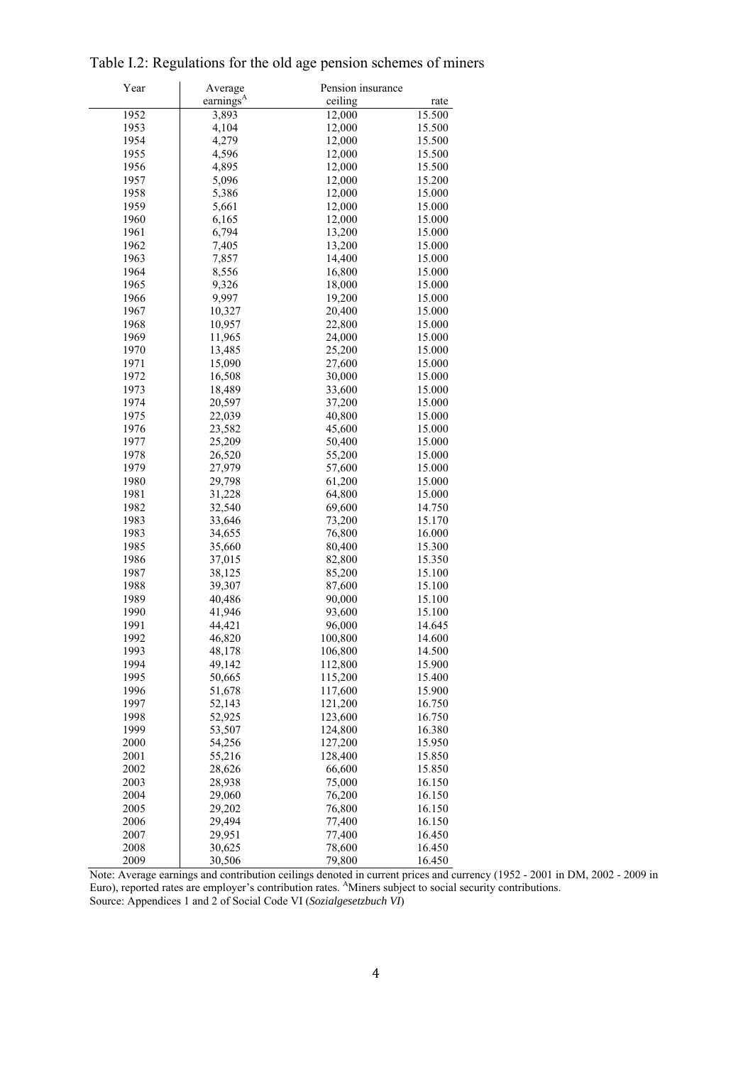Table I.2: Regulations for the old age pension schemes of miners

| Year | Average earnings[A] | Pension insurance ceiling | rate |
|---|---|---|---|
| 1952 | 3,893 | 12,000 | 15.500 |
| 1953 | 4,104 | 12,000 | 15.500 |
| 1954 | 4,279 | 12,000 | 15.500 |
| 1955 | 4,596 | 12,000 | 15.500 |
| 1956 | 4,895 | 12,000 | 15.500 |
| 1957 | 5,096 | 12,000 | 15.200 |
| 1958 | 5,386 | 12,000 | 15.000 |
| 1959 | 5,661 | 12,000 | 15.000 |
| 1960 | 6,165 | 12,000 | 15.000 |
| 1961 | 6,794 | 13,200 | 15.000 |
| 1962 | 7,405 | 13,200 | 15.000 |
| 1963 | 7,857 | 14,400 | 15.000 |
| 1964 | 8,556 | 16,800 | 15.000 |
| 1965 | 9,326 | 18,000 | 15.000 |
| 1966 | 9,997 | 19,200 | 15.000 |
| 1967 | 10,327 | 20,400 | 15.000 |
| 1968 | 10,957 | 22,800 | 15.000 |
| 1969 | 11,965 | 24,000 | 15.000 |
| 1970 | 13,485 | 25,200 | 15.000 |
| 1971 | 15,090 | 27,600 | 15.000 |
| 1972 | 16,508 | 30,000 | 15.000 |
| 1973 | 18,489 | 33,600 | 15.000 |
| 1974 | 20,597 | 37,200 | 15.000 |
| 1975 | 22,039 | 40,800 | 15.000 |
| 1976 | 23,582 | 45,600 | 15.000 |
| 1977 | 25,209 | 50,400 | 15.000 |
| 1978 | 26,520 | 55,200 | 15.000 |
| 1979 | 27,979 | 57,600 | 15.000 |
| 1980 | 29,798 | 61,200 | 15.000 |
| 1981 | 31,228 | 64,800 | 15.000 |
| 1982 | 32,540 | 69,600 | 14.750 |
| 1983 | 33,646 | 73,200 | 15.170 |
| 1983 | 34,655 | 76,800 | 16.000 |
| 1985 | 35,660 | 80,400 | 15.300 |
| 1986 | 37,015 | 82,800 | 15.350 |
| 1987 | 38,125 | 85,200 | 15.100 |
| 1988 | 39,307 | 87,600 | 15.100 |
| 1989 | 40,486 | 90,000 | 15.100 |
| 1990 | 41,946 | 93,600 | 15.100 |
| 1991 | 44,421 | 96,000 | 14.645 |
| 1992 | 46,820 | 100,800 | 14.600 |
| 1993 | 48,178 | 106,800 | 14.500 |
| 1994 | 49,142 | 112,800 | 15.900 |
| 1995 | 50,665 | 115,200 | 15.400 |
| 1996 | 51,678 | 117,600 | 15.900 |
| 1997 | 52,143 | 121,200 | 16.750 |
| 1998 | 52,925 | 123,600 | 16.750 |
| 1999 | 53,507 | 124,800 | 16.380 |
| 2000 | 54,256 | 127,200 | 15.950 |
| 2001 | 55,216 | 128,400 | 15.850 |
| 2002 | 28,626 | 66,600 | 15.850 |
| 2003 | 28,938 | 75,000 | 16.150 |
| 2004 | 29,060 | 76,200 | 16.150 |
| 2005 | 29,202 | 76,800 | 16.150 |
| 2006 | 29,494 | 77,400 | 16.150 |
| 2007 | 29,951 | 77,400 | 16.450 |
| 2008 | 30,625 | 78,600 | 16.450 |
| 2009 | 30,506 | 79,800 | 16.450 |

Note: Average earnings and contribution ceilings denoted in current prices and currency (1952 - 2001 in DM, 2002 - 2009 in Euro), reported rates are employer's contribution rates. [A]Miners subject to social security contributions.
Source: Appendices 1 and 2 of Social Code VI (*Sozialgesetzbuch VI*)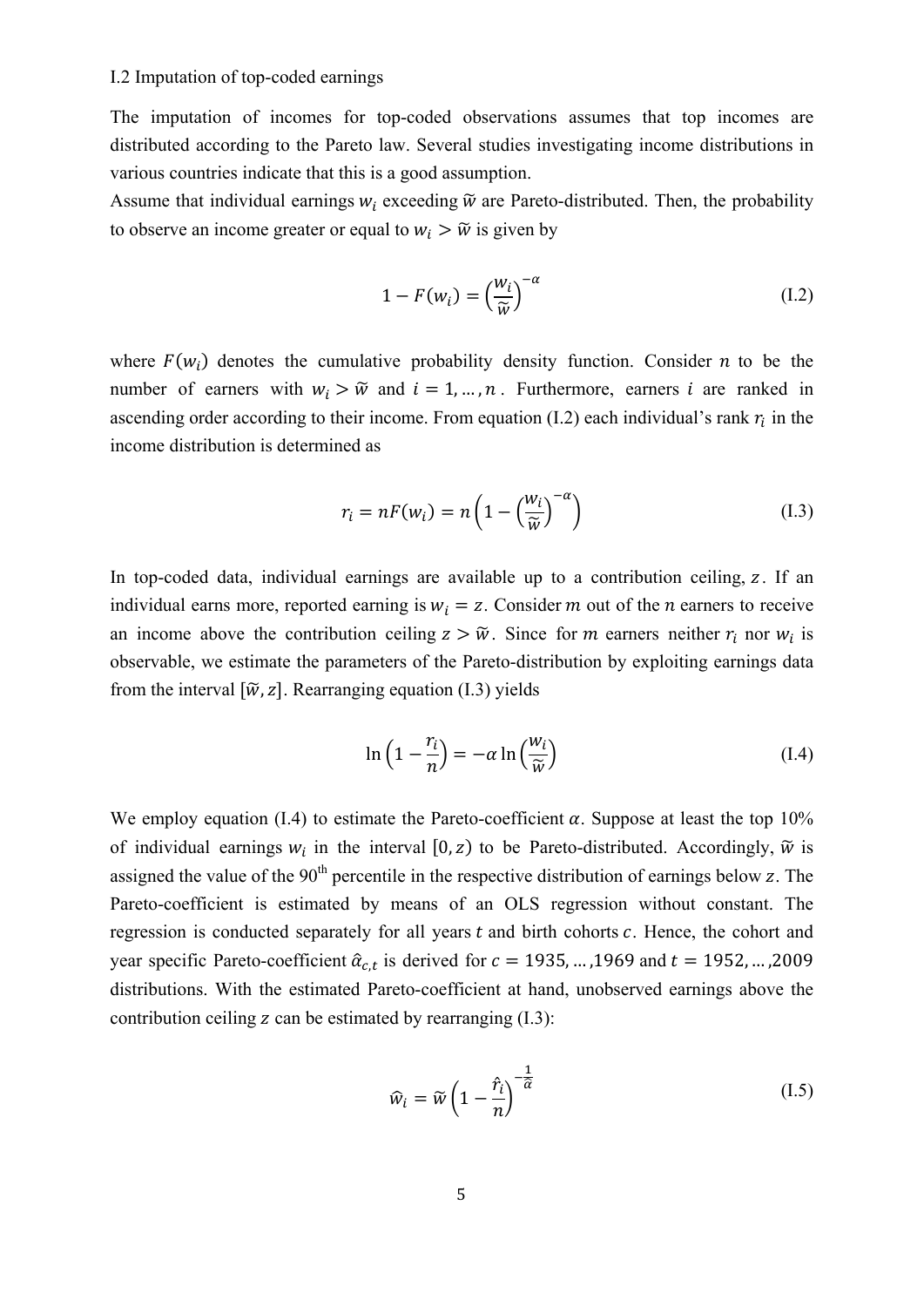I.2 Imputation of top-coded earnings

The imputation of incomes for top-coded observations assumes that top incomes are distributed according to the Pareto law. Several studies investigating income distributions in various countries indicate that this is a good assumption.

Assume that individual earnings $w_i$ exceeding $\widetilde{w}$ are Pareto-distributed. Then, the probability to observe an income greater or equal to $w_i > \widetilde{w}$ is given by

$$1 - F(w_i) = \left(\frac{w_i}{\widetilde{w}}\right)^{-\alpha} \tag{I.2}$$

where $F(w_i)$ denotes the cumulative probability density function. Consider $n$ to be the number of earners with $w_i > \widetilde{w}$ and $i = 1, \dots, n$. Furthermore, earners $i$ are ranked in ascending order according to their income. From equation (I.2) each individual's rank $r_i$ in the income distribution is determined as

$$r_i = nF(w_i) = n\left(1 - \left(\frac{w_i}{\widetilde{w}}\right)^{-\alpha}\right) \tag{I.3}$$

In top-coded data, individual earnings are available up to a contribution ceiling, $z$. If an individual earns more, reported earning is $w_i = z$. Consider $m$ out of the $n$ earners to receive an income above the contribution ceiling $z > \widetilde{w}$. Since for $m$ earners neither $r_i$ nor $w_i$ is observable, we estimate the parameters of the Pareto-distribution by exploiting earnings data from the interval $[\widetilde{w}, z]$. Rearranging equation (I.3) yields

$$\ln\left(1 - \frac{r_i}{n}\right) = -\alpha \ln\left(\frac{w_i}{\widetilde{w}}\right) \tag{I.4}$$

We employ equation (I.4) to estimate the Pareto-coefficient $\alpha$. Suppose at least the top 10% of individual earnings $w_i$ in the interval $[0, z)$ to be Pareto-distributed. Accordingly, $\widetilde{w}$ is assigned the value of the 90[th] percentile in the respective distribution of earnings below $z$. The Pareto-coefficient is estimated by means of an OLS regression without constant. The regression is conducted separately for all years $t$ and birth cohorts $c$. Hence, the cohort and year specific Pareto-coefficient $\hat{\alpha}_{c,t}$ is derived for $c = 1935, \dots, 1969$ and $t = 1952, \dots, 2009$ distributions. With the estimated Pareto-coefficient at hand, unobserved earnings above the contribution ceiling $z$ can be estimated by rearranging (I.3):

$$\widehat{w}_i = \widetilde{w}\left(1 - \frac{\hat{r}_i}{n}\right)^{-\frac{1}{\hat{\alpha}}} \tag{I.5}$$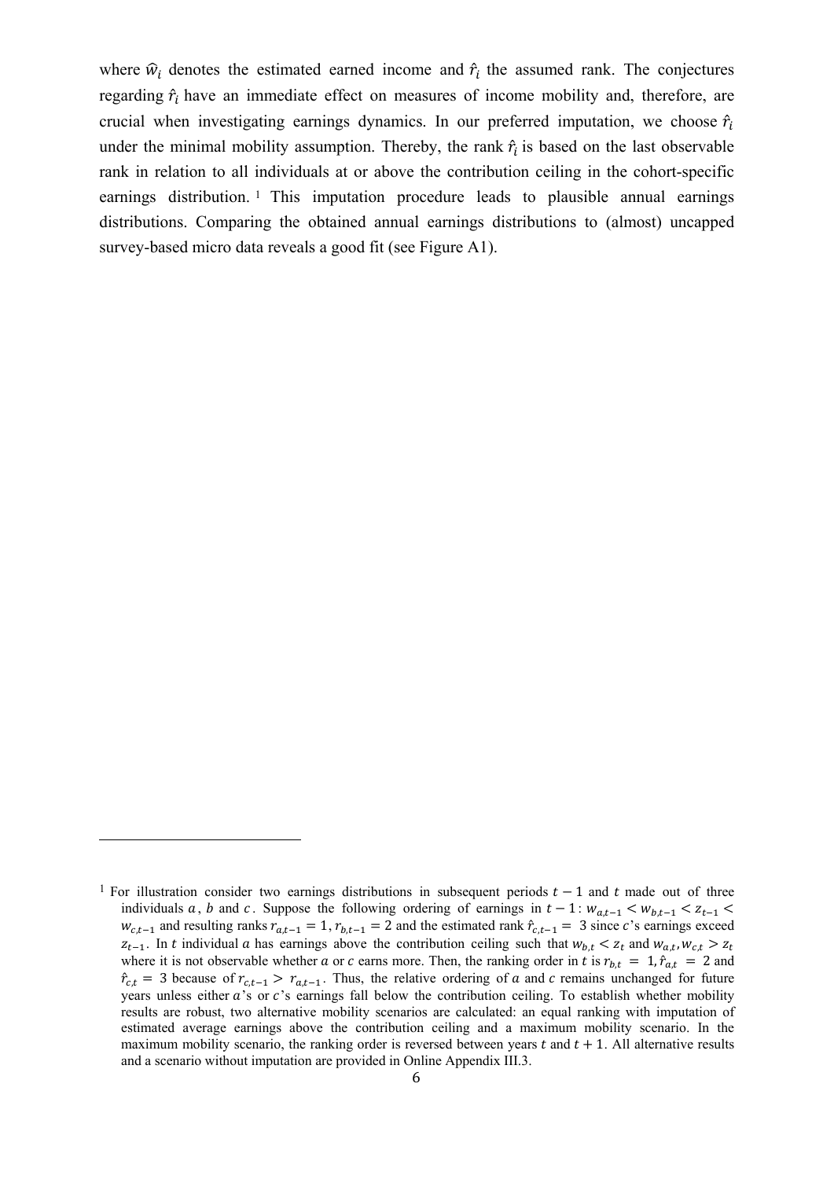where $\hat{w}_i$ denotes the estimated earned income and $\hat{r}_i$ the assumed rank. The conjectures regarding $\hat{r}_i$ have an immediate effect on measures of income mobility and, therefore, are crucial when investigating earnings dynamics. In our preferred imputation, we choose $\hat{r}_i$ under the minimal mobility assumption. Thereby, the rank $\hat{r}_i$ is based on the last observable rank in relation to all individuals at or above the contribution ceiling in the cohort-specific earnings distribution.[1] This imputation procedure leads to plausible annual earnings distributions. Comparing the obtained annual earnings distributions to (almost) uncapped survey-based micro data reveals a good fit (see Figure A1).

---

[1] For illustration consider two earnings distributions in subsequent periods $t-1$ and $t$ made out of three individuals $a$, $b$ and $c$. Suppose the following ordering of earnings in $t-1$: $w_{a,t-1} < w_{b,t-1} < z_{t-1} < w_{c,t-1}$ and resulting ranks $r_{a,t-1} = 1, r_{b,t-1} = 2$ and the estimated rank $\hat{r}_{c,t-1} = 3$ since $c$'s earnings exceed $z_{t-1}$. In $t$ individual $a$ has earnings above the contribution ceiling such that $w_{b,t} < z_t$ and $w_{a,t}, w_{c,t} > z_t$ where it is not observable whether $a$ or $c$ earns more. Then, the ranking order in $t$ is $r_{b,t} = 1, \hat{r}_{a,t} = 2$ and $\hat{r}_{c,t} = 3$ because of $r_{c,t-1} > r_{a,t-1}$. Thus, the relative ordering of $a$ and $c$ remains unchanged for future years unless either $a$'s or $c$'s earnings fall below the contribution ceiling. To establish whether mobility results are robust, two alternative mobility scenarios are calculated: an equal ranking with imputation of estimated average earnings above the contribution ceiling and a maximum mobility scenario. In the maximum mobility scenario, the ranking order is reversed between years $t$ and $t+1$. All alternative results and a scenario without imputation are provided in Online Appendix III.3.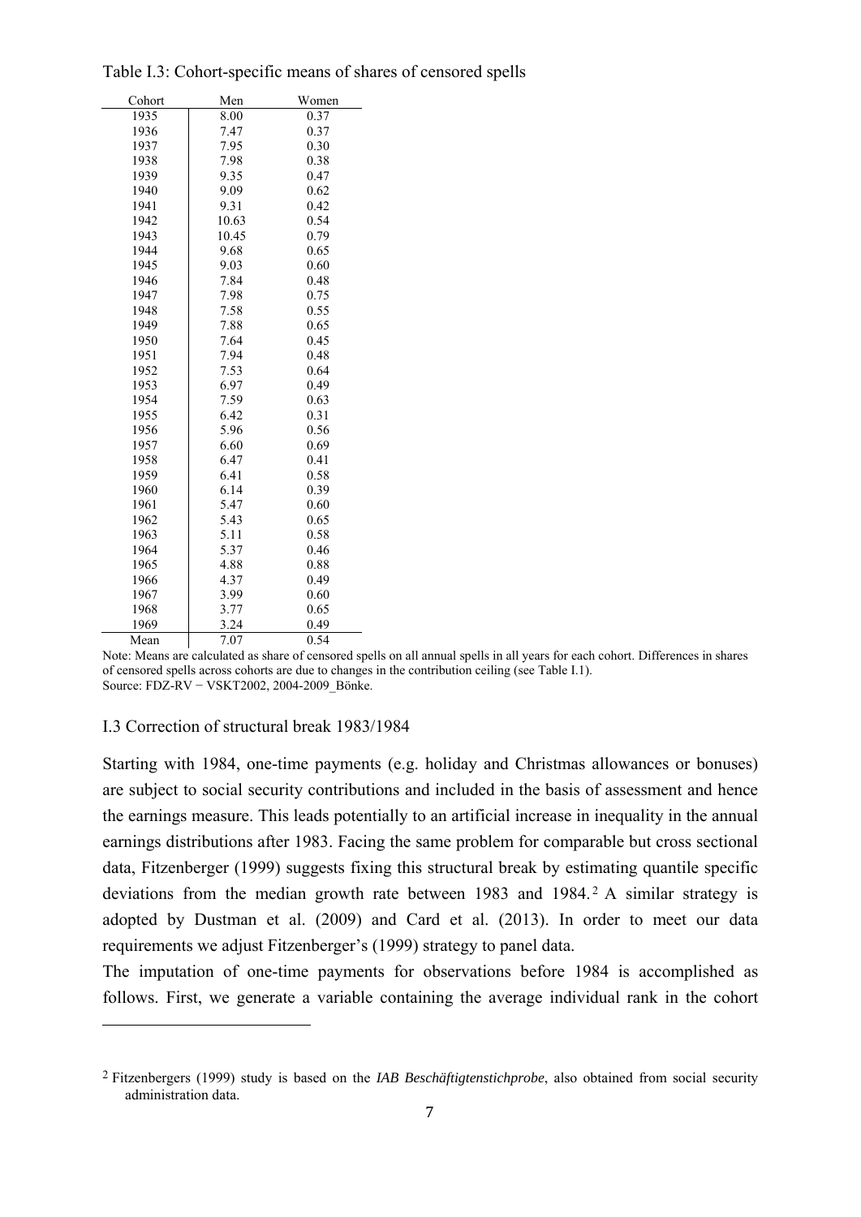Table I.3: Cohort-specific means of shares of censored spells

| Cohort | Men | Women |
|---|---|---|
| 1935 | 8.00 | 0.37 |
| 1936 | 7.47 | 0.37 |
| 1937 | 7.95 | 0.30 |
| 1938 | 7.98 | 0.38 |
| 1939 | 9.35 | 0.47 |
| 1940 | 9.09 | 0.62 |
| 1941 | 9.31 | 0.42 |
| 1942 | 10.63 | 0.54 |
| 1943 | 10.45 | 0.79 |
| 1944 | 9.68 | 0.65 |
| 1945 | 9.03 | 0.60 |
| 1946 | 7.84 | 0.48 |
| 1947 | 7.98 | 0.75 |
| 1948 | 7.58 | 0.55 |
| 1949 | 7.88 | 0.65 |
| 1950 | 7.64 | 0.45 |
| 1951 | 7.94 | 0.48 |
| 1952 | 7.53 | 0.64 |
| 1953 | 6.97 | 0.49 |
| 1954 | 7.59 | 0.63 |
| 1955 | 6.42 | 0.31 |
| 1956 | 5.96 | 0.56 |
| 1957 | 6.60 | 0.69 |
| 1958 | 6.47 | 0.41 |
| 1959 | 6.41 | 0.58 |
| 1960 | 6.14 | 0.39 |
| 1961 | 5.47 | 0.60 |
| 1962 | 5.43 | 0.65 |
| 1963 | 5.11 | 0.58 |
| 1964 | 5.37 | 0.46 |
| 1965 | 4.88 | 0.88 |
| 1966 | 4.37 | 0.49 |
| 1967 | 3.99 | 0.60 |
| 1968 | 3.77 | 0.65 |
| 1969 | 3.24 | 0.49 |
| Mean | 7.07 | 0.54 |

Note: Means are calculated as share of censored spells on all annual spells in all years for each cohort. Differences in shares of censored spells across cohorts are due to changes in the contribution ceiling (see Table I.1).
Source: FDZ-RV − VSKT2002, 2004-2009_Bönke.

## I.3 Correction of structural break 1983/1984

Starting with 1984, one-time payments (e.g. holiday and Christmas allowances or bonuses) are subject to social security contributions and included in the basis of assessment and hence the earnings measure. This leads potentially to an artificial increase in inequality in the annual earnings distributions after 1983. Facing the same problem for comparable but cross sectional data, Fitzenberger (1999) suggests fixing this structural break by estimating quantile specific deviations from the median growth rate between 1983 and 1984.[2] A similar strategy is adopted by Dustman et al. (2009) and Card et al. (2013). In order to meet our data requirements we adjust Fitzenberger's (1999) strategy to panel data.

The imputation of one-time payments for observations before 1984 is accomplished as follows. First, we generate a variable containing the average individual rank in the cohort

[2] Fitzenbergers (1999) study is based on the *IAB Beschäftigtenstichprobe*, also obtained from social security administration data.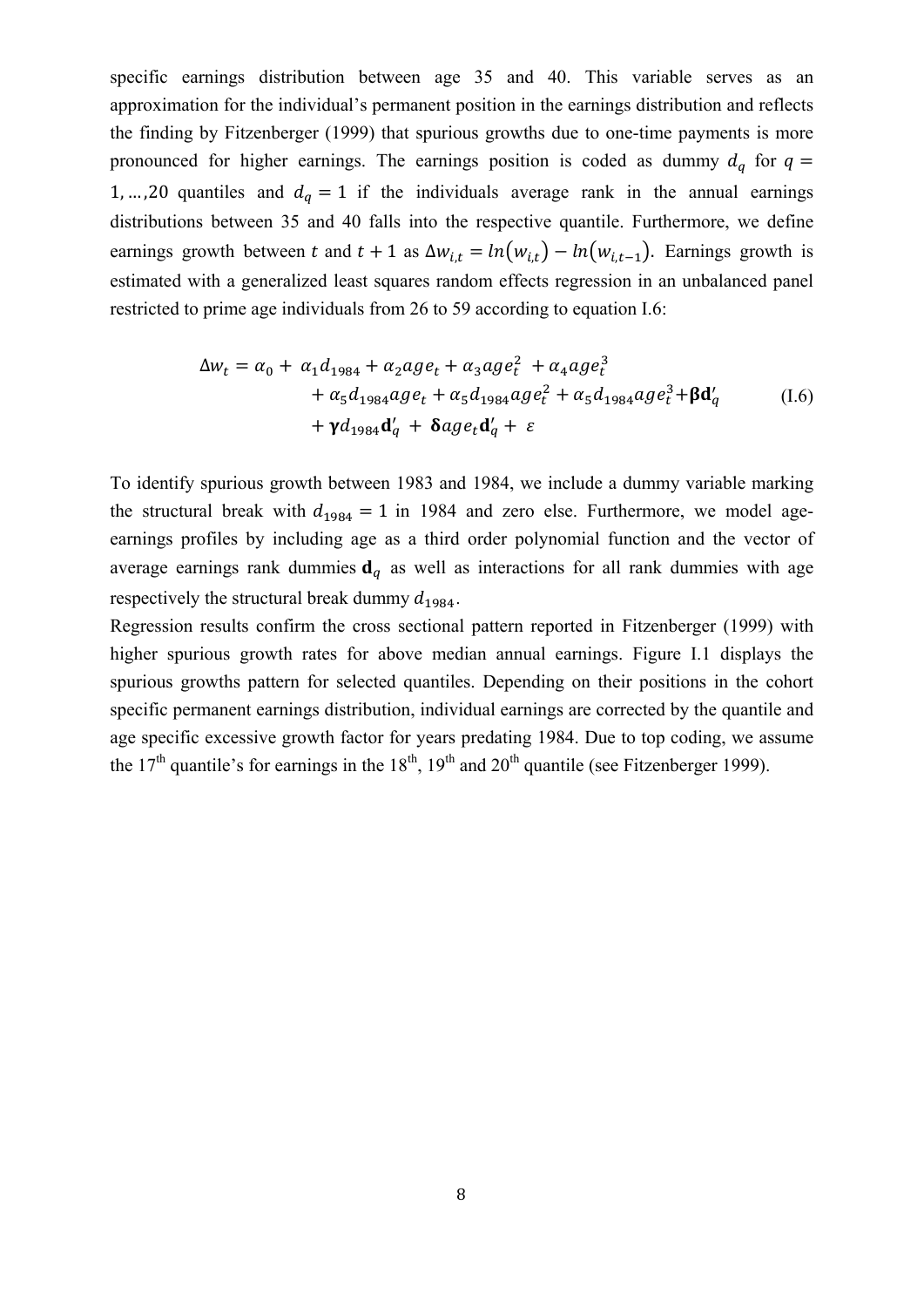specific earnings distribution between age 35 and 40. This variable serves as an approximation for the individual's permanent position in the earnings distribution and reflects the finding by Fitzenberger (1999) that spurious growths due to one-time payments is more pronounced for higher earnings. The earnings position is coded as dummy $d_q$ for $q = 1, \ldots, 20$ quantiles and $d_q = 1$ if the individuals average rank in the annual earnings distributions between 35 and 40 falls into the respective quantile. Furthermore, we define earnings growth between $t$ and $t+1$ as $\Delta w_{i,t} = ln(w_{i,t}) - ln(w_{i,t-1})$. Earnings growth is estimated with a generalized least squares random effects regression in an unbalanced panel restricted to prime age individuals from 26 to 59 according to equation I.6:

$$
\begin{aligned}
\Delta w_t = \alpha_0 + \alpha_1 d_{1984} + \alpha_2 age_t + \alpha_3 age_t^2 + \alpha_4 age_t^3 \\
+ \alpha_5 d_{1984} age_t + \alpha_5 d_{1984} age_t^2 + \alpha_5 d_{1984} age_t^3 + \boldsymbol{\beta} \mathbf{d}_q' \\
+ \boldsymbol{\gamma} d_{1984} \mathbf{d}_q' + \boldsymbol{\delta} age_t \mathbf{d}_q' + \varepsilon
\end{aligned}
\qquad \text{(I.6)}
$$

To identify spurious growth between 1983 and 1984, we include a dummy variable marking the structural break with $d_{1984} = 1$ in 1984 and zero else. Furthermore, we model age-earnings profiles by including age as a third order polynomial function and the vector of average earnings rank dummies $\mathbf{d}_q$ as well as interactions for all rank dummies with age respectively the structural break dummy $d_{1984}$.

Regression results confirm the cross sectional pattern reported in Fitzenberger (1999) with higher spurious growth rates for above median annual earnings. Figure I.1 displays the spurious growths pattern for selected quantiles. Depending on their positions in the cohort specific permanent earnings distribution, individual earnings are corrected by the quantile and age specific excessive growth factor for years predating 1984. Due to top coding, we assume the 17th quantile's for earnings in the 18th, 19th and 20th quantile (see Fitzenberger 1999).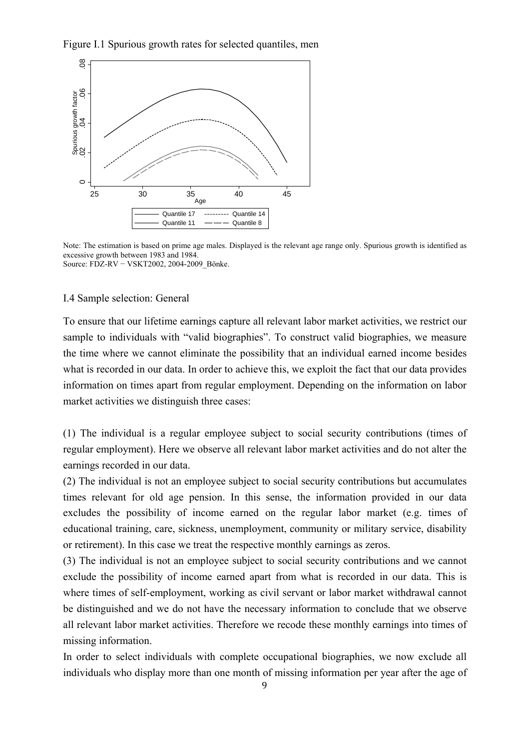Figure I.1 Spurious growth rates for selected quantiles, men

Note: The estimation is based on prime age males. Displayed is the relevant age range only. Spurious growth is identified as excessive growth between 1983 and 1984.
Source: FDZ-RV − VSKT2002, 2004-2009_Bönke.

### I.4 Sample selection: General

To ensure that our lifetime earnings capture all relevant labor market activities, we restrict our sample to individuals with "valid biographies". To construct valid biographies, we measure the time where we cannot eliminate the possibility that an individual earned income besides what is recorded in our data. In order to achieve this, we exploit the fact that our data provides information on times apart from regular employment. Depending on the information on labor market activities we distinguish three cases:

(1) The individual is a regular employee subject to social security contributions (times of regular employment). Here we observe all relevant labor market activities and do not alter the earnings recorded in our data.

(2) The individual is not an employee subject to social security contributions but accumulates times relevant for old age pension. In this sense, the information provided in our data excludes the possibility of income earned on the regular labor market (e.g. times of educational training, care, sickness, unemployment, community or military service, disability or retirement). In this case we treat the respective monthly earnings as zeros.

(3) The individual is not an employee subject to social security contributions and we cannot exclude the possibility of income earned apart from what is recorded in our data. This is where times of self-employment, working as civil servant or labor market withdrawal cannot be distinguished and we do not have the necessary information to conclude that we observe all relevant labor market activities. Therefore we recode these monthly earnings into times of missing information.

In order to select individuals with complete occupational biographies, we now exclude all individuals who display more than one month of missing information per year after the age of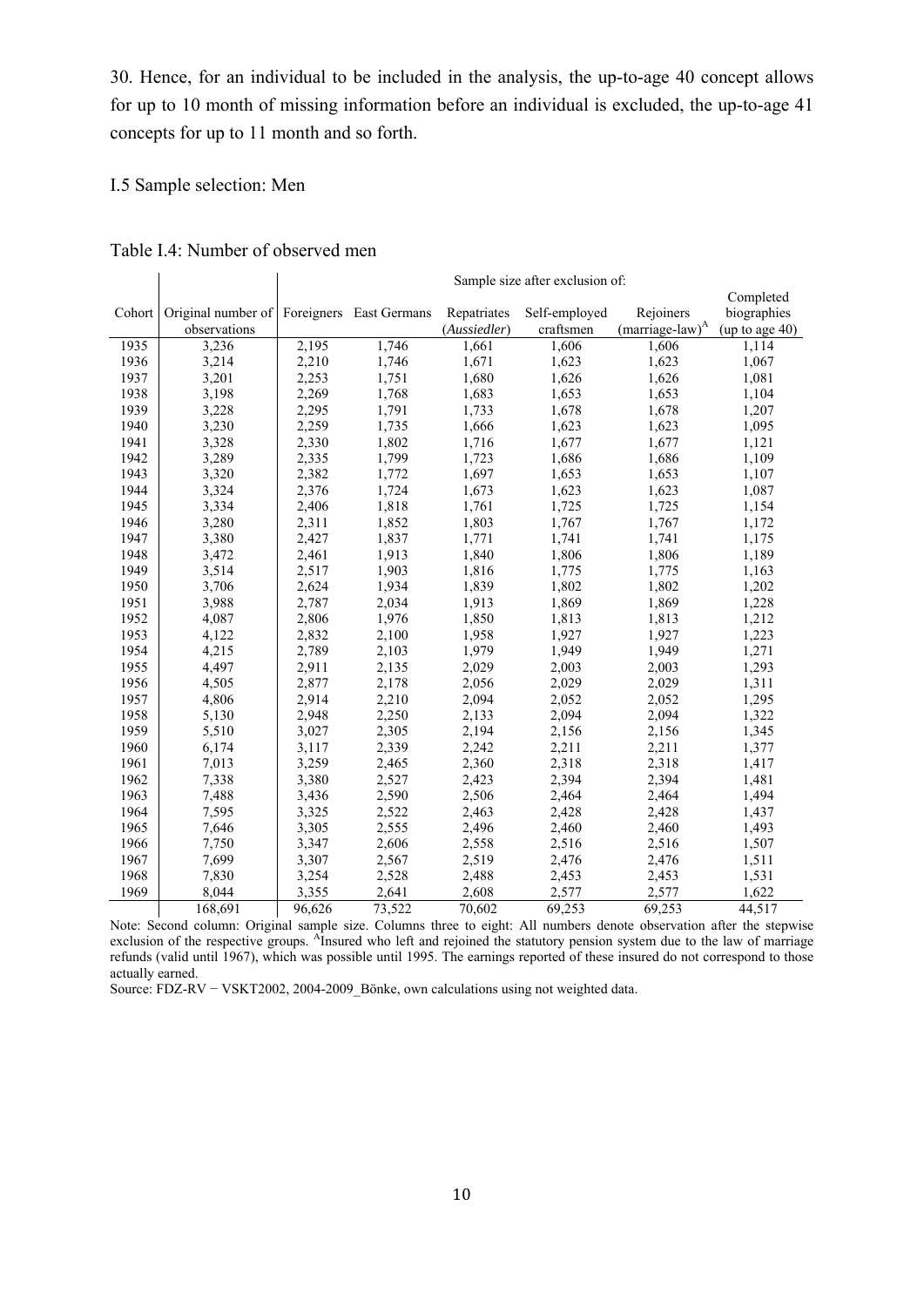30. Hence, for an individual to be included in the analysis, the up-to-age 40 concept allows for up to 10 month of missing information before an individual is excluded, the up-to-age 41 concepts for up to 11 month and so forth.

## I.5 Sample selection: Men

Table I.4: Number of observed men

| Cohort | Original number of observations | Sample size after exclusion of: | | | | | |
|---|---|---|---|---|---|---|---|
| | | Foreigners | East Germans | Repatriates (*Aussiedler*) | Self-employed craftsmen | Rejoiners (marriage-law)[A] | Completed biographies (up to age 40) |
| 1935 | 3,236 | 2,195 | 1,746 | 1,661 | 1,606 | 1,606 | 1,114 |
| 1936 | 3,214 | 2,210 | 1,746 | 1,671 | 1,623 | 1,623 | 1,067 |
| 1937 | 3,201 | 2,253 | 1,751 | 1,680 | 1,626 | 1,626 | 1,081 |
| 1938 | 3,198 | 2,269 | 1,768 | 1,683 | 1,653 | 1,653 | 1,104 |
| 1939 | 3,228 | 2,295 | 1,791 | 1,733 | 1,678 | 1,678 | 1,207 |
| 1940 | 3,230 | 2,259 | 1,735 | 1,666 | 1,623 | 1,623 | 1,095 |
| 1941 | 3,328 | 2,330 | 1,802 | 1,716 | 1,677 | 1,677 | 1,121 |
| 1942 | 3,289 | 2,335 | 1,799 | 1,723 | 1,686 | 1,686 | 1,109 |
| 1943 | 3,320 | 2,382 | 1,772 | 1,697 | 1,653 | 1,653 | 1,107 |
| 1944 | 3,324 | 2,376 | 1,724 | 1,673 | 1,623 | 1,623 | 1,087 |
| 1945 | 3,334 | 2,406 | 1,818 | 1,761 | 1,725 | 1,725 | 1,154 |
| 1946 | 3,280 | 2,311 | 1,852 | 1,803 | 1,767 | 1,767 | 1,172 |
| 1947 | 3,380 | 2,427 | 1,837 | 1,771 | 1,741 | 1,741 | 1,175 |
| 1948 | 3,472 | 2,461 | 1,913 | 1,840 | 1,806 | 1,806 | 1,189 |
| 1949 | 3,514 | 2,517 | 1,903 | 1,816 | 1,775 | 1,775 | 1,163 |
| 1950 | 3,706 | 2,624 | 1,934 | 1,839 | 1,802 | 1,802 | 1,202 |
| 1951 | 3,988 | 2,787 | 2,034 | 1,913 | 1,869 | 1,869 | 1,228 |
| 1952 | 4,087 | 2,806 | 1,976 | 1,850 | 1,813 | 1,813 | 1,212 |
| 1953 | 4,122 | 2,832 | 2,100 | 1,958 | 1,927 | 1,927 | 1,223 |
| 1954 | 4,215 | 2,789 | 2,103 | 1,979 | 1,949 | 1,949 | 1,271 |
| 1955 | 4,497 | 2,911 | 2,135 | 2,029 | 2,003 | 2,003 | 1,293 |
| 1956 | 4,505 | 2,877 | 2,178 | 2,056 | 2,029 | 2,029 | 1,311 |
| 1957 | 4,806 | 2,914 | 2,210 | 2,094 | 2,052 | 2,052 | 1,295 |
| 1958 | 5,130 | 2,948 | 2,250 | 2,133 | 2,094 | 2,094 | 1,322 |
| 1959 | 5,510 | 3,027 | 2,305 | 2,194 | 2,156 | 2,156 | 1,345 |
| 1960 | 6,174 | 3,117 | 2,339 | 2,242 | 2,211 | 2,211 | 1,377 |
| 1961 | 7,013 | 3,259 | 2,465 | 2,360 | 2,318 | 2,318 | 1,417 |
| 1962 | 7,338 | 3,380 | 2,527 | 2,423 | 2,394 | 2,394 | 1,481 |
| 1963 | 7,488 | 3,436 | 2,590 | 2,506 | 2,464 | 2,464 | 1,494 |
| 1964 | 7,595 | 3,325 | 2,522 | 2,463 | 2,428 | 2,428 | 1,437 |
| 1965 | 7,646 | 3,305 | 2,555 | 2,496 | 2,460 | 2,460 | 1,493 |
| 1966 | 7,750 | 3,347 | 2,606 | 2,558 | 2,516 | 2,516 | 1,507 |
| 1967 | 7,699 | 3,307 | 2,567 | 2,519 | 2,476 | 2,476 | 1,511 |
| 1968 | 7,830 | 3,254 | 2,528 | 2,488 | 2,453 | 2,453 | 1,531 |
| 1969 | 8,044 | 3,355 | 2,641 | 2,608 | 2,577 | 2,577 | 1,622 |
| | 168,691 | 96,626 | 73,522 | 70,602 | 69,253 | 69,253 | 44,517 |

Note: Second column: Original sample size. Columns three to eight: All numbers denote observation after the stepwise exclusion of the respective groups. [A]Insured who left and rejoined the statutory pension system due to the law of marriage refunds (valid until 1967), which was possible until 1995. The earnings reported of these insured do not correspond to those actually earned.

Source: FDZ-RV − VSKT2002, 2004-2009_Bönke, own calculations using not weighted data.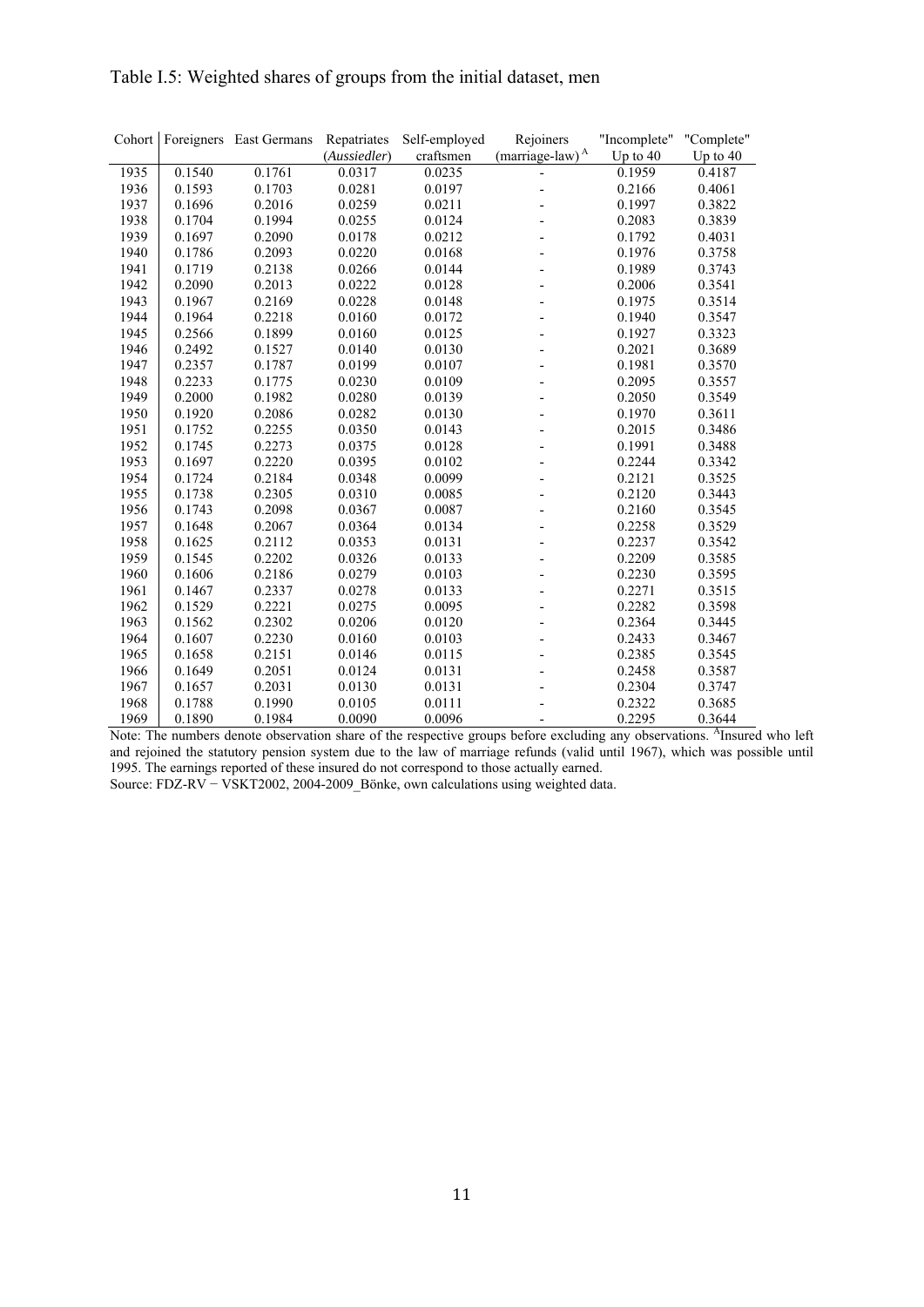Table I.5: Weighted shares of groups from the initial dataset, men

| Cohort | Foreigners | East Germans | Repatriates (*Aussiedler*) | Self-employed craftsmen | Rejoiners (marriage-law)[A] | "Incomplete" Up to 40 | "Complete" Up to 40 |
|---|---|---|---|---|---|---|---|
| 1935 | 0.1540 | 0.1761 | 0.0317 | 0.0235 | - | 0.1959 | 0.4187 |
| 1936 | 0.1593 | 0.1703 | 0.0281 | 0.0197 | - | 0.2166 | 0.4061 |
| 1937 | 0.1696 | 0.2016 | 0.0259 | 0.0211 | - | 0.1997 | 0.3822 |
| 1938 | 0.1704 | 0.1994 | 0.0255 | 0.0124 | - | 0.2083 | 0.3839 |
| 1939 | 0.1697 | 0.2090 | 0.0178 | 0.0212 | - | 0.1792 | 0.4031 |
| 1940 | 0.1786 | 0.2093 | 0.0220 | 0.0168 | - | 0.1976 | 0.3758 |
| 1941 | 0.1719 | 0.2138 | 0.0266 | 0.0144 | - | 0.1989 | 0.3743 |
| 1942 | 0.2090 | 0.2013 | 0.0222 | 0.0128 | - | 0.2006 | 0.3541 |
| 1943 | 0.1967 | 0.2169 | 0.0228 | 0.0148 | - | 0.1975 | 0.3514 |
| 1944 | 0.1964 | 0.2218 | 0.0160 | 0.0172 | - | 0.1940 | 0.3547 |
| 1945 | 0.2566 | 0.1899 | 0.0160 | 0.0125 | - | 0.1927 | 0.3323 |
| 1946 | 0.2492 | 0.1527 | 0.0140 | 0.0130 | - | 0.2021 | 0.3689 |
| 1947 | 0.2357 | 0.1787 | 0.0199 | 0.0107 | - | 0.1981 | 0.3570 |
| 1948 | 0.2233 | 0.1775 | 0.0230 | 0.0109 | - | 0.2095 | 0.3557 |
| 1949 | 0.2000 | 0.1982 | 0.0280 | 0.0139 | - | 0.2050 | 0.3549 |
| 1950 | 0.1920 | 0.2086 | 0.0282 | 0.0130 | - | 0.1970 | 0.3611 |
| 1951 | 0.1752 | 0.2255 | 0.0350 | 0.0143 | - | 0.2015 | 0.3486 |
| 1952 | 0.1745 | 0.2273 | 0.0375 | 0.0128 | - | 0.1991 | 0.3488 |
| 1953 | 0.1697 | 0.2220 | 0.0395 | 0.0102 | - | 0.2244 | 0.3342 |
| 1954 | 0.1724 | 0.2184 | 0.0348 | 0.0099 | - | 0.2121 | 0.3525 |
| 1955 | 0.1738 | 0.2305 | 0.0310 | 0.0085 | - | 0.2120 | 0.3443 |
| 1956 | 0.1743 | 0.2098 | 0.0367 | 0.0087 | - | 0.2160 | 0.3545 |
| 1957 | 0.1648 | 0.2067 | 0.0364 | 0.0134 | - | 0.2258 | 0.3529 |
| 1958 | 0.1625 | 0.2112 | 0.0353 | 0.0131 | - | 0.2237 | 0.3542 |
| 1959 | 0.1545 | 0.2202 | 0.0326 | 0.0133 | - | 0.2209 | 0.3585 |
| 1960 | 0.1606 | 0.2186 | 0.0279 | 0.0103 | - | 0.2230 | 0.3595 |
| 1961 | 0.1467 | 0.2337 | 0.0278 | 0.0133 | - | 0.2271 | 0.3515 |
| 1962 | 0.1529 | 0.2221 | 0.0275 | 0.0095 | - | 0.2282 | 0.3598 |
| 1963 | 0.1562 | 0.2302 | 0.0206 | 0.0120 | - | 0.2364 | 0.3445 |
| 1964 | 0.1607 | 0.2230 | 0.0160 | 0.0103 | - | 0.2433 | 0.3467 |
| 1965 | 0.1658 | 0.2151 | 0.0146 | 0.0115 | - | 0.2385 | 0.3545 |
| 1966 | 0.1649 | 0.2051 | 0.0124 | 0.0131 | - | 0.2458 | 0.3587 |
| 1967 | 0.1657 | 0.2031 | 0.0130 | 0.0131 | - | 0.2304 | 0.3747 |
| 1968 | 0.1788 | 0.1990 | 0.0105 | 0.0111 | - | 0.2322 | 0.3685 |
| 1969 | 0.1890 | 0.1984 | 0.0090 | 0.0096 | - | 0.2295 | 0.3644 |

Note: The numbers denote observation share of the respective groups before excluding any observations. [A]Insured who left and rejoined the statutory pension system due to the law of marriage refunds (valid until 1967), which was possible until 1995. The earnings reported of these insured do not correspond to those actually earned.

Source: FDZ-RV − VSKT2002, 2004-2009_Bönke, own calculations using weighted data.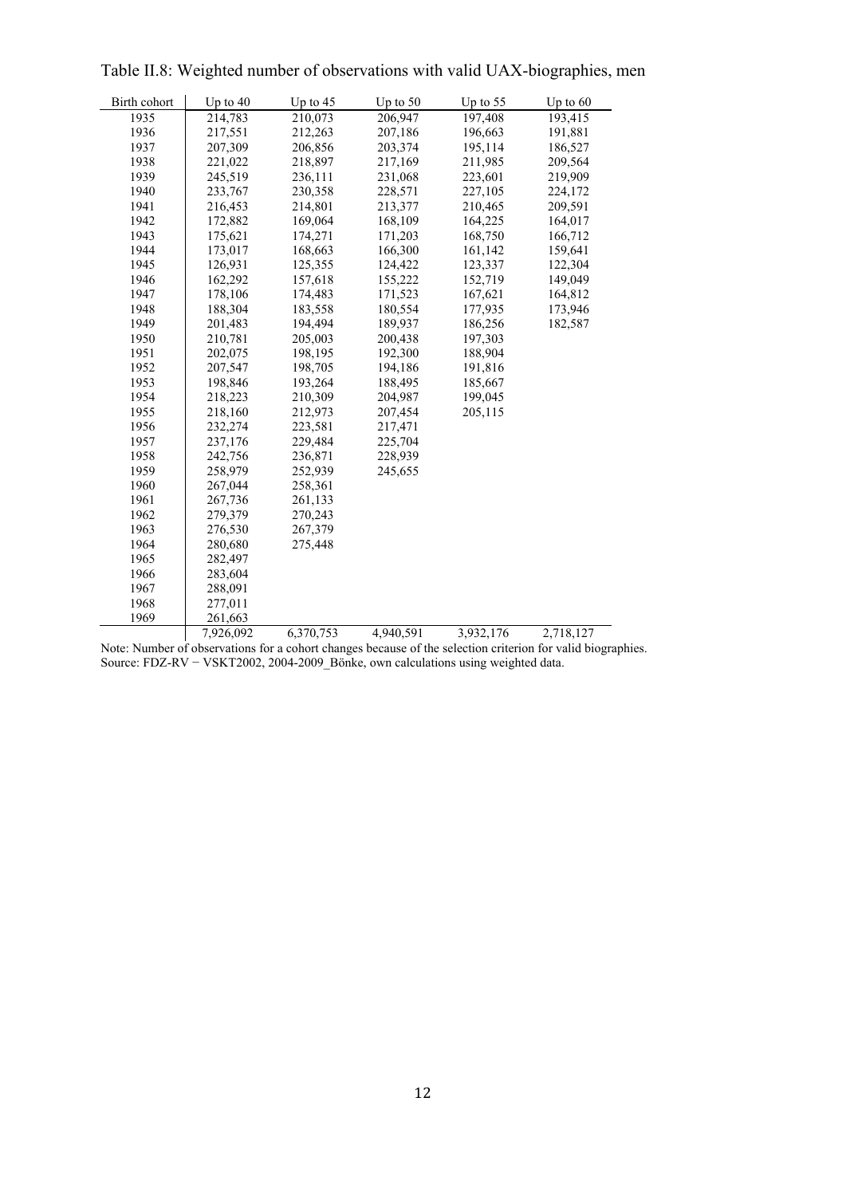Table II.8: Weighted number of observations with valid UAX-biographies, men

| Birth cohort | Up to 40 | Up to 45 | Up to 50 | Up to 55 | Up to 60 |
|---|---|---|---|---|---|
| 1935 | 214,783 | 210,073 | 206,947 | 197,408 | 193,415 |
| 1936 | 217,551 | 212,263 | 207,186 | 196,663 | 191,881 |
| 1937 | 207,309 | 206,856 | 203,374 | 195,114 | 186,527 |
| 1938 | 221,022 | 218,897 | 217,169 | 211,985 | 209,564 |
| 1939 | 245,519 | 236,111 | 231,068 | 223,601 | 219,909 |
| 1940 | 233,767 | 230,358 | 228,571 | 227,105 | 224,172 |
| 1941 | 216,453 | 214,801 | 213,377 | 210,465 | 209,591 |
| 1942 | 172,882 | 169,064 | 168,109 | 164,225 | 164,017 |
| 1943 | 175,621 | 174,271 | 171,203 | 168,750 | 166,712 |
| 1944 | 173,017 | 168,663 | 166,300 | 161,142 | 159,641 |
| 1945 | 126,931 | 125,355 | 124,422 | 123,337 | 122,304 |
| 1946 | 162,292 | 157,618 | 155,222 | 152,719 | 149,049 |
| 1947 | 178,106 | 174,483 | 171,523 | 167,621 | 164,812 |
| 1948 | 188,304 | 183,558 | 180,554 | 177,935 | 173,946 |
| 1949 | 201,483 | 194,494 | 189,937 | 186,256 | 182,587 |
| 1950 | 210,781 | 205,003 | 200,438 | 197,303 | |
| 1951 | 202,075 | 198,195 | 192,300 | 188,904 | |
| 1952 | 207,547 | 198,705 | 194,186 | 191,816 | |
| 1953 | 198,846 | 193,264 | 188,495 | 185,667 | |
| 1954 | 218,223 | 210,309 | 204,987 | 199,045 | |
| 1955 | 218,160 | 212,973 | 207,454 | 205,115 | |
| 1956 | 232,274 | 223,581 | 217,471 | | |
| 1957 | 237,176 | 229,484 | 225,704 | | |
| 1958 | 242,756 | 236,871 | 228,939 | | |
| 1959 | 258,979 | 252,939 | 245,655 | | |
| 1960 | 267,044 | 258,361 | | | |
| 1961 | 267,736 | 261,133 | | | |
| 1962 | 279,379 | 270,243 | | | |
| 1963 | 276,530 | 267,379 | | | |
| 1964 | 280,680 | 275,448 | | | |
| 1965 | 282,497 | | | | |
| 1966 | 283,604 | | | | |
| 1967 | 288,091 | | | | |
| 1968 | 277,011 | | | | |
| 1969 | 261,663 | | | | |
| | 7,926,092 | 6,370,753 | 4,940,591 | 3,932,176 | 2,718,127 |

Note: Number of observations for a cohort changes because of the selection criterion for valid biographies.
Source: FDZ-RV − VSKT2002, 2004-2009_Bönke, own calculations using weighted data.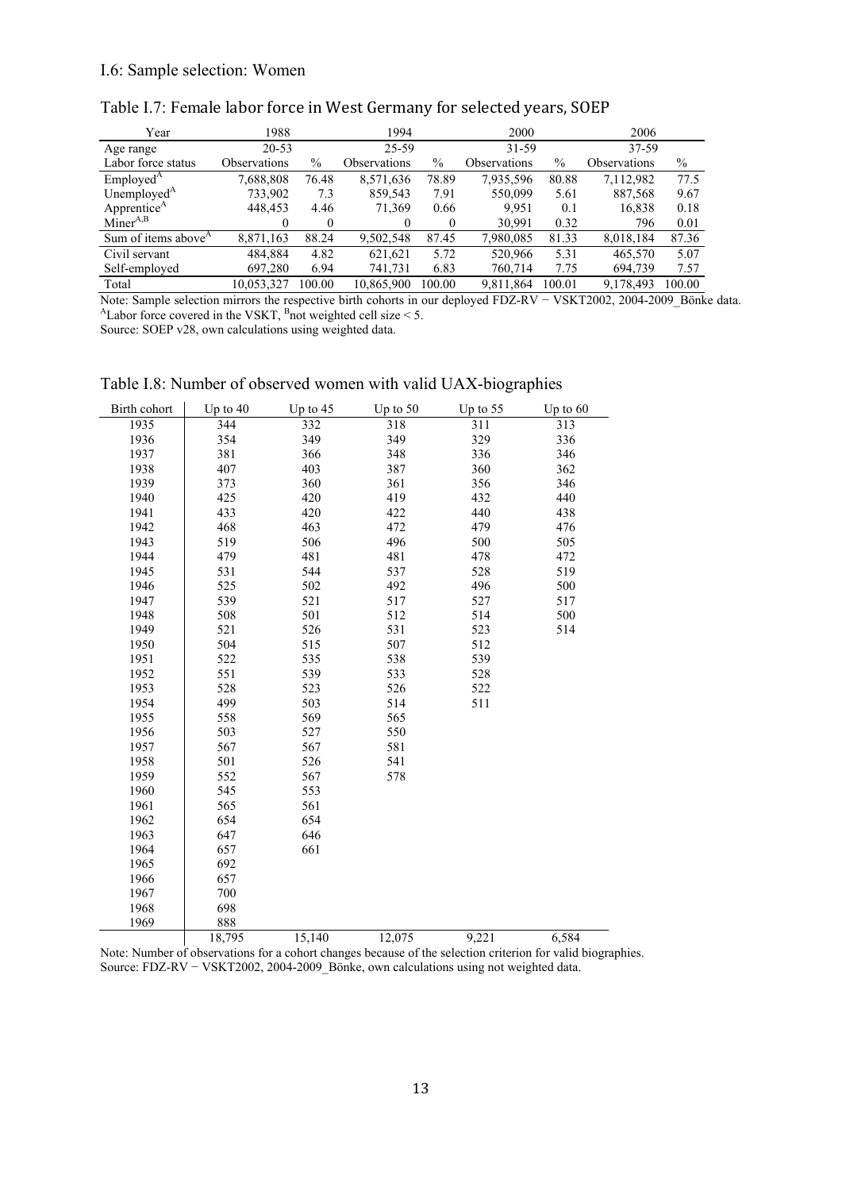I.6: Sample selection: Women

Table I.7: Female labor force in West Germany for selected years, SOEP

| Year | 1988 | | 1994 | | 2000 | | 2006 | |
|---|---|---|---|---|---|---|---|---|
| Age range | 20-53 | | 25-59 | | 31-59 | | 37-59 | |
| Labor force status | Observations | % | Observations | % | Observations | % | Observations | % |
| Employed[A] | 7,688,808 | 76.48 | 8,571,636 | 78.89 | 7,935,596 | 80.88 | 7,112,982 | 77.5 |
| Unemployed[A] | 733,902 | 7.3 | 859,543 | 7.91 | 550,099 | 5.61 | 887,568 | 9.67 |
| Apprentice[A] | 448,453 | 4.46 | 71,369 | 0.66 | 9,951 | 0.1 | 16,838 | 0.18 |
| Miner[A,B] | 0 | 0 | 0 | 0 | 30,991 | 0.32 | 796 | 0.01 |
| Sum of items above[A] | 8,871,163 | 88.24 | 9,502,548 | 87.45 | 7,980,085 | 81.33 | 8,018,184 | 87.36 |
| Civil servant | 484,884 | 4.82 | 621,621 | 5.72 | 520,966 | 5.31 | 465,570 | 5.07 |
| Self-employed | 697,280 | 6.94 | 741,731 | 6.83 | 760,714 | 7.75 | 694,739 | 7.57 |
| Total | 10,053,327 | 100.00 | 10,865,900 | 100.00 | 9,811,864 | 100.01 | 9,178,493 | 100.00 |

Note: Sample selection mirrors the respective birth cohorts in our deployed FDZ-RV − VSKT2002, 2004-2009_Bönke data. [A]Labor force covered in the VSKT, [B]not weighted cell size < 5.
Source: SOEP v28, own calculations using weighted data.

Table I.8: Number of observed women with valid UAX-biographies

| Birth cohort | Up to 40 | Up to 45 | Up to 50 | Up to 55 | Up to 60 |
|---|---|---|---|---|---|
| 1935 | 344 | 332 | 318 | 311 | 313 |
| 1936 | 354 | 349 | 349 | 329 | 336 |
| 1937 | 381 | 366 | 348 | 336 | 346 |
| 1938 | 407 | 403 | 387 | 360 | 362 |
| 1939 | 373 | 360 | 361 | 356 | 346 |
| 1940 | 425 | 420 | 419 | 432 | 440 |
| 1941 | 433 | 420 | 422 | 440 | 438 |
| 1942 | 468 | 463 | 472 | 479 | 476 |
| 1943 | 519 | 506 | 496 | 500 | 505 |
| 1944 | 479 | 481 | 481 | 478 | 472 |
| 1945 | 531 | 544 | 537 | 528 | 519 |
| 1946 | 525 | 502 | 492 | 496 | 500 |
| 1947 | 539 | 521 | 517 | 527 | 517 |
| 1948 | 508 | 501 | 512 | 514 | 500 |
| 1949 | 521 | 526 | 531 | 523 | 514 |
| 1950 | 504 | 515 | 507 | 512 | |
| 1951 | 522 | 535 | 538 | 539 | |
| 1952 | 551 | 539 | 533 | 528 | |
| 1953 | 528 | 523 | 526 | 522 | |
| 1954 | 499 | 503 | 514 | 511 | |
| 1955 | 558 | 569 | 565 | | |
| 1956 | 503 | 527 | 550 | | |
| 1957 | 567 | 567 | 581 | | |
| 1958 | 501 | 526 | 541 | | |
| 1959 | 552 | 567 | 578 | | |
| 1960 | 545 | 553 | | | |
| 1961 | 565 | 561 | | | |
| 1962 | 654 | 654 | | | |
| 1963 | 647 | 646 | | | |
| 1964 | 657 | 661 | | | |
| 1965 | 692 | | | | |
| 1966 | 657 | | | | |
| 1967 | 700 | | | | |
| 1968 | 698 | | | | |
| 1969 | 888 | | | | |
| | 18,795 | 15,140 | 12,075 | 9,221 | 6,584 |

Note: Number of observations for a cohort changes because of the selection criterion for valid biographies.
Source: FDZ-RV − VSKT2002, 2004-2009_Bönke, own calculations using not weighted data.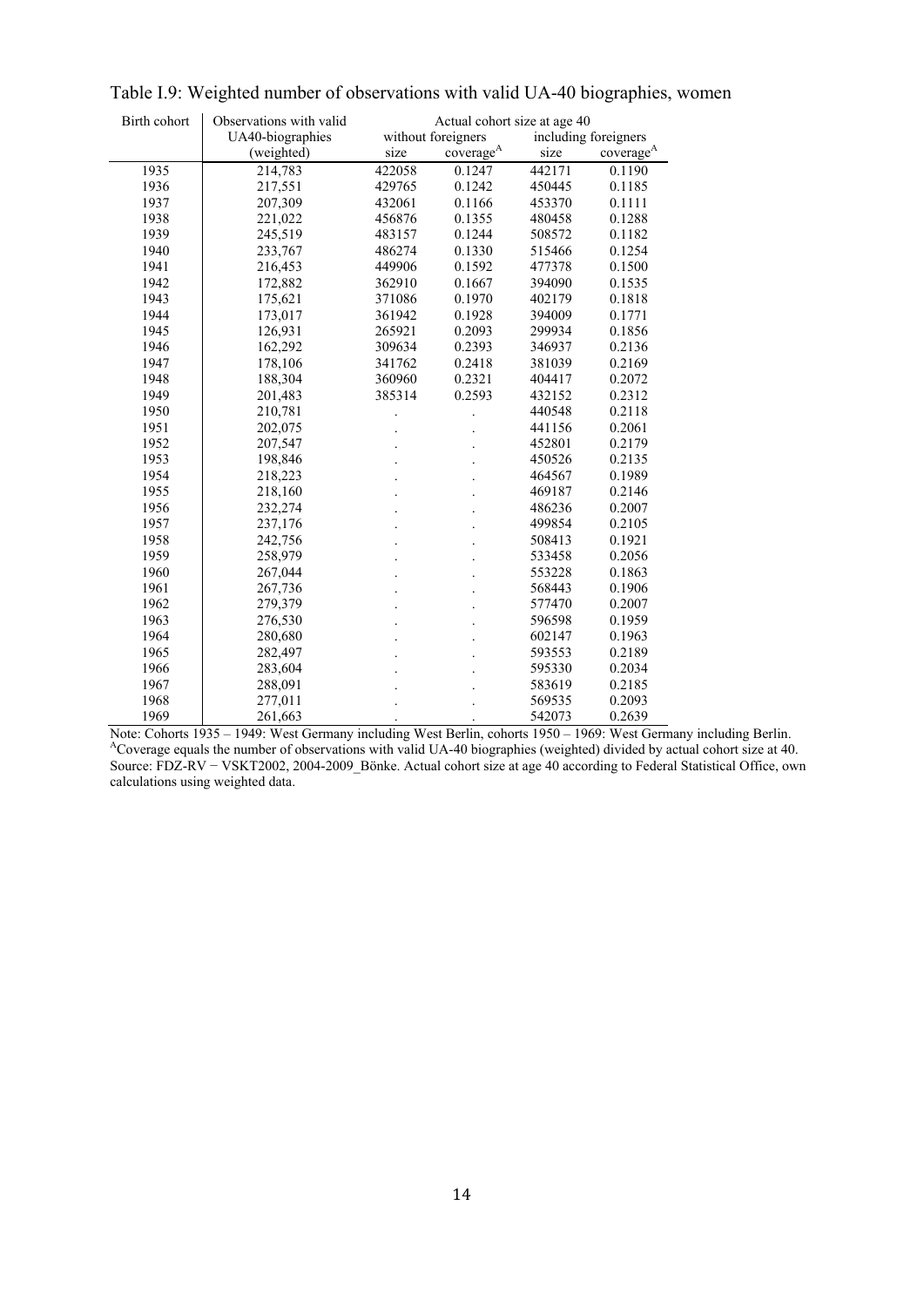Table I.9: Weighted number of observations with valid UA-40 biographies, women

| Birth cohort | Observations with valid UA40-biographies (weighted) | Actual cohort size at age 40 | | | |
|---|---|---|---|---|---|
| | | without foreigners | | including foreigners | |
| | | size | coverage[A] | size | coverage[A] |
| 1935 | 214,783 | 422058 | 0.1247 | 442171 | 0.1190 |
| 1936 | 217,551 | 429765 | 0.1242 | 450445 | 0.1185 |
| 1937 | 207,309 | 432061 | 0.1166 | 453370 | 0.1111 |
| 1938 | 221,022 | 456876 | 0.1355 | 480458 | 0.1288 |
| 1939 | 245,519 | 483157 | 0.1244 | 508572 | 0.1182 |
| 1940 | 233,767 | 486274 | 0.1330 | 515466 | 0.1254 |
| 1941 | 216,453 | 449906 | 0.1592 | 477378 | 0.1500 |
| 1942 | 172,882 | 362910 | 0.1667 | 394090 | 0.1535 |
| 1943 | 175,621 | 371086 | 0.1970 | 402179 | 0.1818 |
| 1944 | 173,017 | 361942 | 0.1928 | 394009 | 0.1771 |
| 1945 | 126,931 | 265921 | 0.2093 | 299934 | 0.1856 |
| 1946 | 162,292 | 309634 | 0.2393 | 346937 | 0.2136 |
| 1947 | 178,106 | 341762 | 0.2418 | 381039 | 0.2169 |
| 1948 | 188,304 | 360960 | 0.2321 | 404417 | 0.2072 |
| 1949 | 201,483 | 385314 | 0.2593 | 432152 | 0.2312 |
| 1950 | 210,781 | . | . | 440548 | 0.2118 |
| 1951 | 202,075 | . | . | 441156 | 0.2061 |
| 1952 | 207,547 | . | . | 452801 | 0.2179 |
| 1953 | 198,846 | . | . | 450526 | 0.2135 |
| 1954 | 218,223 | . | . | 464567 | 0.1989 |
| 1955 | 218,160 | . | . | 469187 | 0.2146 |
| 1956 | 232,274 | . | . | 486236 | 0.2007 |
| 1957 | 237,176 | . | . | 499854 | 0.2105 |
| 1958 | 242,756 | . | . | 508413 | 0.1921 |
| 1959 | 258,979 | . | . | 533458 | 0.2056 |
| 1960 | 267,044 | . | . | 553228 | 0.1863 |
| 1961 | 267,736 | . | . | 568443 | 0.1906 |
| 1962 | 279,379 | . | . | 577470 | 0.2007 |
| 1963 | 276,530 | . | . | 596598 | 0.1959 |
| 1964 | 280,680 | . | . | 602147 | 0.1963 |
| 1965 | 282,497 | . | . | 593553 | 0.2189 |
| 1966 | 283,604 | . | . | 595330 | 0.2034 |
| 1967 | 288,091 | . | . | 583619 | 0.2185 |
| 1968 | 277,011 | . | . | 569535 | 0.2093 |
| 1969 | 261,663 | . | . | 542073 | 0.2639 |

Note: Cohorts 1935 – 1949: West Germany including West Berlin, cohorts 1950 – 1969: West Germany including Berlin.
[A]Coverage equals the number of observations with valid UA-40 biographies (weighted) divided by actual cohort size at 40.
Source: FDZ-RV − VSKT2002, 2004-2009_Bönke. Actual cohort size at age 40 according to Federal Statistical Office, own calculations using weighted data.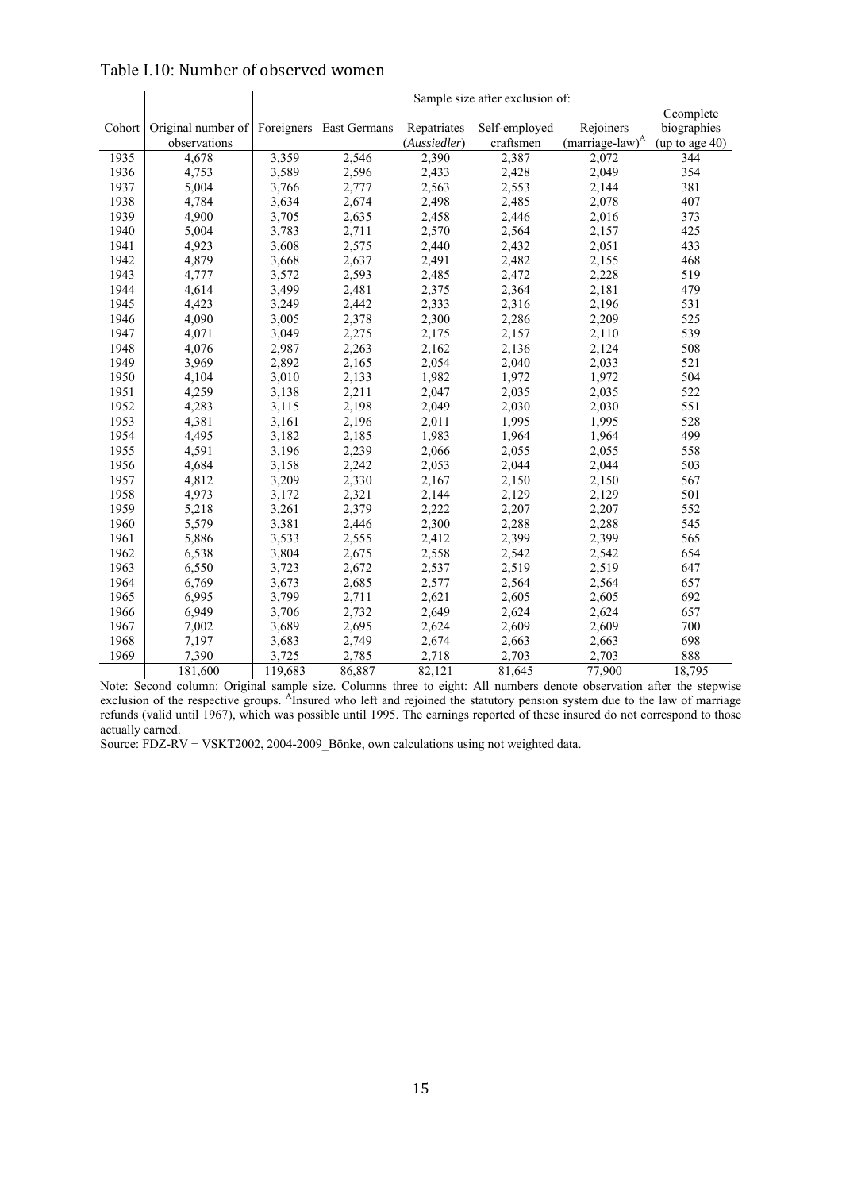Table I.10: Number of observed women

| Cohort | Original number of observations | Sample size after exclusion of: Foreigners | East Germans | Repatriates (*Aussiedler*) | Self-employed craftsmen | Rejoiners (marriage-law)[A] | Ccomplete biographies (up to age 40) |
|---|---|---|---|---|---|---|---|
| 1935 | 4,678 | 3,359 | 2,546 | 2,390 | 2,387 | 2,072 | 344 |
| 1936 | 4,753 | 3,589 | 2,596 | 2,433 | 2,428 | 2,049 | 354 |
| 1937 | 5,004 | 3,766 | 2,777 | 2,563 | 2,553 | 2,144 | 381 |
| 1938 | 4,784 | 3,634 | 2,674 | 2,498 | 2,485 | 2,078 | 407 |
| 1939 | 4,900 | 3,705 | 2,635 | 2,458 | 2,446 | 2,016 | 373 |
| 1940 | 5,004 | 3,783 | 2,711 | 2,570 | 2,564 | 2,157 | 425 |
| 1941 | 4,923 | 3,608 | 2,575 | 2,440 | 2,432 | 2,051 | 433 |
| 1942 | 4,879 | 3,668 | 2,637 | 2,491 | 2,482 | 2,155 | 468 |
| 1943 | 4,777 | 3,572 | 2,593 | 2,485 | 2,472 | 2,228 | 519 |
| 1944 | 4,614 | 3,499 | 2,481 | 2,375 | 2,364 | 2,181 | 479 |
| 1945 | 4,423 | 3,249 | 2,442 | 2,333 | 2,316 | 2,196 | 531 |
| 1946 | 4,090 | 3,005 | 2,378 | 2,300 | 2,286 | 2,209 | 525 |
| 1947 | 4,071 | 3,049 | 2,275 | 2,175 | 2,157 | 2,110 | 539 |
| 1948 | 4,076 | 2,987 | 2,263 | 2,162 | 2,136 | 2,124 | 508 |
| 1949 | 3,969 | 2,892 | 2,165 | 2,054 | 2,040 | 2,033 | 521 |
| 1950 | 4,104 | 3,010 | 2,133 | 1,982 | 1,972 | 1,972 | 504 |
| 1951 | 4,259 | 3,138 | 2,211 | 2,047 | 2,035 | 2,035 | 522 |
| 1952 | 4,283 | 3,115 | 2,198 | 2,049 | 2,030 | 2,030 | 551 |
| 1953 | 4,381 | 3,161 | 2,196 | 2,011 | 1,995 | 1,995 | 528 |
| 1954 | 4,495 | 3,182 | 2,185 | 1,983 | 1,964 | 1,964 | 499 |
| 1955 | 4,591 | 3,196 | 2,239 | 2,066 | 2,055 | 2,055 | 558 |
| 1956 | 4,684 | 3,158 | 2,242 | 2,053 | 2,044 | 2,044 | 503 |
| 1957 | 4,812 | 3,209 | 2,330 | 2,167 | 2,150 | 2,150 | 567 |
| 1958 | 4,973 | 3,172 | 2,321 | 2,144 | 2,129 | 2,129 | 501 |
| 1959 | 5,218 | 3,261 | 2,379 | 2,222 | 2,207 | 2,207 | 552 |
| 1960 | 5,579 | 3,381 | 2,446 | 2,300 | 2,288 | 2,288 | 545 |
| 1961 | 5,886 | 3,533 | 2,555 | 2,412 | 2,399 | 2,399 | 565 |
| 1962 | 6,538 | 3,804 | 2,675 | 2,558 | 2,542 | 2,542 | 654 |
| 1963 | 6,550 | 3,723 | 2,672 | 2,537 | 2,519 | 2,519 | 647 |
| 1964 | 6,769 | 3,673 | 2,685 | 2,577 | 2,564 | 2,564 | 657 |
| 1965 | 6,995 | 3,799 | 2,711 | 2,621 | 2,605 | 2,605 | 692 |
| 1966 | 6,949 | 3,706 | 2,732 | 2,649 | 2,624 | 2,624 | 657 |
| 1967 | 7,002 | 3,689 | 2,695 | 2,624 | 2,609 | 2,609 | 700 |
| 1968 | 7,197 | 3,683 | 2,749 | 2,674 | 2,663 | 2,663 | 698 |
| 1969 | 7,390 | 3,725 | 2,785 | 2,718 | 2,703 | 2,703 | 888 |
| | 181,600 | 119,683 | 86,887 | 82,121 | 81,645 | 77,900 | 18,795 |

Note: Second column: Original sample size. Columns three to eight: All numbers denote observation after the stepwise exclusion of the respective groups. [A]Insured who left and rejoined the statutory pension system due to the law of marriage refunds (valid until 1967), which was possible until 1995. The earnings reported of these insured do not correspond to those actually earned.

Source: FDZ-RV − VSKT2002, 2004-2009_Bönke, own calculations using not weighted data.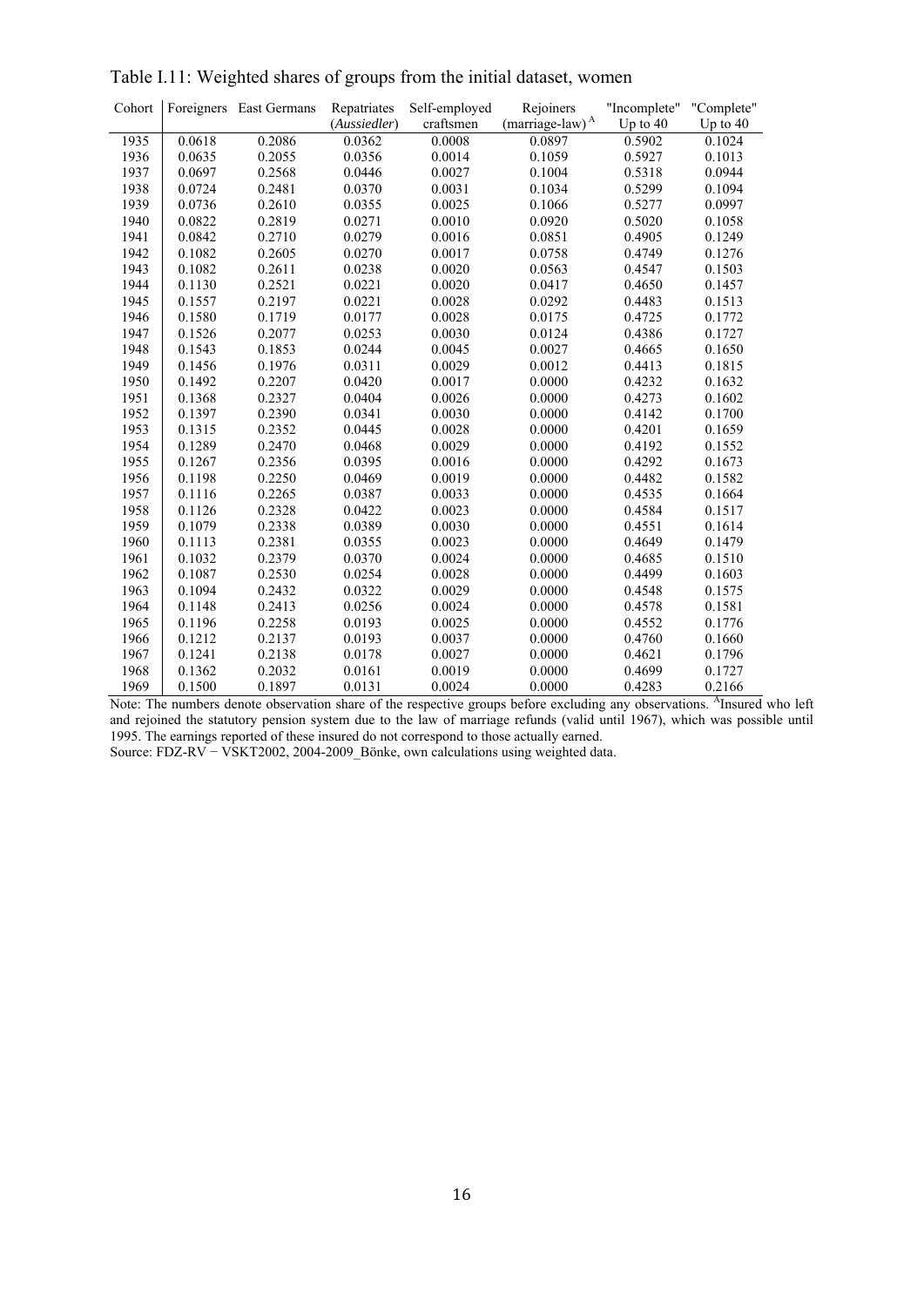Table I.11: Weighted shares of groups from the initial dataset, women

| Cohort | Foreigners | East Germans | Repatriates (*Aussiedler*) | Self-employed craftsmen | Rejoiners (marriage-law)[A] | "Incomplete" Up to 40 | "Complete" Up to 40 |
|---|---|---|---|---|---|---|---|
| 1935 | 0.0618 | 0.2086 | 0.0362 | 0.0008 | 0.0897 | 0.5902 | 0.1024 |
| 1936 | 0.0635 | 0.2055 | 0.0356 | 0.0014 | 0.1059 | 0.5927 | 0.1013 |
| 1937 | 0.0697 | 0.2568 | 0.0446 | 0.0027 | 0.1004 | 0.5318 | 0.0944 |
| 1938 | 0.0724 | 0.2481 | 0.0370 | 0.0031 | 0.1034 | 0.5299 | 0.1094 |
| 1939 | 0.0736 | 0.2610 | 0.0355 | 0.0025 | 0.1066 | 0.5277 | 0.0997 |
| 1940 | 0.0822 | 0.2819 | 0.0271 | 0.0010 | 0.0920 | 0.5020 | 0.1058 |
| 1941 | 0.0842 | 0.2710 | 0.0279 | 0.0016 | 0.0851 | 0.4905 | 0.1249 |
| 1942 | 0.1082 | 0.2605 | 0.0270 | 0.0017 | 0.0758 | 0.4749 | 0.1276 |
| 1943 | 0.1082 | 0.2611 | 0.0238 | 0.0020 | 0.0563 | 0.4547 | 0.1503 |
| 1944 | 0.1130 | 0.2521 | 0.0221 | 0.0020 | 0.0417 | 0.4650 | 0.1457 |
| 1945 | 0.1557 | 0.2197 | 0.0221 | 0.0028 | 0.0292 | 0.4483 | 0.1513 |
| 1946 | 0.1580 | 0.1719 | 0.0177 | 0.0028 | 0.0175 | 0.4725 | 0.1772 |
| 1947 | 0.1526 | 0.2077 | 0.0253 | 0.0030 | 0.0124 | 0.4386 | 0.1727 |
| 1948 | 0.1543 | 0.1853 | 0.0244 | 0.0045 | 0.0027 | 0.4665 | 0.1650 |
| 1949 | 0.1456 | 0.1976 | 0.0311 | 0.0029 | 0.0012 | 0.4413 | 0.1815 |
| 1950 | 0.1492 | 0.2207 | 0.0420 | 0.0017 | 0.0000 | 0.4232 | 0.1632 |
| 1951 | 0.1368 | 0.2327 | 0.0404 | 0.0026 | 0.0000 | 0.4273 | 0.1602 |
| 1952 | 0.1397 | 0.2390 | 0.0341 | 0.0030 | 0.0000 | 0.4142 | 0.1700 |
| 1953 | 0.1315 | 0.2352 | 0.0445 | 0.0028 | 0.0000 | 0.4201 | 0.1659 |
| 1954 | 0.1289 | 0.2470 | 0.0468 | 0.0029 | 0.0000 | 0.4192 | 0.1552 |
| 1955 | 0.1267 | 0.2356 | 0.0395 | 0.0016 | 0.0000 | 0.4292 | 0.1673 |
| 1956 | 0.1198 | 0.2250 | 0.0469 | 0.0019 | 0.0000 | 0.4482 | 0.1582 |
| 1957 | 0.1116 | 0.2265 | 0.0387 | 0.0033 | 0.0000 | 0.4535 | 0.1664 |
| 1958 | 0.1126 | 0.2328 | 0.0422 | 0.0023 | 0.0000 | 0.4584 | 0.1517 |
| 1959 | 0.1079 | 0.2338 | 0.0389 | 0.0030 | 0.0000 | 0.4551 | 0.1614 |
| 1960 | 0.1113 | 0.2381 | 0.0355 | 0.0023 | 0.0000 | 0.4649 | 0.1479 |
| 1961 | 0.1032 | 0.2379 | 0.0370 | 0.0024 | 0.0000 | 0.4685 | 0.1510 |
| 1962 | 0.1087 | 0.2530 | 0.0254 | 0.0028 | 0.0000 | 0.4499 | 0.1603 |
| 1963 | 0.1094 | 0.2432 | 0.0322 | 0.0029 | 0.0000 | 0.4548 | 0.1575 |
| 1964 | 0.1148 | 0.2413 | 0.0256 | 0.0024 | 0.0000 | 0.4578 | 0.1581 |
| 1965 | 0.1196 | 0.2258 | 0.0193 | 0.0025 | 0.0000 | 0.4552 | 0.1776 |
| 1966 | 0.1212 | 0.2137 | 0.0193 | 0.0037 | 0.0000 | 0.4760 | 0.1660 |
| 1967 | 0.1241 | 0.2138 | 0.0178 | 0.0027 | 0.0000 | 0.4621 | 0.1796 |
| 1968 | 0.1362 | 0.2032 | 0.0161 | 0.0019 | 0.0000 | 0.4699 | 0.1727 |
| 1969 | 0.1500 | 0.1897 | 0.0131 | 0.0024 | 0.0000 | 0.4283 | 0.2166 |

Note: The numbers denote observation share of the respective groups before excluding any observations. [A]Insured who left and rejoined the statutory pension system due to the law of marriage refunds (valid until 1967), which was possible until 1995. The earnings reported of these insured do not correspond to those actually earned.
Source: FDZ-RV − VSKT2002, 2004-2009_Bönke, own calculations using weighted data.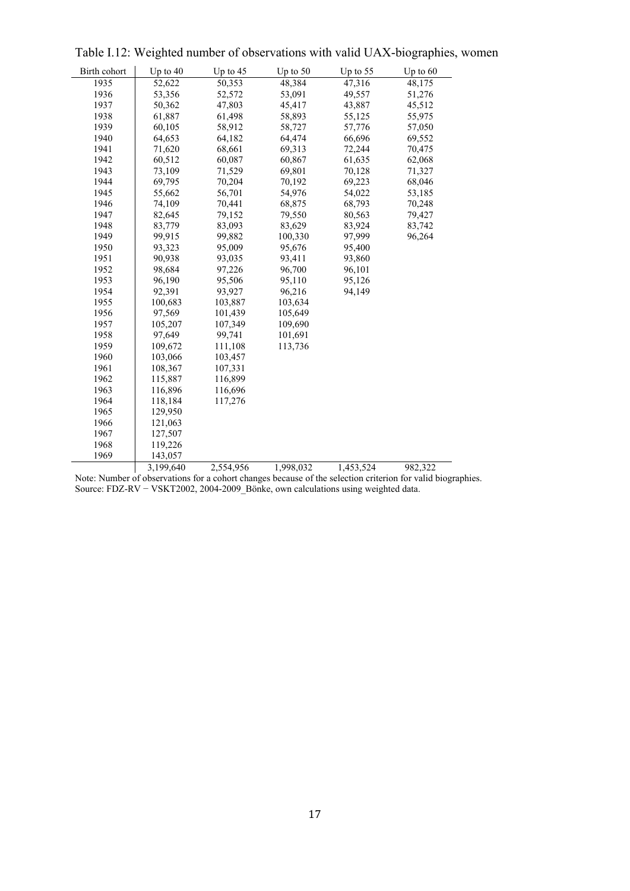Table I.12: Weighted number of observations with valid UAX-biographies, women

| Birth cohort | Up to 40 | Up to 45 | Up to 50 | Up to 55 | Up to 60 |
|---|---|---|---|---|---|
| 1935 | 52,622 | 50,353 | 48,384 | 47,316 | 48,175 |
| 1936 | 53,356 | 52,572 | 53,091 | 49,557 | 51,276 |
| 1937 | 50,362 | 47,803 | 45,417 | 43,887 | 45,512 |
| 1938 | 61,887 | 61,498 | 58,893 | 55,125 | 55,975 |
| 1939 | 60,105 | 58,912 | 58,727 | 57,776 | 57,050 |
| 1940 | 64,653 | 64,182 | 64,474 | 66,696 | 69,552 |
| 1941 | 71,620 | 68,661 | 69,313 | 72,244 | 70,475 |
| 1942 | 60,512 | 60,087 | 60,867 | 61,635 | 62,068 |
| 1943 | 73,109 | 71,529 | 69,801 | 70,128 | 71,327 |
| 1944 | 69,795 | 70,204 | 70,192 | 69,223 | 68,046 |
| 1945 | 55,662 | 56,701 | 54,976 | 54,022 | 53,185 |
| 1946 | 74,109 | 70,441 | 68,875 | 68,793 | 70,248 |
| 1947 | 82,645 | 79,152 | 79,550 | 80,563 | 79,427 |
| 1948 | 83,779 | 83,093 | 83,629 | 83,924 | 83,742 |
| 1949 | 99,915 | 99,882 | 100,330 | 97,999 | 96,264 |
| 1950 | 93,323 | 95,009 | 95,676 | 95,400 | |
| 1951 | 90,938 | 93,035 | 93,411 | 93,860 | |
| 1952 | 98,684 | 97,226 | 96,700 | 96,101 | |
| 1953 | 96,190 | 95,506 | 95,110 | 95,126 | |
| 1954 | 92,391 | 93,927 | 96,216 | 94,149 | |
| 1955 | 100,683 | 103,887 | 103,634 | | |
| 1956 | 97,569 | 101,439 | 105,649 | | |
| 1957 | 105,207 | 107,349 | 109,690 | | |
| 1958 | 97,649 | 99,741 | 101,691 | | |
| 1959 | 109,672 | 111,108 | 113,736 | | |
| 1960 | 103,066 | 103,457 | | | |
| 1961 | 108,367 | 107,331 | | | |
| 1962 | 115,887 | 116,899 | | | |
| 1963 | 116,896 | 116,696 | | | |
| 1964 | 118,184 | 117,276 | | | |
| 1965 | 129,950 | | | | |
| 1966 | 121,063 | | | | |
| 1967 | 127,507 | | | | |
| 1968 | 119,226 | | | | |
| 1969 | 143,057 | | | | |
| | 3,199,640 | 2,554,956 | 1,998,032 | 1,453,524 | 982,322 |

Note: Number of observations for a cohort changes because of the selection criterion for valid biographies.
Source: FDZ-RV − VSKT2002, 2004-2009_Bönke, own calculations using weighted data.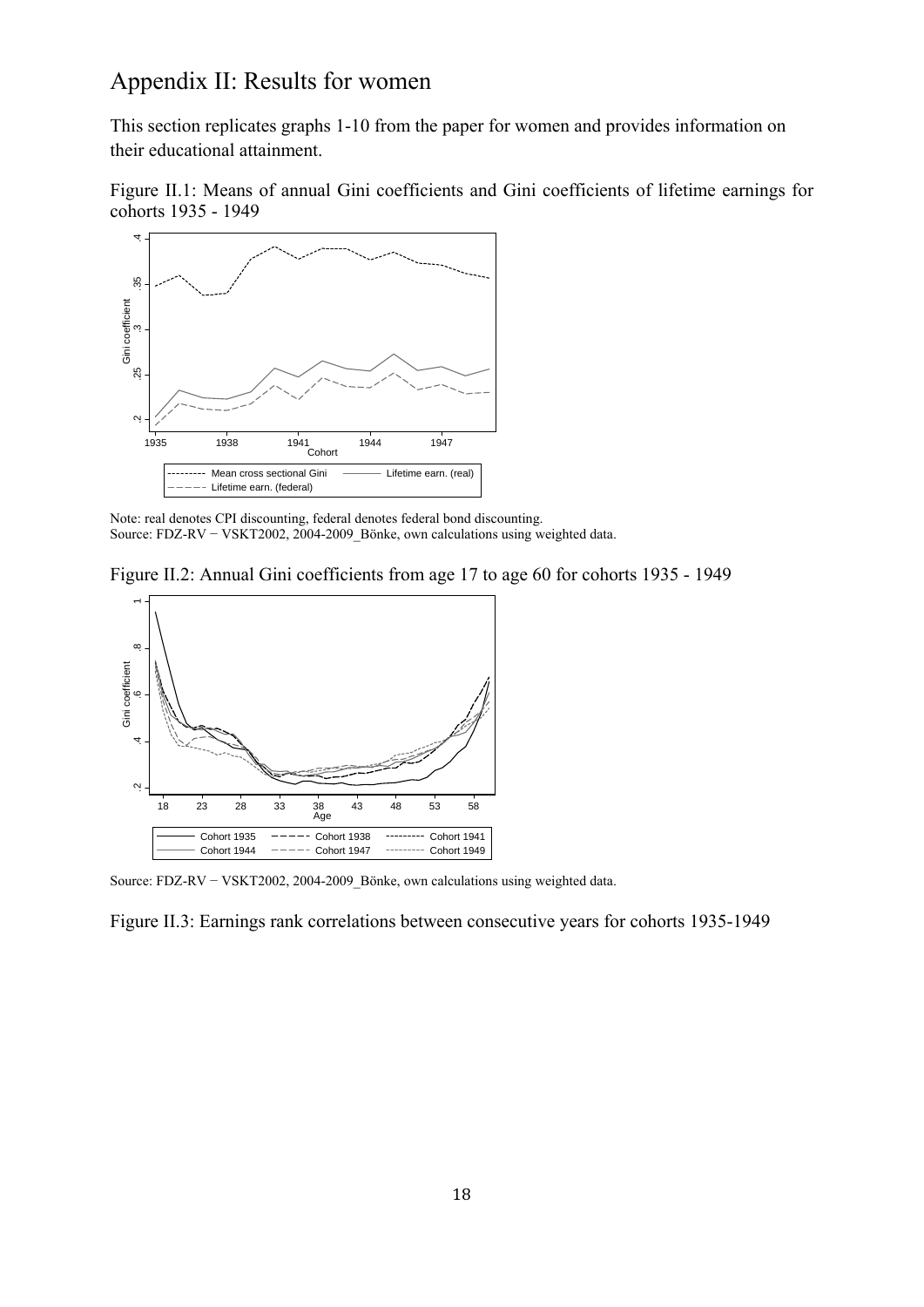# Appendix II: Results for women

This section replicates graphs 1-10 from the paper for women and provides information on their educational attainment.

Figure II.1: Means of annual Gini coefficients and Gini coefficients of lifetime earnings for cohorts 1935 - 1949

Note: real denotes CPI discounting, federal denotes federal bond discounting.
Source: FDZ-RV − VSKT2002, 2004-2009_Bönke, own calculations using weighted data.

Figure II.2: Annual Gini coefficients from age 17 to age 60 for cohorts 1935 - 1949

Source: FDZ-RV − VSKT2002, 2004-2009_Bönke, own calculations using weighted data.

Figure II.3: Earnings rank correlations between consecutive years for cohorts 1935-1949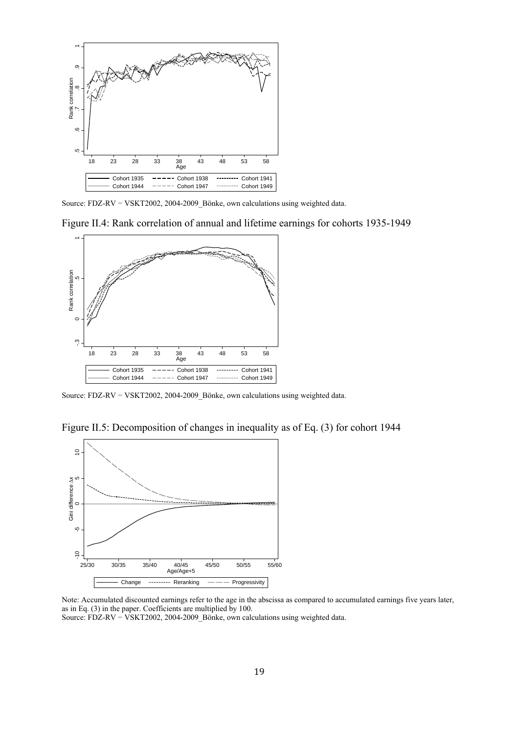Source: FDZ-RV − VSKT2002, 2004-2009_Bönke, own calculations using weighted data.

Figure II.4: Rank correlation of annual and lifetime earnings for cohorts 1935-1949

Source: FDZ-RV − VSKT2002, 2004-2009_Bönke, own calculations using weighted data.

Figure II.5: Decomposition of changes in inequality as of Eq. (3) for cohort 1944

Note: Accumulated discounted earnings refer to the age in the abscissa as compared to accumulated earnings five years later, as in Eq. (3) in the paper. Coefficients are multiplied by 100.
Source: FDZ-RV − VSKT2002, 2004-2009_Bönke, own calculations using weighted data.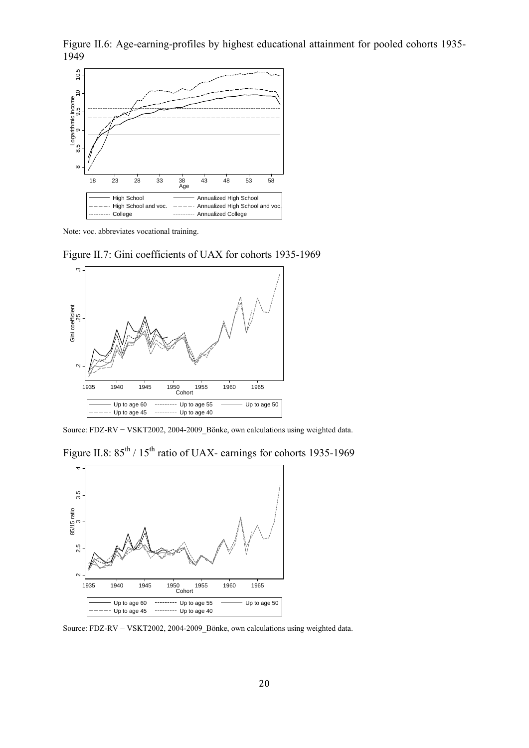Figure II.6: Age-earning-profiles by highest educational attainment for pooled cohorts 1935-1949

Note: voc. abbreviates vocational training.

Figure II.7: Gini coefficients of UAX for cohorts 1935-1969

Source: FDZ-RV − VSKT2002, 2004-2009_Bönke, own calculations using weighted data.

Figure II.8: $85^{th}$ / $15^{th}$ ratio of UAX- earnings for cohorts 1935-1969

Source: FDZ-RV − VSKT2002, 2004-2009_Bönke, own calculations using weighted data.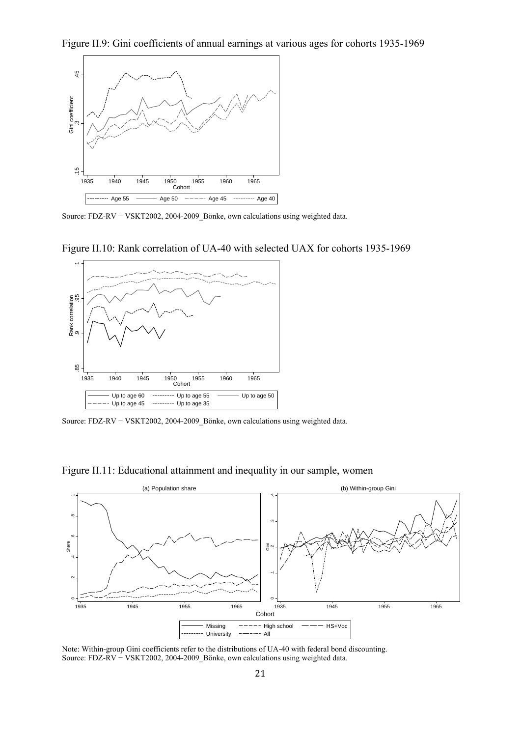Figure II.9: Gini coefficients of annual earnings at various ages for cohorts 1935-1969

Source: FDZ-RV − VSKT2002, 2004-2009_Bönke, own calculations using weighted data.

Figure II.10: Rank correlation of UA-40 with selected UAX for cohorts 1935-1969

Source: FDZ-RV − VSKT2002, 2004-2009_Bönke, own calculations using weighted data.

Figure II.11: Educational attainment and inequality in our sample, women

Note: Within-group Gini coefficients refer to the distributions of UA-40 with federal bond discounting.
Source: FDZ-RV − VSKT2002, 2004-2009_Bönke, own calculations using weighted data.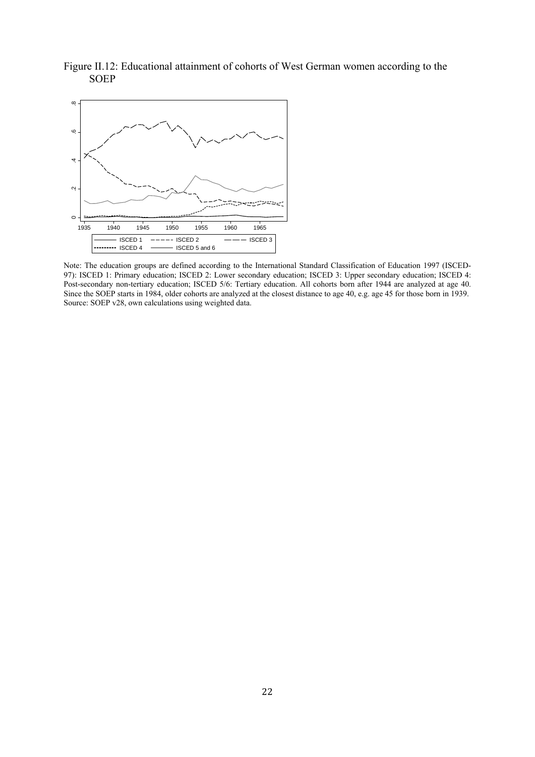Figure II.12: Educational attainment of cohorts of West German women according to the SOEP

Note: The education groups are defined according to the International Standard Classification of Education 1997 (ISCED-97): ISCED 1: Primary education; ISCED 2: Lower secondary education; ISCED 3: Upper secondary education; ISCED 4: Post-secondary non-tertiary education; ISCED 5/6: Tertiary education. All cohorts born after 1944 are analyzed at age 40. Since the SOEP starts in 1984, older cohorts are analyzed at the closest distance to age 40, e.g. age 45 for those born in 1939.
Source: SOEP v28, own calculations using weighted data.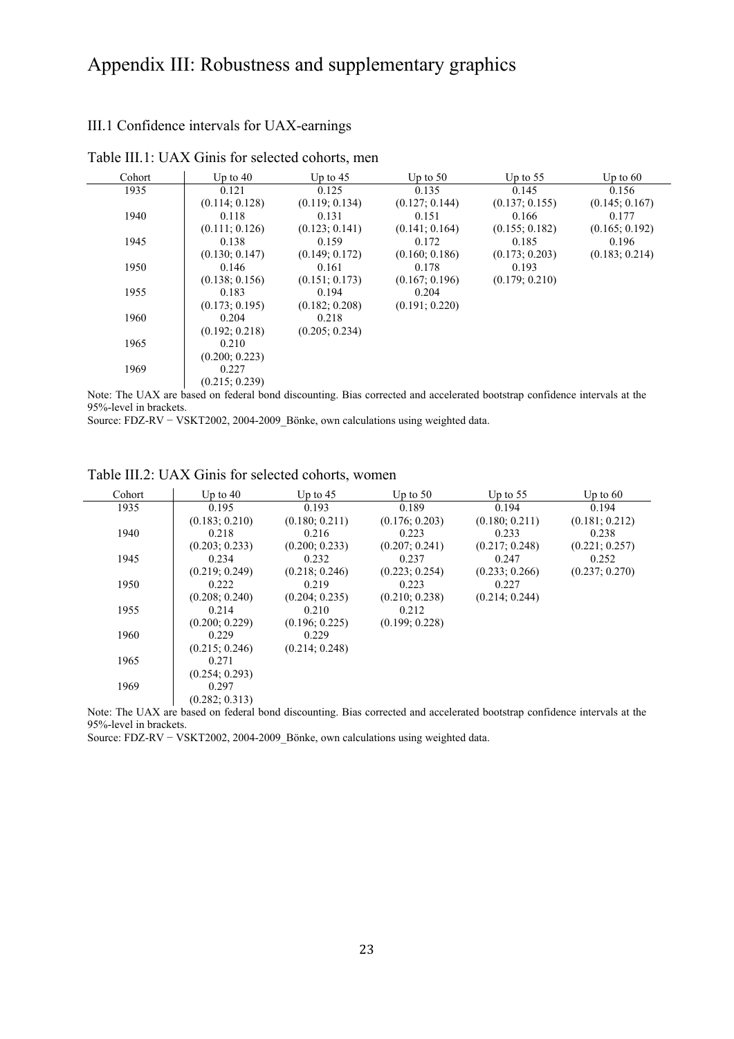# Appendix III: Robustness and supplementary graphics

## III.1 Confidence intervals for UAX-earnings

Table III.1: UAX Ginis for selected cohorts, men

| Cohort | Up to 40 | Up to 45 | Up to 50 | Up to 55 | Up to 60 |
|---|---|---|---|---|---|
| 1935 | 0.121 | 0.125 | 0.135 | 0.145 | 0.156 |
| | (0.114; 0.128) | (0.119; 0.134) | (0.127; 0.144) | (0.137; 0.155) | (0.145; 0.167) |
| 1940 | 0.118 | 0.131 | 0.151 | 0.166 | 0.177 |
| | (0.111; 0.126) | (0.123; 0.141) | (0.141; 0.164) | (0.155; 0.182) | (0.165; 0.192) |
| 1945 | 0.138 | 0.159 | 0.172 | 0.185 | 0.196 |
| | (0.130; 0.147) | (0.149; 0.172) | (0.160; 0.186) | (0.173; 0.203) | (0.183; 0.214) |
| 1950 | 0.146 | 0.161 | 0.178 | 0.193 | |
| | (0.138; 0.156) | (0.151; 0.173) | (0.167; 0.196) | (0.179; 0.210) | |
| 1955 | 0.183 | 0.194 | 0.204 | | |
| | (0.173; 0.195) | (0.182; 0.208) | (0.191; 0.220) | | |
| 1960 | 0.204 | 0.218 | | | |
| | (0.192; 0.218) | (0.205; 0.234) | | | |
| 1965 | 0.210 | | | | |
| | (0.200; 0.223) | | | | |
| 1969 | 0.227 | | | | |
| | (0.215; 0.239) | | | | |

Note: The UAX are based on federal bond discounting. Bias corrected and accelerated bootstrap confidence intervals at the 95%-level in brackets.

Source: FDZ-RV − VSKT2002, 2004-2009_Bönke, own calculations using weighted data.

Table III.2: UAX Ginis for selected cohorts, women

| Cohort | Up to 40 | Up to 45 | Up to 50 | Up to 55 | Up to 60 |
|---|---|---|---|---|---|
| 1935 | 0.195 | 0.193 | 0.189 | 0.194 | 0.194 |
| | (0.183; 0.210) | (0.180; 0.211) | (0.176; 0.203) | (0.180; 0.211) | (0.181; 0.212) |
| 1940 | 0.218 | 0.216 | 0.223 | 0.233 | 0.238 |
| | (0.203; 0.233) | (0.200; 0.233) | (0.207; 0.241) | (0.217; 0.248) | (0.221; 0.257) |
| 1945 | 0.234 | 0.232 | 0.237 | 0.247 | 0.252 |
| | (0.219; 0.249) | (0.218; 0.246) | (0.223; 0.254) | (0.233; 0.266) | (0.237; 0.270) |
| 1950 | 0.222 | 0.219 | 0.223 | 0.227 | |
| | (0.208; 0.240) | (0.204; 0.235) | (0.210; 0.238) | (0.214; 0.244) | |
| 1955 | 0.214 | 0.210 | 0.212 | | |
| | (0.200; 0.229) | (0.196; 0.225) | (0.199; 0.228) | | |
| 1960 | 0.229 | 0.229 | | | |
| | (0.215; 0.246) | (0.214; 0.248) | | | |
| 1965 | 0.271 | | | | |
| | (0.254; 0.293) | | | | |
| 1969 | 0.297 | | | | |
| | (0.282; 0.313) | | | | |

Note: The UAX are based on federal bond discounting. Bias corrected and accelerated bootstrap confidence intervals at the 95%-level in brackets.

Source: FDZ-RV − VSKT2002, 2004-2009_Bönke, own calculations using weighted data.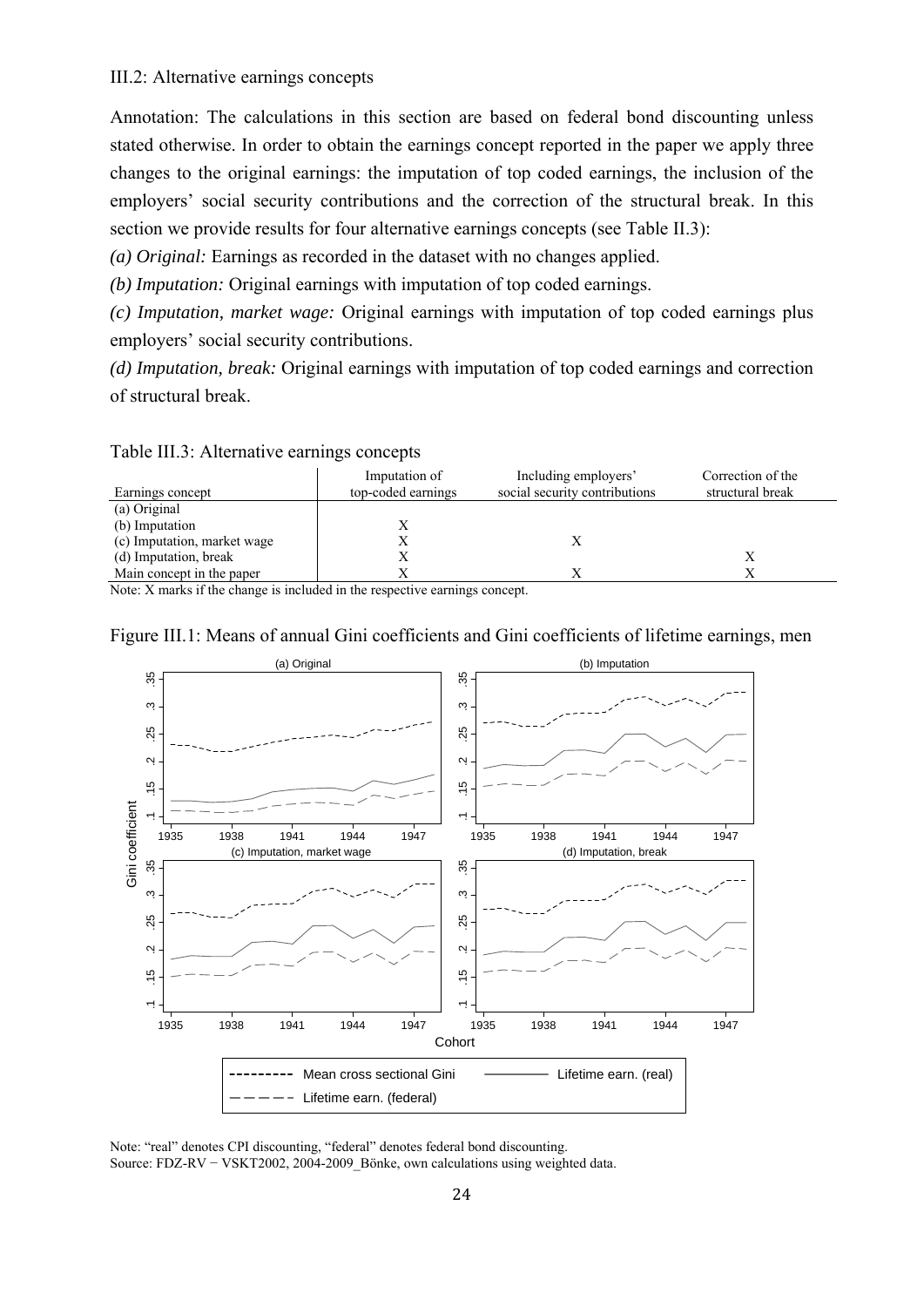III.2: Alternative earnings concepts

Annotation: The calculations in this section are based on federal bond discounting unless stated otherwise. In order to obtain the earnings concept reported in the paper we apply three changes to the original earnings: the imputation of top coded earnings, the inclusion of the employers' social security contributions and the correction of the structural break. In this section we provide results for four alternative earnings concepts (see Table II.3):

*(a) Original:* Earnings as recorded in the dataset with no changes applied.

*(b) Imputation:* Original earnings with imputation of top coded earnings.

*(c) Imputation, market wage:* Original earnings with imputation of top coded earnings plus employers' social security contributions.

*(d) Imputation, break:* Original earnings with imputation of top coded earnings and correction of structural break.

Table III.3: Alternative earnings concepts

| Earnings concept | Imputation of top-coded earnings | Including employers' social security contributions | Correction of the structural break |
|---|---|---|---|
| (a) Original | | | |
| (b) Imputation | X | | |
| (c) Imputation, market wage | X | X | |
| (d) Imputation, break | X | | X |
| Main concept in the paper | X | X | X |

Note: X marks if the change is included in the respective earnings concept.

Figure III.1: Means of annual Gini coefficients and Gini coefficients of lifetime earnings, men

Note: "real" denotes CPI discounting, "federal" denotes federal bond discounting.
Source: FDZ-RV − VSKT2002, 2004-2009_Bönke, own calculations using weighted data.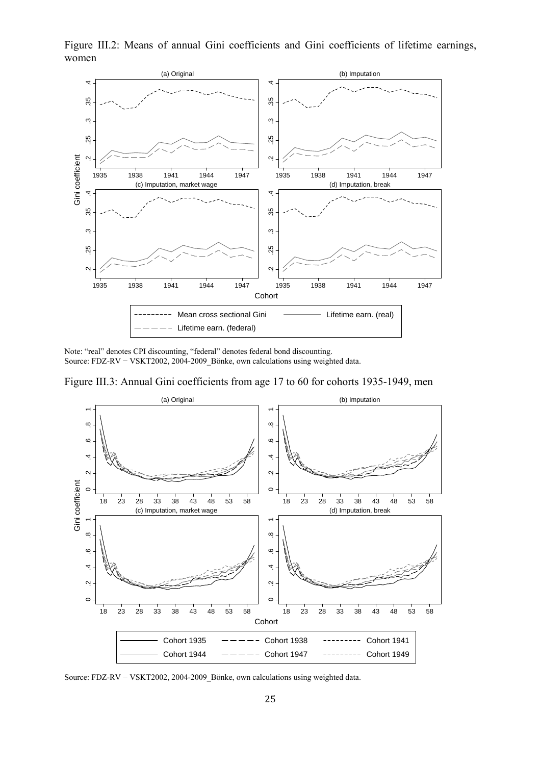Figure III.2: Means of annual Gini coefficients and Gini coefficients of lifetime earnings, women

Note: "real" denotes CPI discounting, "federal" denotes federal bond discounting.
Source: FDZ-RV − VSKT2002, 2004-2009_Bönke, own calculations using weighted data.

Figure III.3: Annual Gini coefficients from age 17 to 60 for cohorts 1935-1949, men

Source: FDZ-RV − VSKT2002, 2004-2009_Bönke, own calculations using weighted data.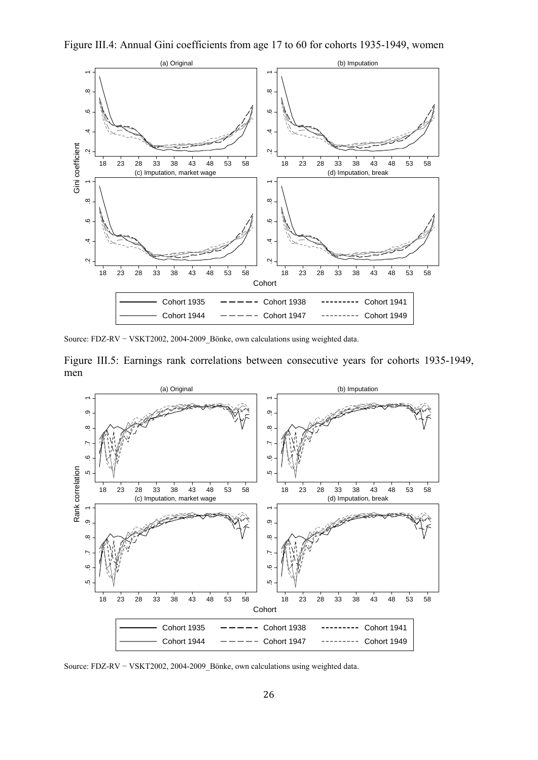Figure III.4: Annual Gini coefficients from age 17 to 60 for cohorts 1935-1949, women

Source: FDZ-RV − VSKT2002, 2004-2009_Bönke, own calculations using weighted data.

Figure III.5: Earnings rank correlations between consecutive years for cohorts 1935-1949, men

Source: FDZ-RV − VSKT2002, 2004-2009_Bönke, own calculations using weighted data.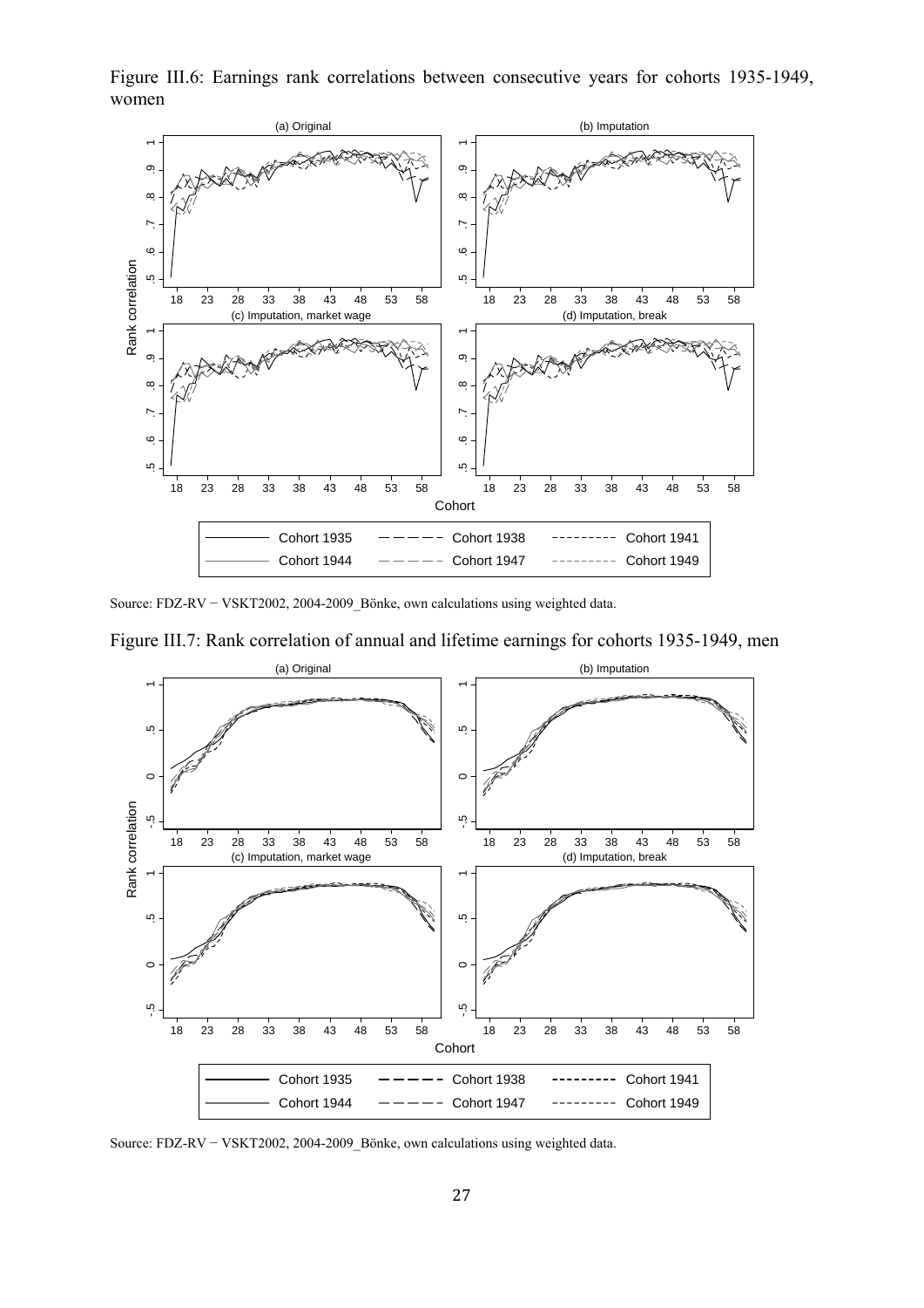Figure III.6: Earnings rank correlations between consecutive years for cohorts 1935-1949, women

Source: FDZ-RV − VSKT2002, 2004-2009_Bönke, own calculations using weighted data.

Figure III.7: Rank correlation of annual and lifetime earnings for cohorts 1935-1949, men

Source: FDZ-RV − VSKT2002, 2004-2009_Bönke, own calculations using weighted data.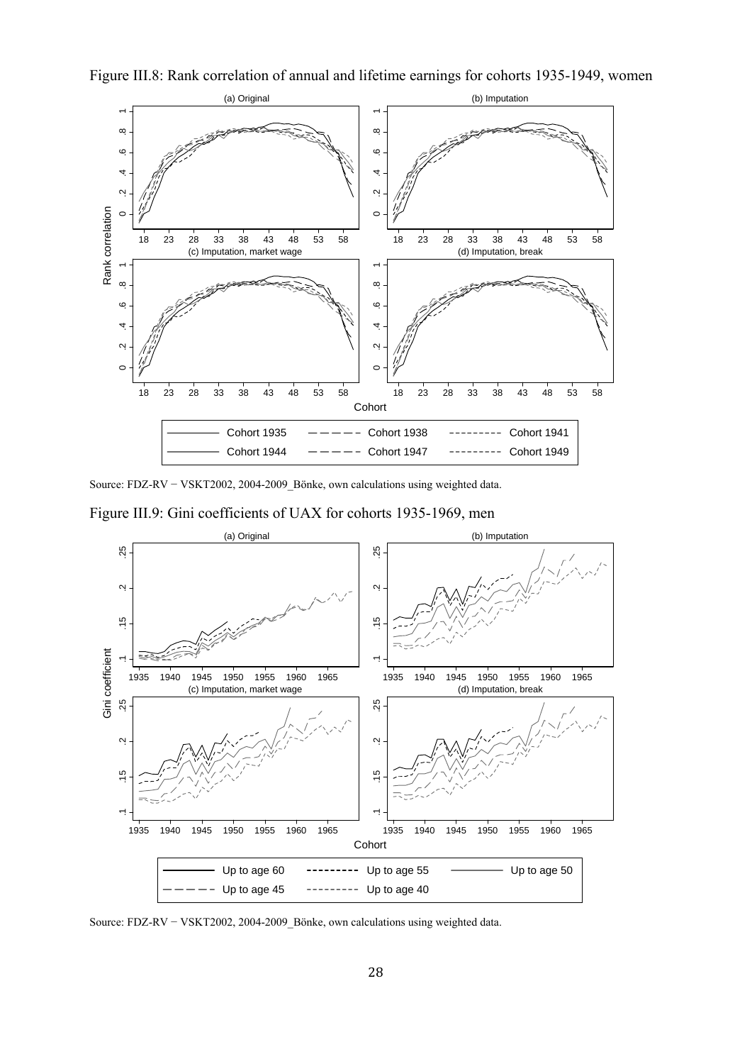Figure III.8: Rank correlation of annual and lifetime earnings for cohorts 1935-1949, women

Source: FDZ-RV − VSKT2002, 2004-2009_Bönke, own calculations using weighted data.

Figure III.9: Gini coefficients of UAX for cohorts 1935-1969, men

Source: FDZ-RV − VSKT2002, 2004-2009_Bönke, own calculations using weighted data.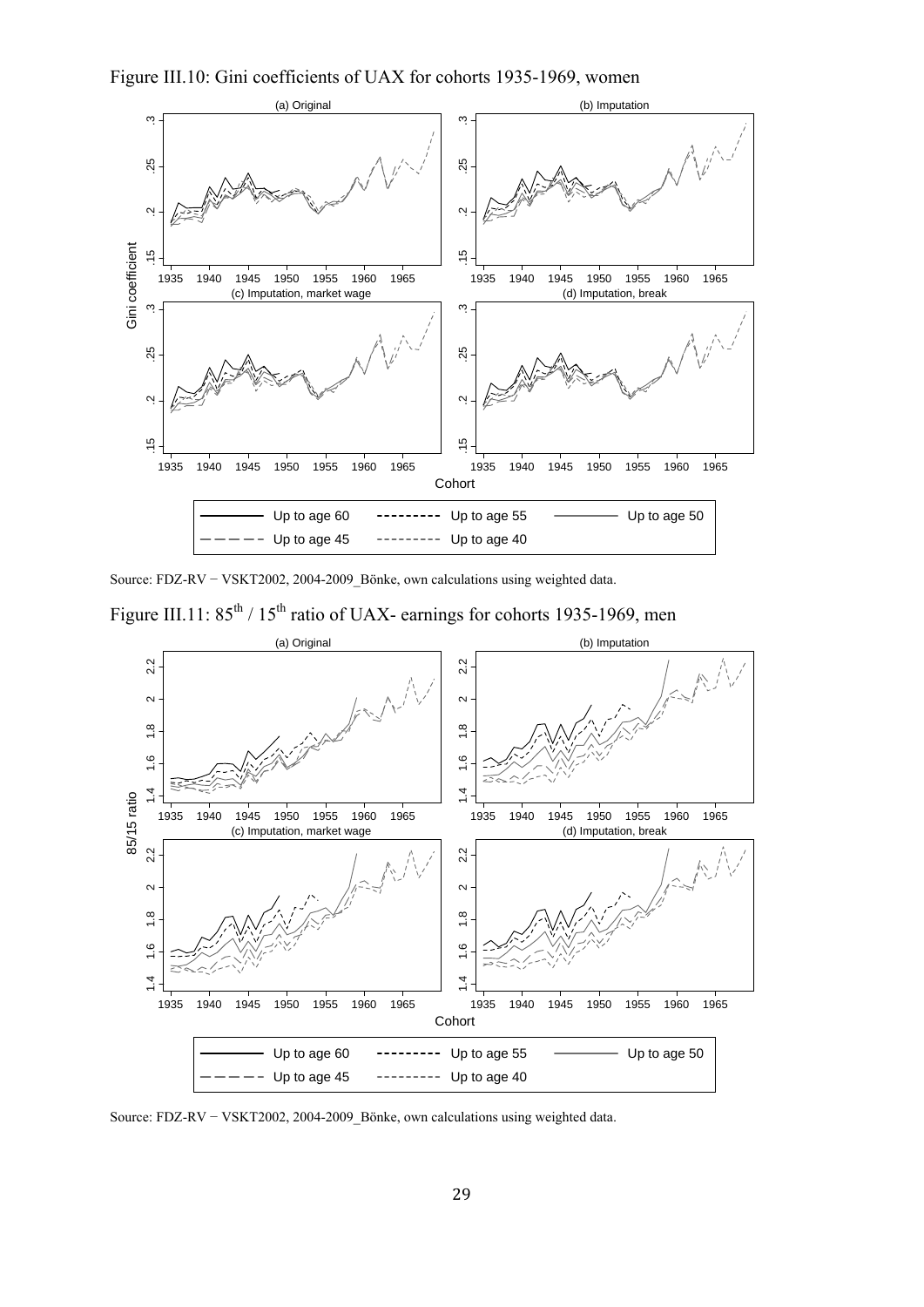Figure III.10: Gini coefficients of UAX for cohorts 1935-1969, women

Source: FDZ-RV − VSKT2002, 2004-2009_Bönke, own calculations using weighted data.

Figure III.11: $85^{th}$ / $15^{th}$ ratio of UAX- earnings for cohorts 1935-1969, men

Source: FDZ-RV − VSKT2002, 2004-2009_Bönke, own calculations using weighted data.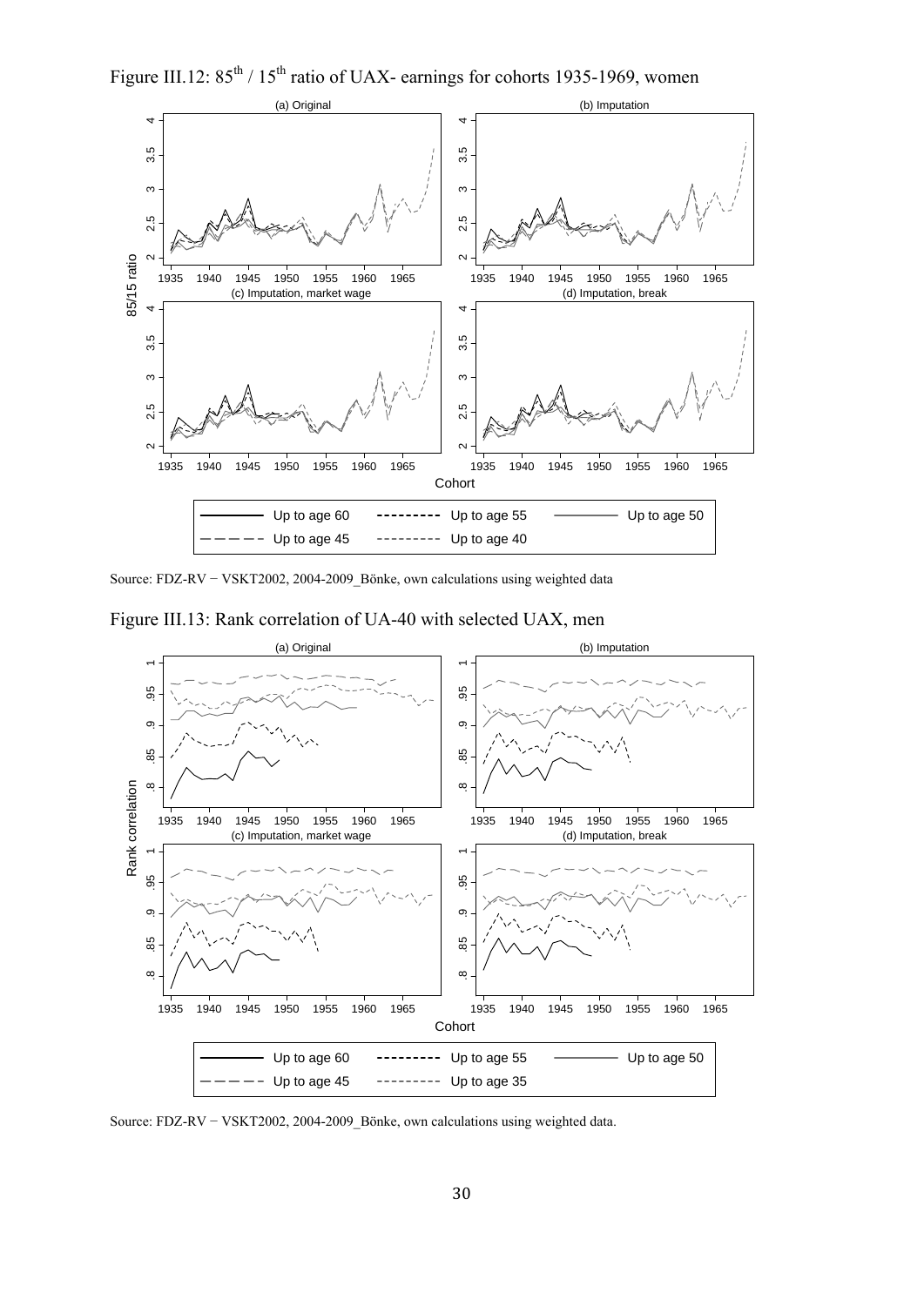Figure III.12: $85^{th}$ / $15^{th}$ ratio of UAX- earnings for cohorts 1935-1969, women

Source: FDZ-RV − VSKT2002, 2004-2009_Bönke, own calculations using weighted data

Figure III.13: Rank correlation of UA-40 with selected UAX, men

Source: FDZ-RV − VSKT2002, 2004-2009_Bönke, own calculations using weighted data.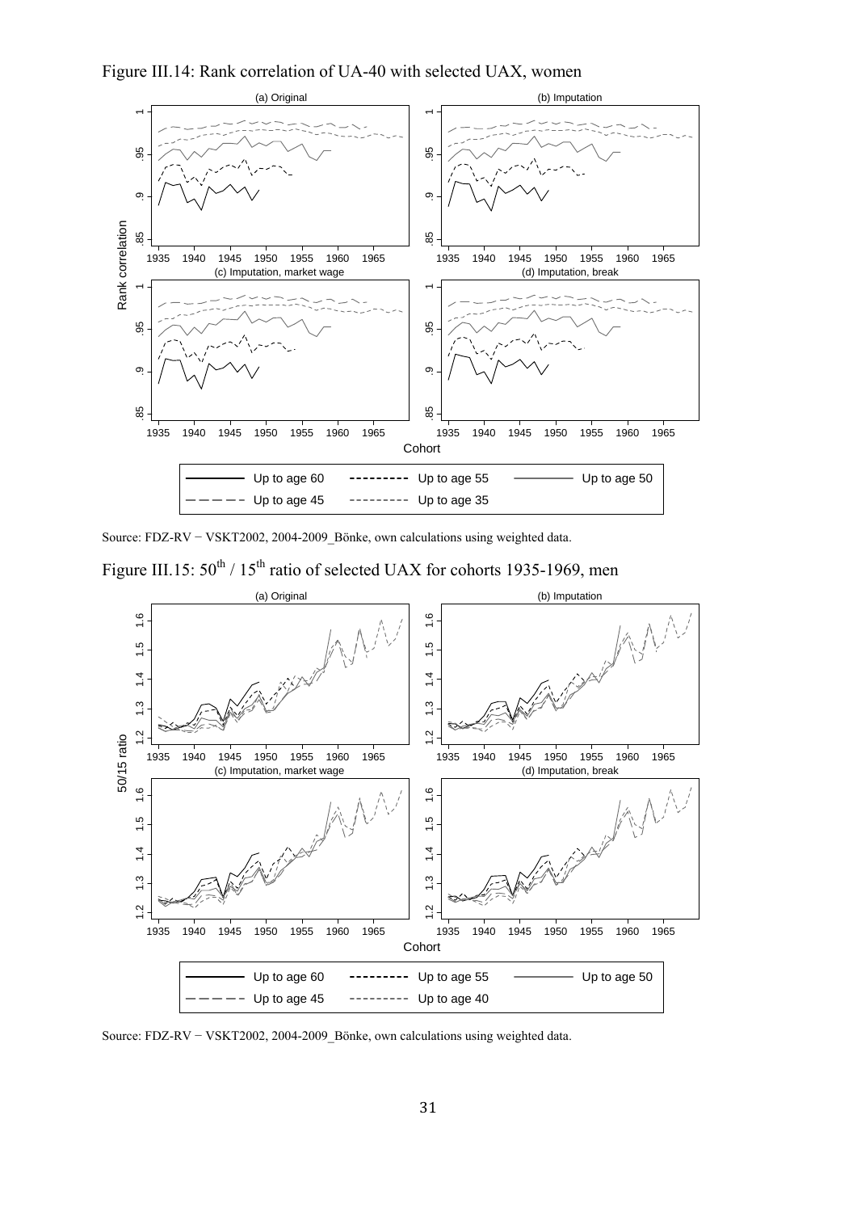Figure III.14: Rank correlation of UA-40 with selected UAX, women

Source: FDZ-RV − VSKT2002, 2004-2009_Bönke, own calculations using weighted data.

Figure III.15: $50^{th}$ / $15^{th}$ ratio of selected UAX for cohorts 1935-1969, men

Source: FDZ-RV − VSKT2002, 2004-2009_Bönke, own calculations using weighted data.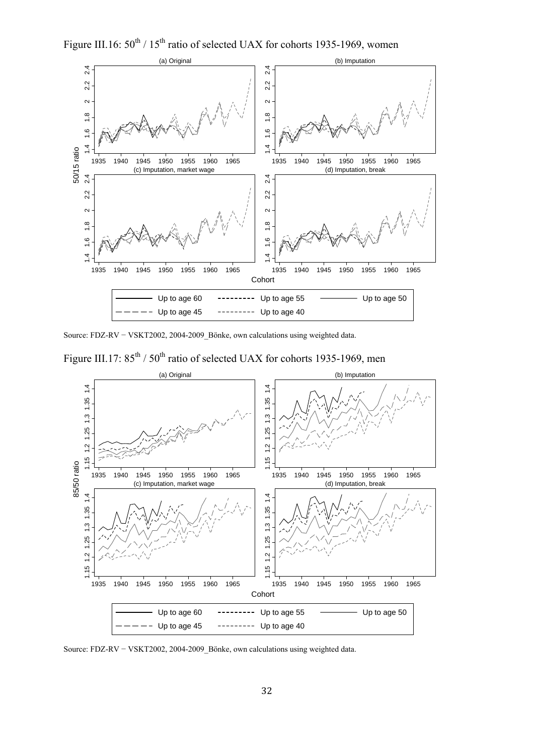Figure III.16: $50^{th}$ / $15^{th}$ ratio of selected UAX for cohorts 1935-1969, women

Source: FDZ-RV − VSKT2002, 2004-2009_Bönke, own calculations using weighted data.

Figure III.17: $85^{th}$ / $50^{th}$ ratio of selected UAX for cohorts 1935-1969, men

Source: FDZ-RV − VSKT2002, 2004-2009_Bönke, own calculations using weighted data.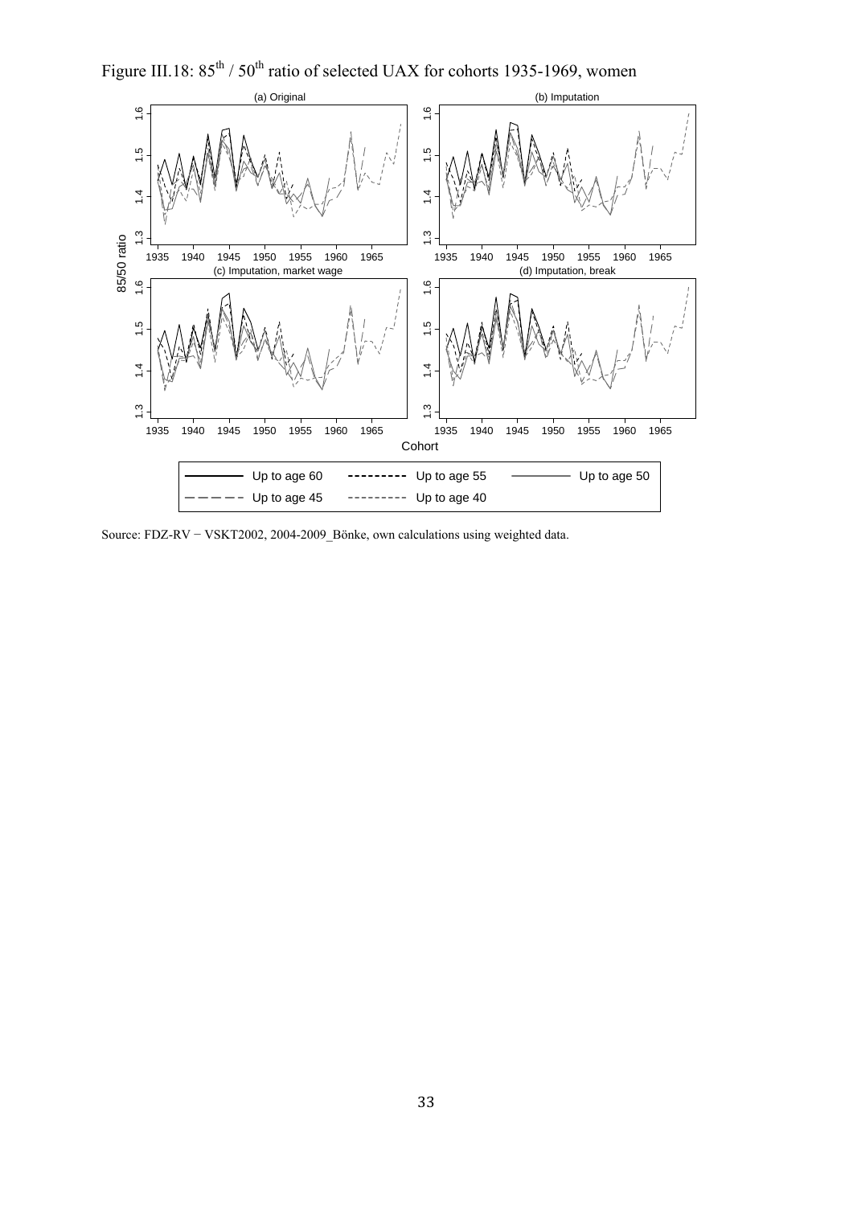Figure III.18: $85^{th}$ / $50^{th}$ ratio of selected UAX for cohorts 1935-1969, women

Source: FDZ-RV − VSKT2002, 2004-2009_Bönke, own calculations using weighted data.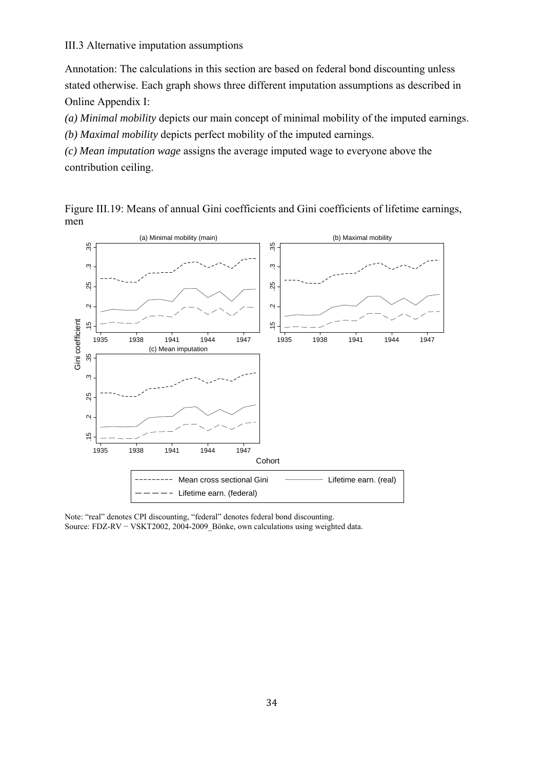III.3 Alternative imputation assumptions

Annotation: The calculations in this section are based on federal bond discounting unless stated otherwise. Each graph shows three different imputation assumptions as described in Online Appendix I:

*(a) Minimal mobility* depicts our main concept of minimal mobility of the imputed earnings.

*(b) Maximal mobility* depicts perfect mobility of the imputed earnings.

*(c) Mean imputation wage* assigns the average imputed wage to everyone above the contribution ceiling.

Figure III.19: Means of annual Gini coefficients and Gini coefficients of lifetime earnings, men

Note: "real" denotes CPI discounting, "federal" denotes federal bond discounting.
Source: FDZ-RV − VSKT2002, 2004-2009_Bönke, own calculations using weighted data.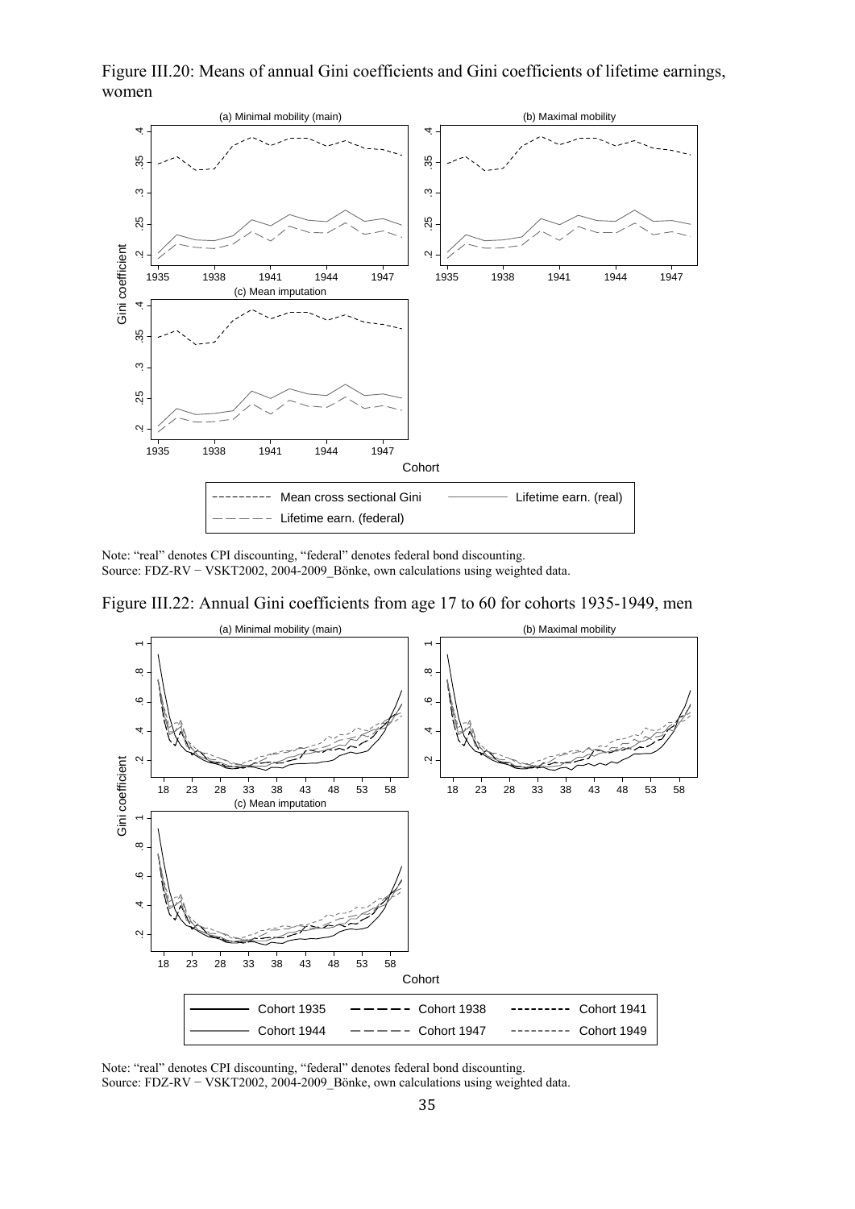Figure III.20: Means of annual Gini coefficients and Gini coefficients of lifetime earnings, women

Note: "real" denotes CPI discounting, "federal" denotes federal bond discounting.
Source: FDZ-RV − VSKT2002, 2004-2009_Bönke, own calculations using weighted data.

Figure III.22: Annual Gini coefficients from age 17 to 60 for cohorts 1935-1949, men

Note: "real" denotes CPI discounting, "federal" denotes federal bond discounting.
Source: FDZ-RV − VSKT2002, 2004-2009_Bönke, own calculations using weighted data.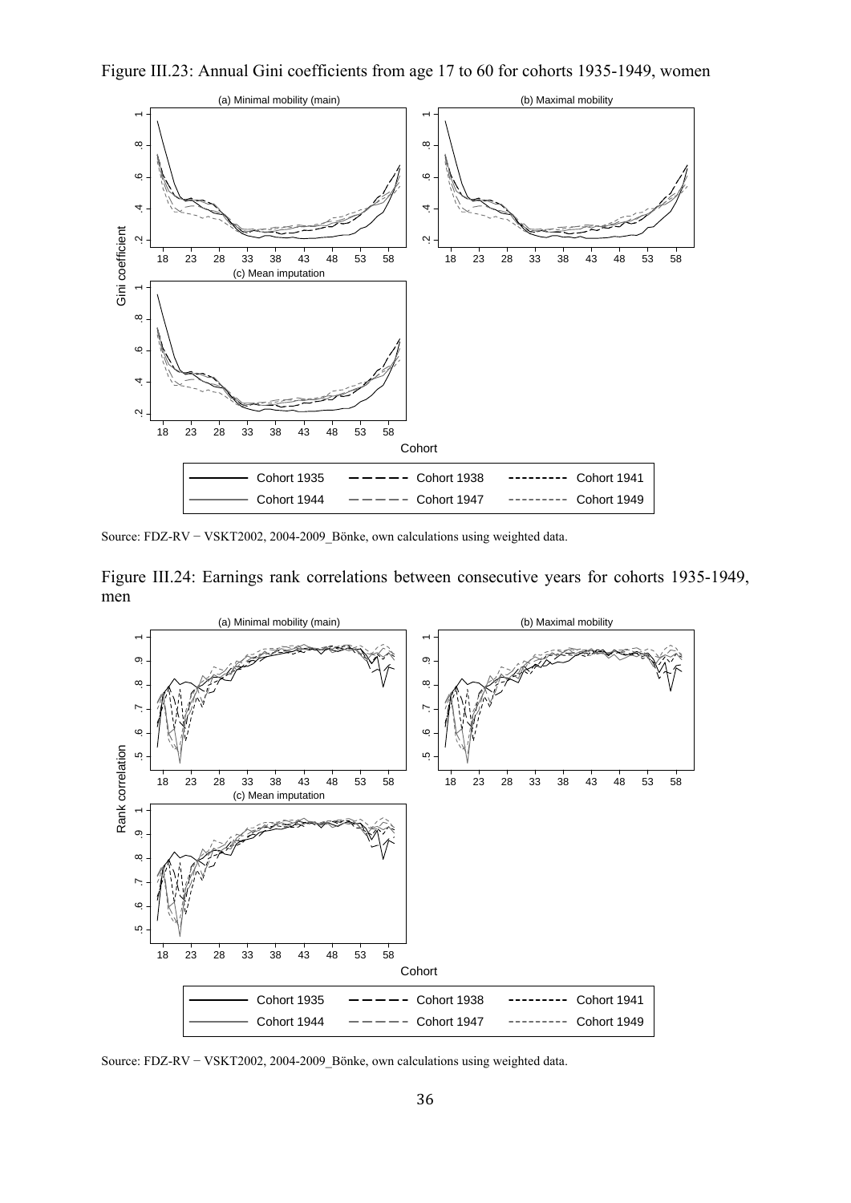Figure III.23: Annual Gini coefficients from age 17 to 60 for cohorts 1935-1949, women

Source: FDZ-RV − VSKT2002, 2004-2009_Bönke, own calculations using weighted data.

Figure III.24: Earnings rank correlations between consecutive years for cohorts 1935-1949, men

Source: FDZ-RV − VSKT2002, 2004-2009_Bönke, own calculations using weighted data.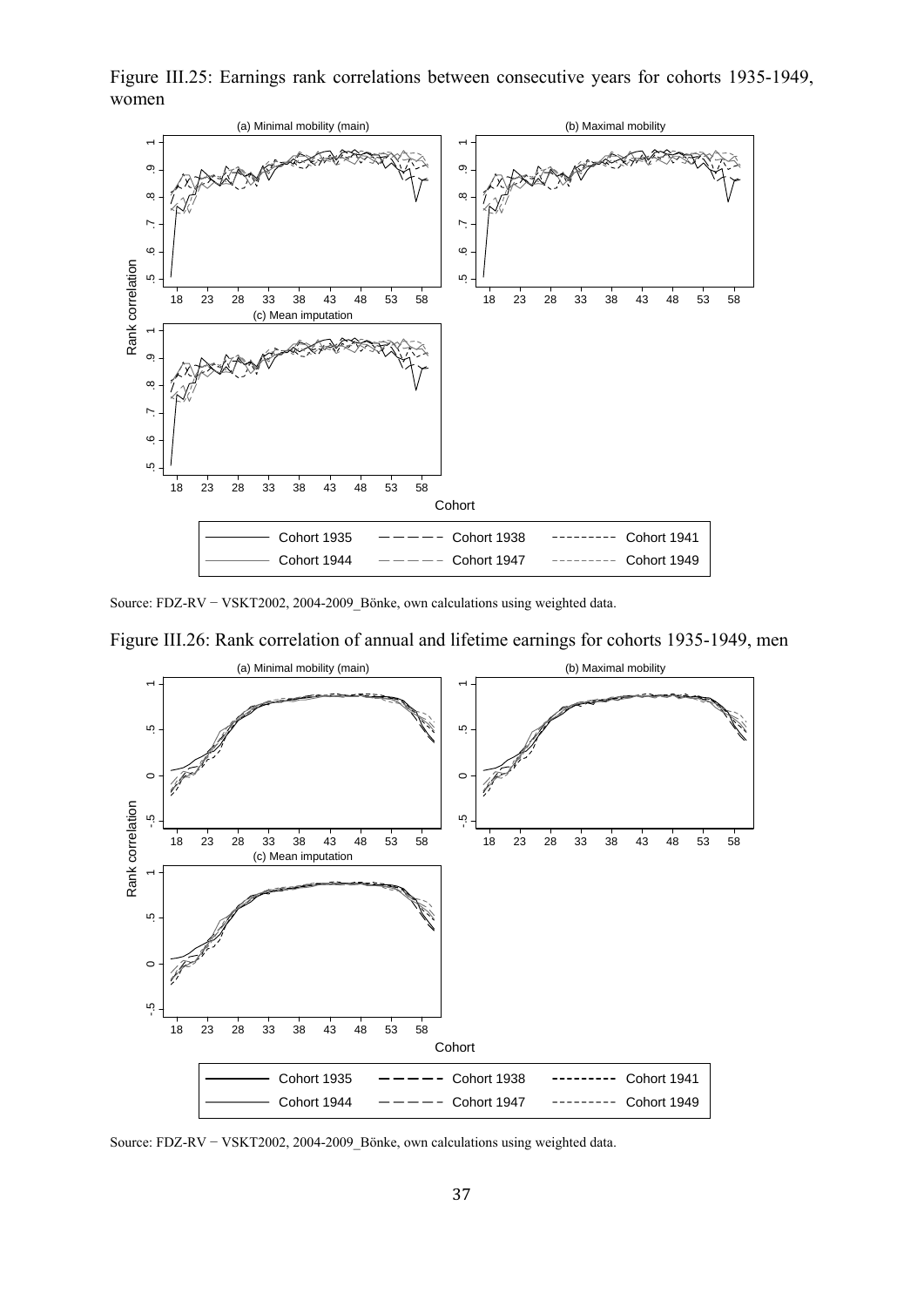Figure III.25: Earnings rank correlations between consecutive years for cohorts 1935-1949, women

Source: FDZ-RV − VSKT2002, 2004-2009_Bönke, own calculations using weighted data.

Figure III.26: Rank correlation of annual and lifetime earnings for cohorts 1935-1949, men

Source: FDZ-RV − VSKT2002, 2004-2009_Bönke, own calculations using weighted data.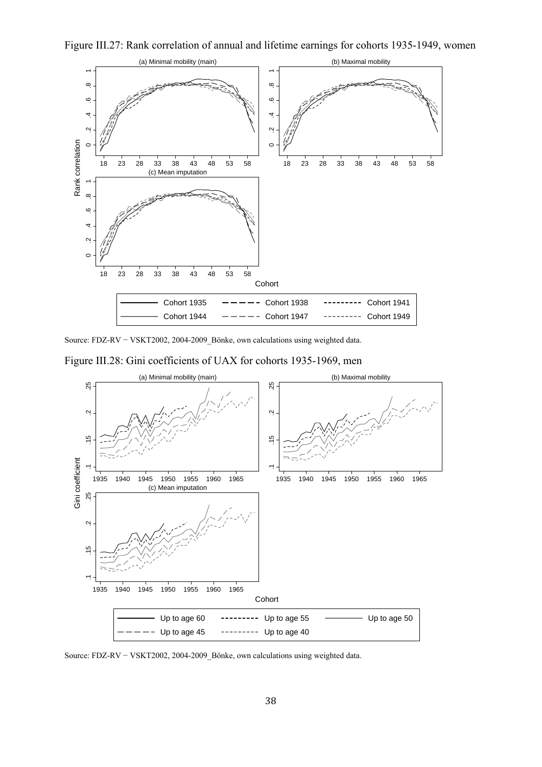Figure III.27: Rank correlation of annual and lifetime earnings for cohorts 1935-1949, women

Source: FDZ-RV − VSKT2002, 2004-2009_Bönke, own calculations using weighted data.

Figure III.28: Gini coefficients of UAX for cohorts 1935-1969, men

Source: FDZ-RV − VSKT2002, 2004-2009_Bönke, own calculations using weighted data.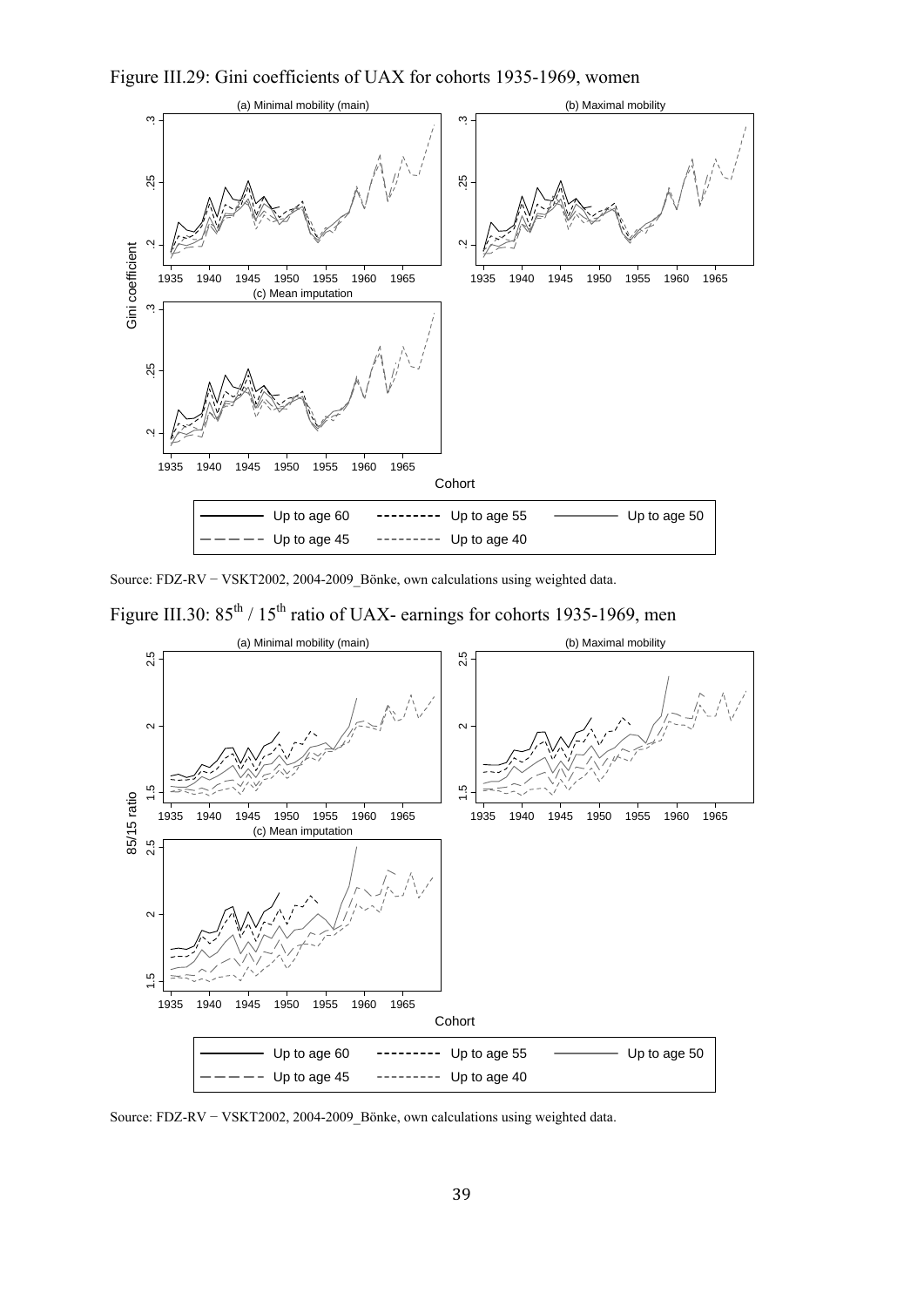Figure III.29: Gini coefficients of UAX for cohorts 1935-1969, women

Source: FDZ-RV − VSKT2002, 2004-2009_Bönke, own calculations using weighted data.

Figure III.30: $85^{th}$ / $15^{th}$ ratio of UAX- earnings for cohorts 1935-1969, men

Source: FDZ-RV − VSKT2002, 2004-2009_Bönke, own calculations using weighted data.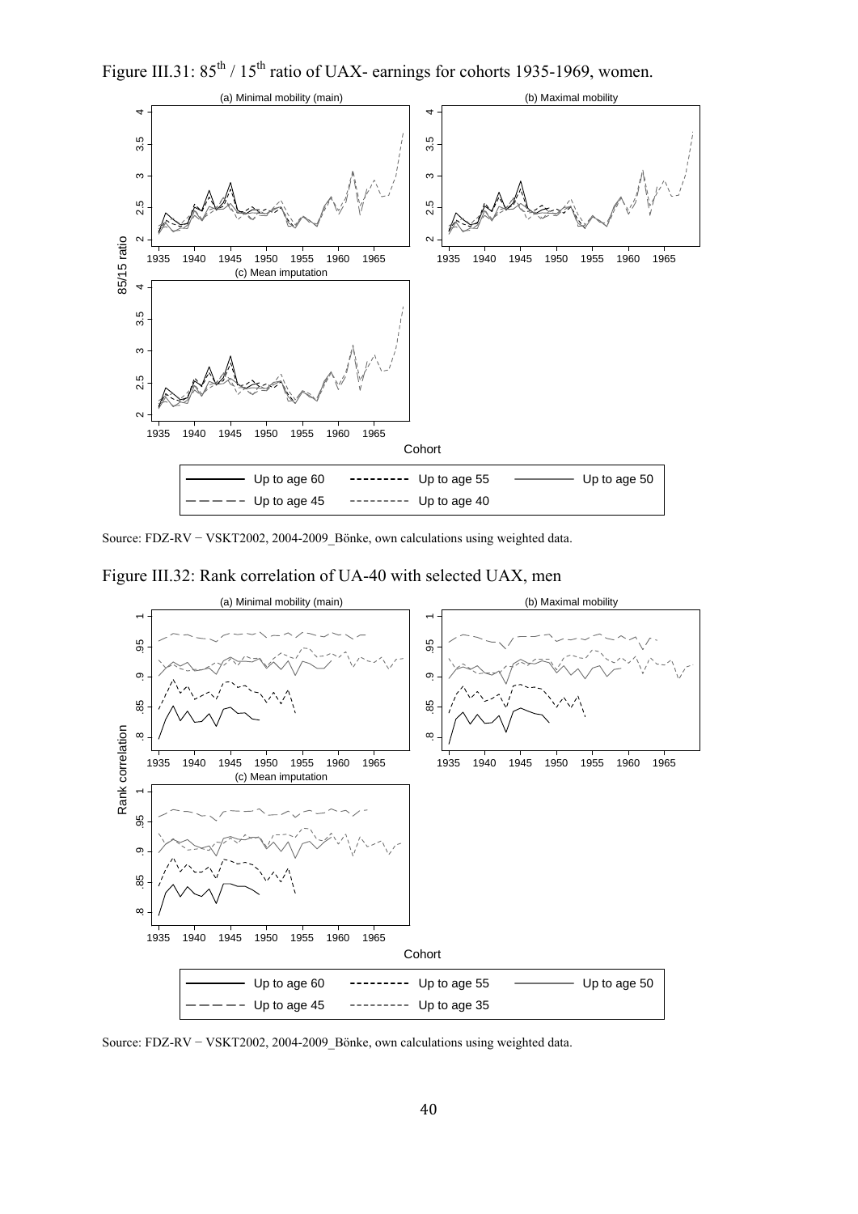Figure III.31: $85^{th}$ / $15^{th}$ ratio of UAX- earnings for cohorts 1935-1969, women.

Source: FDZ-RV − VSKT2002, 2004-2009_Bönke, own calculations using weighted data.

Figure III.32: Rank correlation of UA-40 with selected UAX, men

Source: FDZ-RV − VSKT2002, 2004-2009_Bönke, own calculations using weighted data.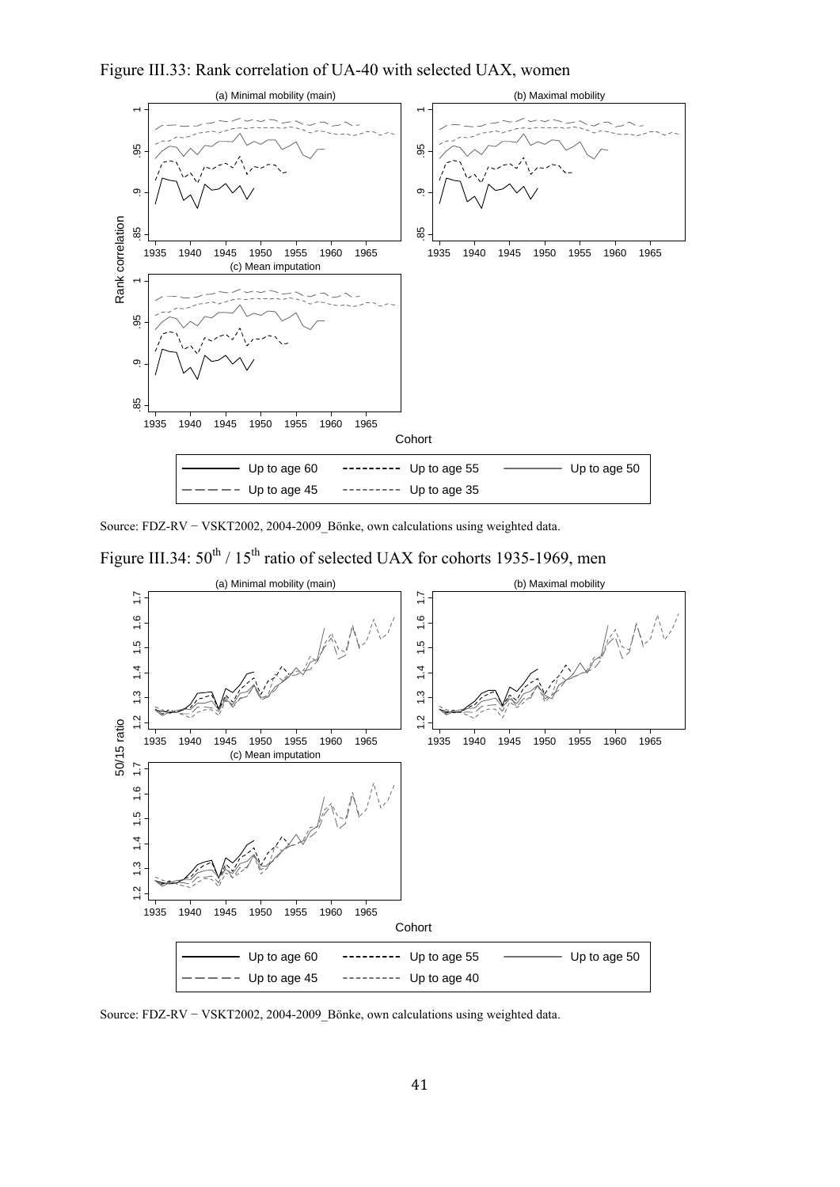Figure III.33: Rank correlation of UA-40 with selected UAX, women

Source: FDZ-RV − VSKT2002, 2004-2009_Bönke, own calculations using weighted data.

Figure III.34: $50^{th}$ / $15^{th}$ ratio of selected UAX for cohorts 1935-1969, men

Source: FDZ-RV − VSKT2002, 2004-2009_Bönke, own calculations using weighted data.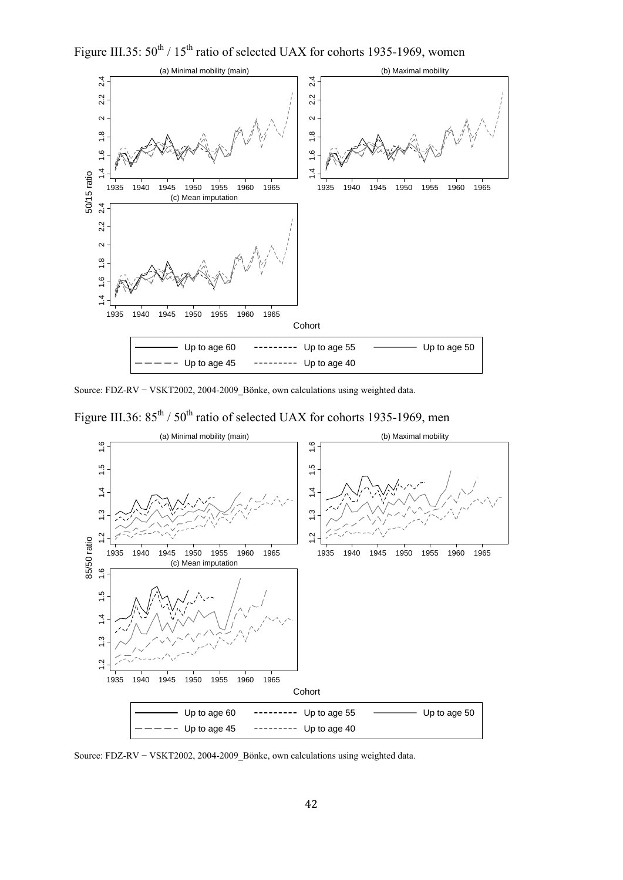Figure III.35: $50^{th}$ / $15^{th}$ ratio of selected UAX for cohorts 1935-1969, women

Source: FDZ-RV − VSKT2002, 2004-2009_Bönke, own calculations using weighted data.

Figure III.36: $85^{th}$ / $50^{th}$ ratio of selected UAX for cohorts 1935-1969, men

Source: FDZ-RV − VSKT2002, 2004-2009_Bönke, own calculations using weighted data.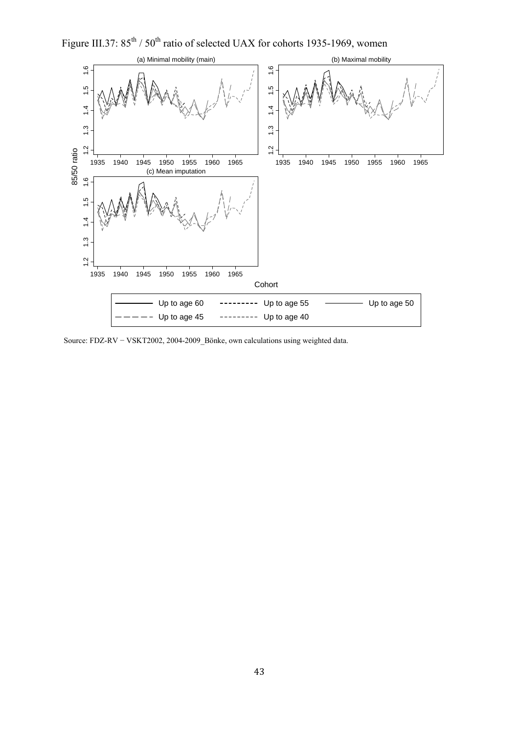Figure III.37: $85^{th}$ / $50^{th}$ ratio of selected UAX for cohorts 1935-1969, women

Source: FDZ-RV − VSKT2002, 2004-2009_Bönke, own calculations using weighted data.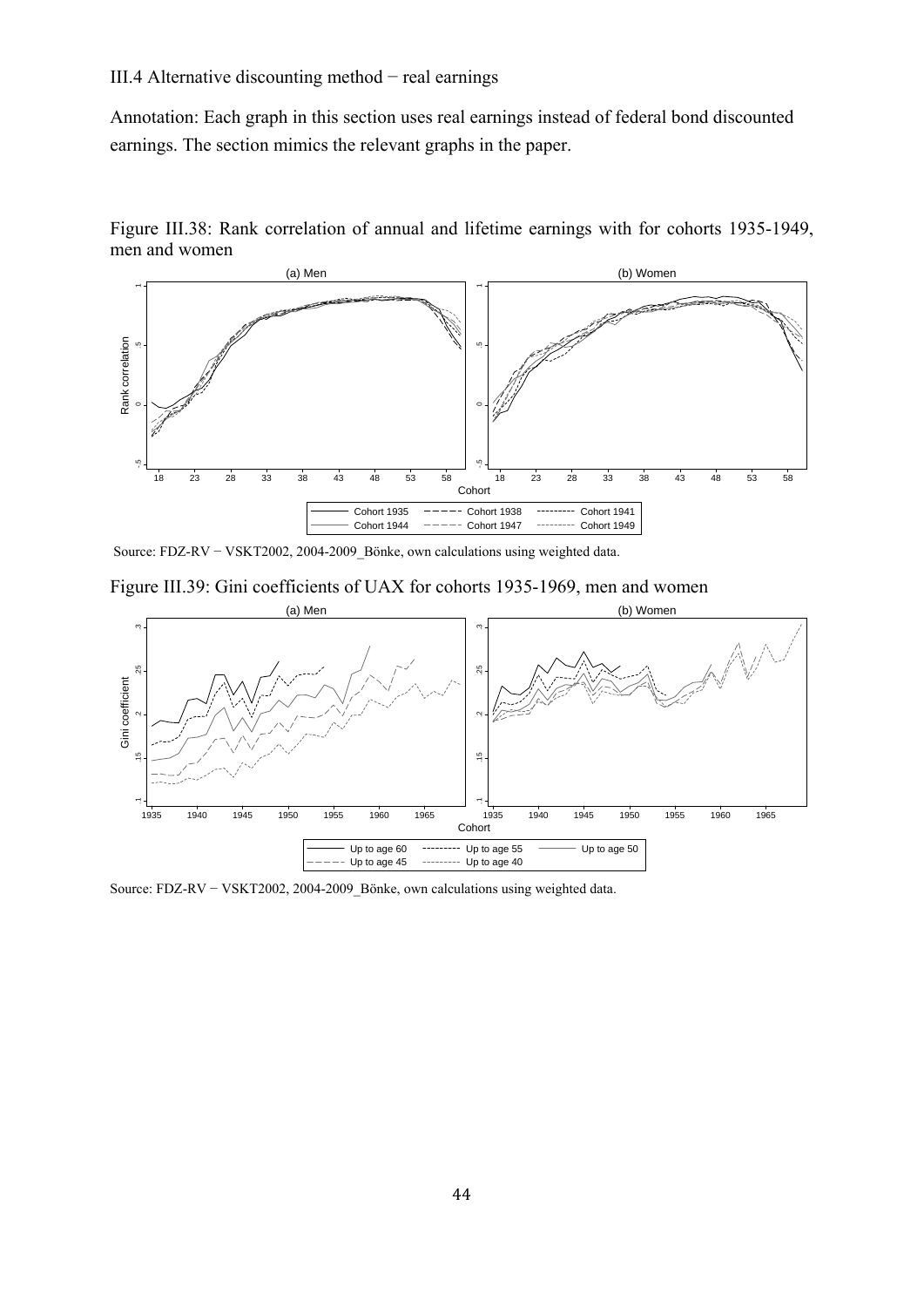III.4 Alternative discounting method − real earnings

Annotation: Each graph in this section uses real earnings instead of federal bond discounted earnings. The section mimics the relevant graphs in the paper.

Figure III.38: Rank correlation of annual and lifetime earnings with for cohorts 1935-1949, men and women

Source: FDZ-RV − VSKT2002, 2004-2009_Bönke, own calculations using weighted data.

Figure III.39: Gini coefficients of UAX for cohorts 1935-1969, men and women

Source: FDZ-RV − VSKT2002, 2004-2009_Bönke, own calculations using weighted data.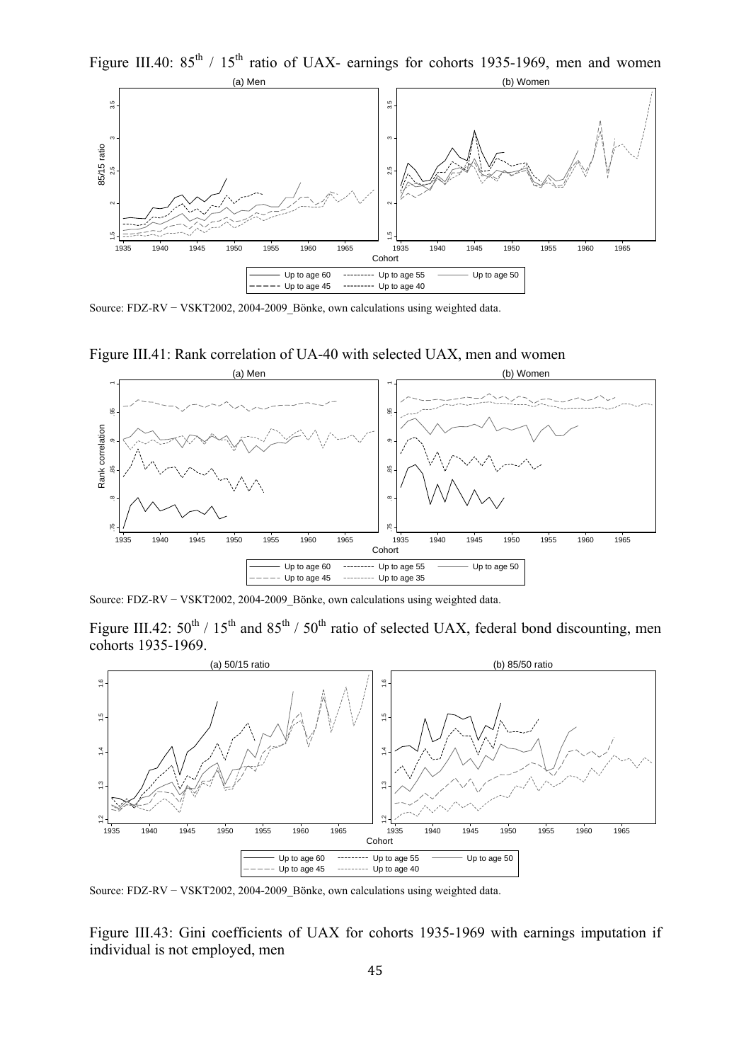Figure III.40: $85^{th}$ / $15^{th}$ ratio of UAX- earnings for cohorts 1935-1969, men and women

Source: FDZ-RV − VSKT2002, 2004-2009_Bönke, own calculations using weighted data.

Figure III.41: Rank correlation of UA-40 with selected UAX, men and women

Source: FDZ-RV − VSKT2002, 2004-2009_Bönke, own calculations using weighted data.

Figure III.42: $50^{th}$ / $15^{th}$ and $85^{th}$ / $50^{th}$ ratio of selected UAX, federal bond discounting, men cohorts 1935-1969.

Source: FDZ-RV − VSKT2002, 2004-2009_Bönke, own calculations using weighted data.

Figure III.43: Gini coefficients of UAX for cohorts 1935-1969 with earnings imputation if individual is not employed, men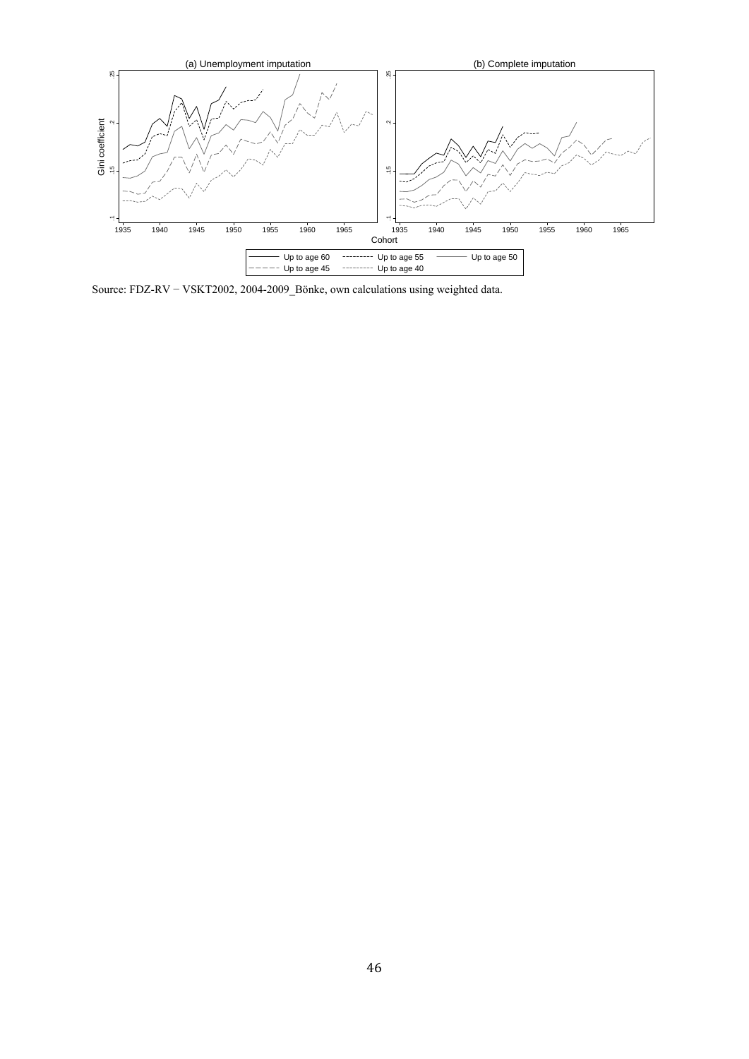Source: FDZ-RV − VSKT2002, 2004-2009_Bönke, own calculations using weighted data.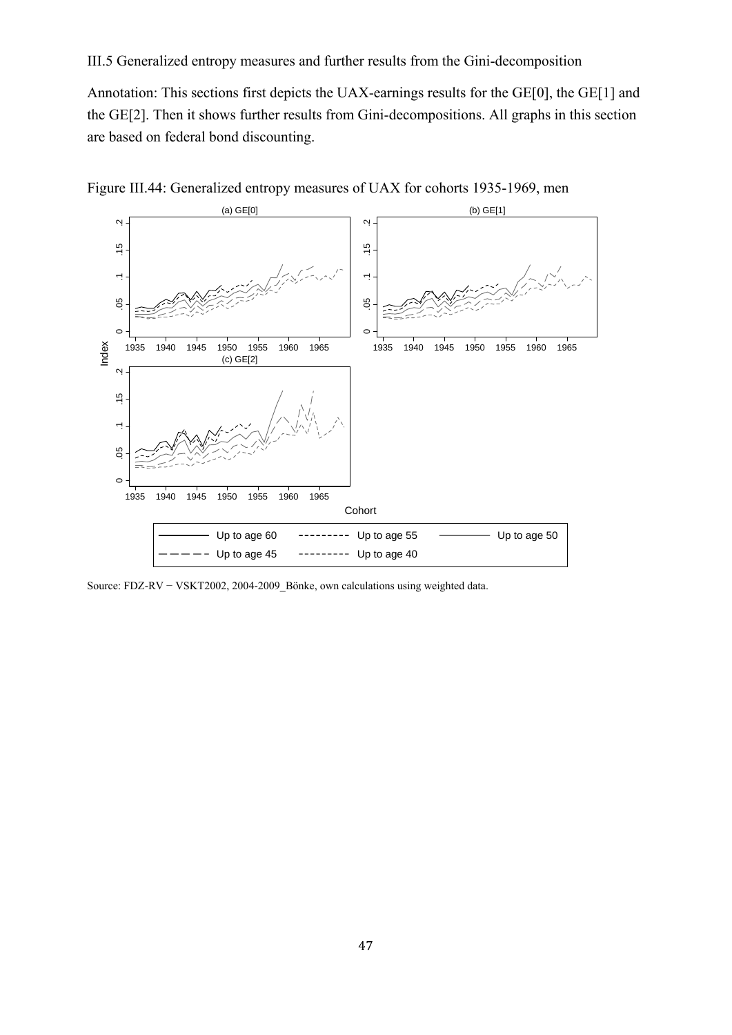III.5 Generalized entropy measures and further results from the Gini-decomposition

Annotation: This sections first depicts the UAX-earnings results for the GE[0], the GE[1] and the GE[2]. Then it shows further results from Gini-decompositions. All graphs in this section are based on federal bond discounting.

Figure III.44: Generalized entropy measures of UAX for cohorts 1935-1969, men

Source: FDZ-RV − VSKT2002, 2004-2009_Bönke, own calculations using weighted data.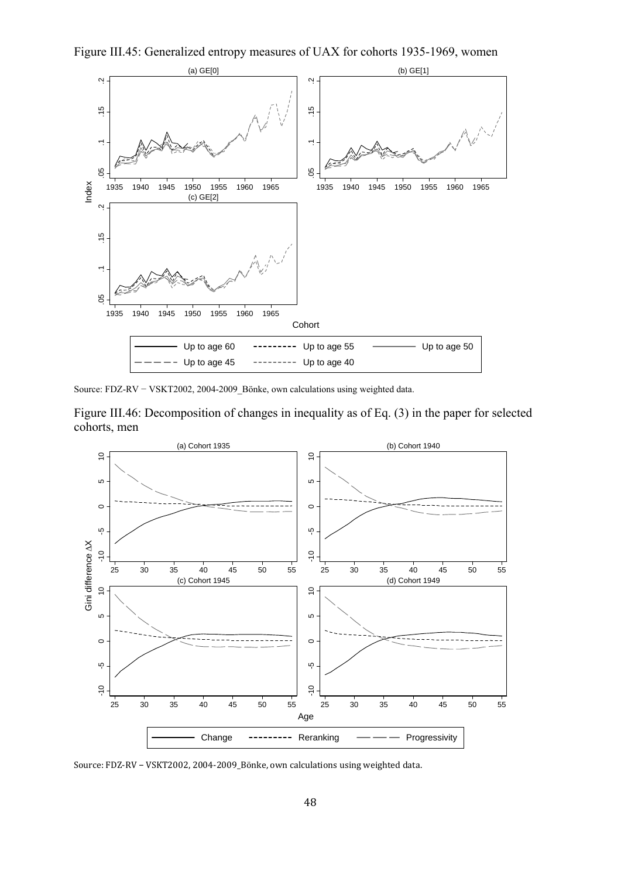Figure III.45: Generalized entropy measures of UAX for cohorts 1935-1969, women

Source: FDZ-RV − VSKT2002, 2004-2009_Bönke, own calculations using weighted data.

Figure III.46: Decomposition of changes in inequality as of Eq. (3) in the paper for selected cohorts, men

Source: FDZ-RV – VSKT2002, 2004-2009_Bönke, own calculations using weighted data.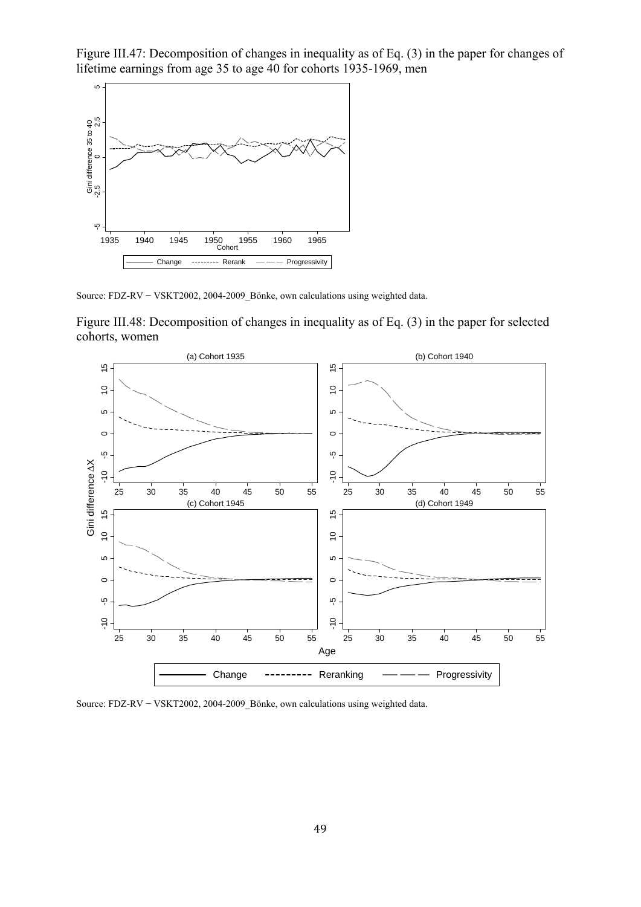Figure III.47: Decomposition of changes in inequality as of Eq. (3) in the paper for changes of lifetime earnings from age 35 to age 40 for cohorts 1935-1969, men

Source: FDZ-RV − VSKT2002, 2004-2009_Bönke, own calculations using weighted data.

Figure III.48: Decomposition of changes in inequality as of Eq. (3) in the paper for selected cohorts, women

Source: FDZ-RV − VSKT2002, 2004-2009_Bönke, own calculations using weighted data.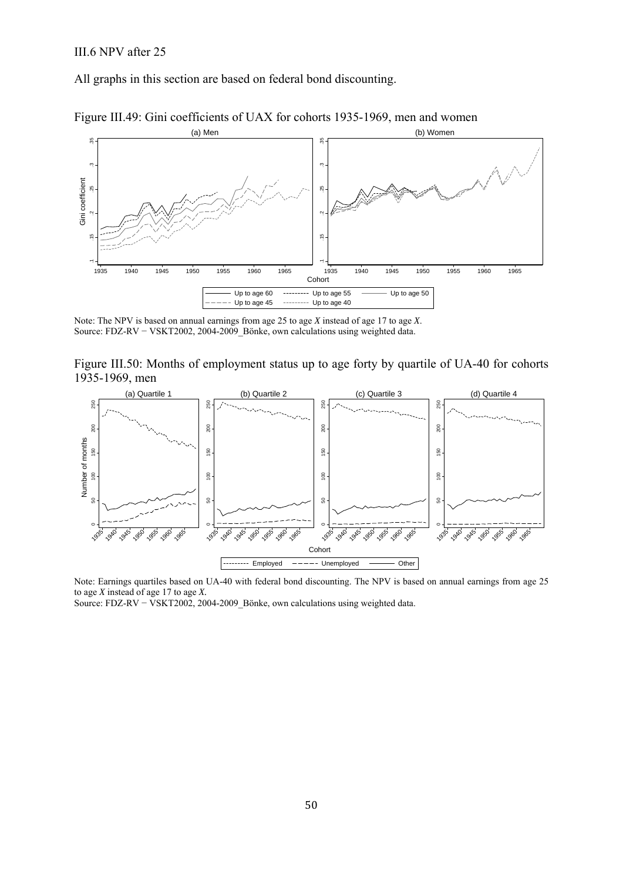III.6 NPV after 25

All graphs in this section are based on federal bond discounting.

Figure III.49: Gini coefficients of UAX for cohorts 1935-1969, men and women

Note: The NPV is based on annual earnings from age 25 to age *X* instead of age 17 to age *X*.
Source: FDZ-RV − VSKT2002, 2004-2009_Bönke, own calculations using weighted data.

Figure III.50: Months of employment status up to age forty by quartile of UA-40 for cohorts 1935-1969, men

Note: Earnings quartiles based on UA-40 with federal bond discounting. The NPV is based on annual earnings from age 25 to age *X* instead of age 17 to age *X*.
Source: FDZ-RV − VSKT2002, 2004-2009_Bönke, own calculations using weighted data.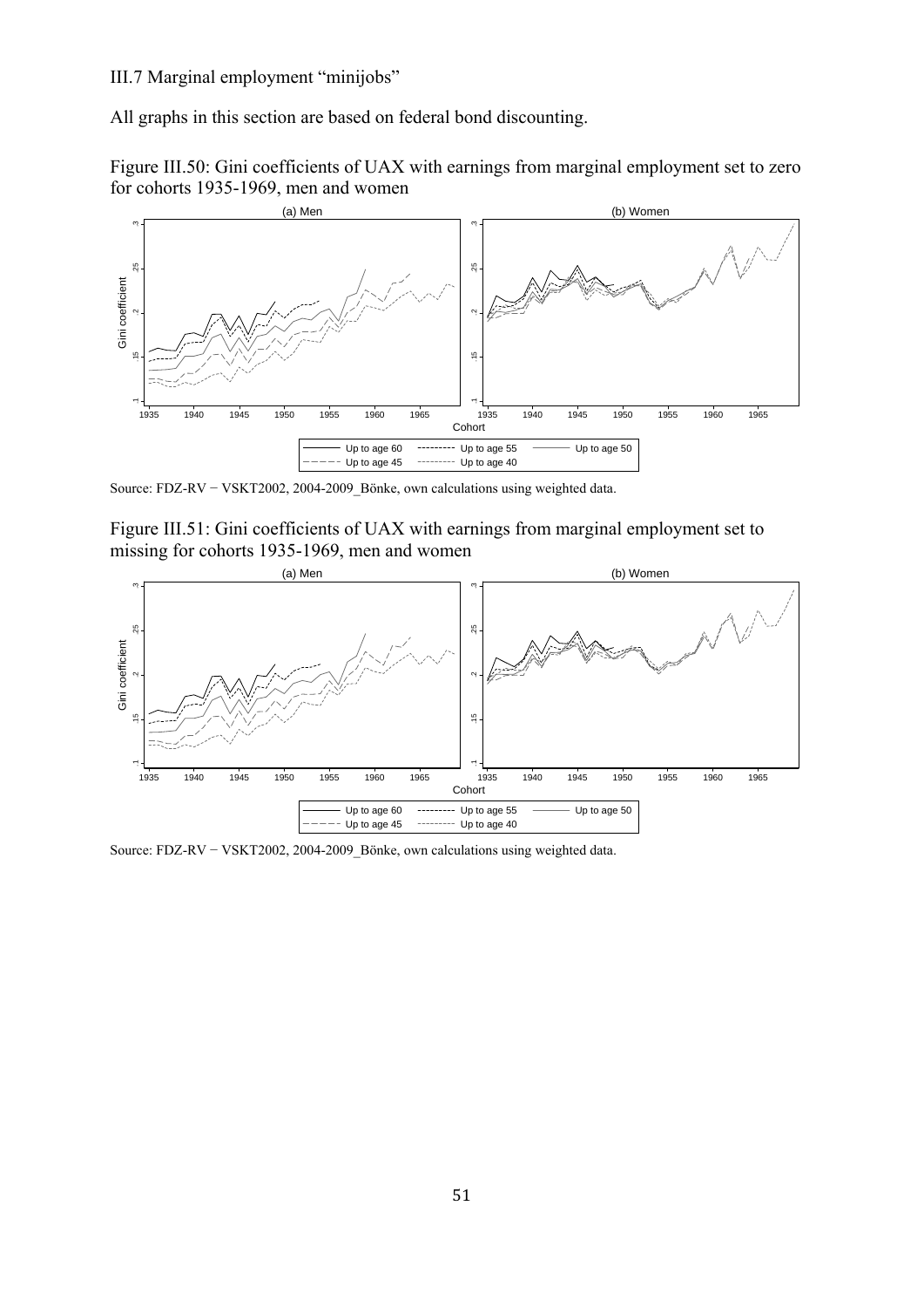III.7 Marginal employment "minijobs"

All graphs in this section are based on federal bond discounting.

Figure III.50: Gini coefficients of UAX with earnings from marginal employment set to zero for cohorts 1935-1969, men and women

Source: FDZ-RV − VSKT2002, 2004-2009_Bönke, own calculations using weighted data.

Figure III.51: Gini coefficients of UAX with earnings from marginal employment set to missing for cohorts 1935-1969, men and women

Source: FDZ-RV − VSKT2002, 2004-2009_Bönke, own calculations using weighted data.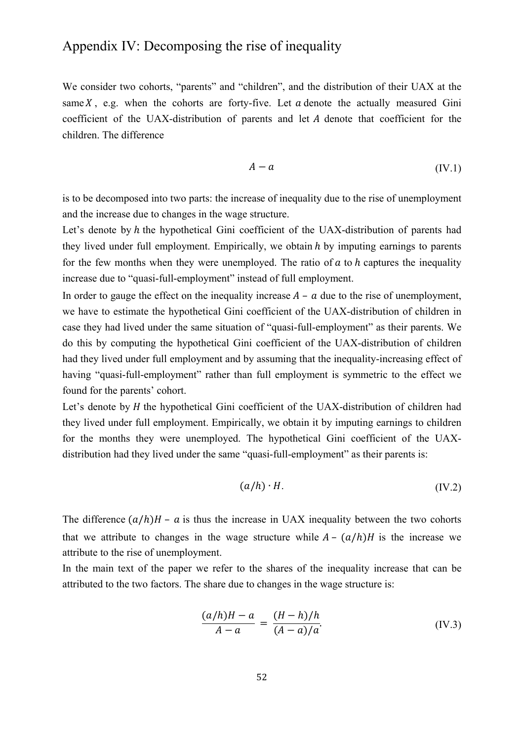# Appendix IV: Decomposing the rise of inequality

We consider two cohorts, "parents" and "children", and the distribution of their UAX at the same $X$, e.g. when the cohorts are forty-five. Let $a$ denote the actually measured Gini coefficient of the UAX-distribution of parents and let $A$ denote that coefficient for the children. The difference

$$A - a \tag{IV.1}$$

is to be decomposed into two parts: the increase of inequality due to the rise of unemployment and the increase due to changes in the wage structure.

Let's denote by $h$ the hypothetical Gini coefficient of the UAX-distribution of parents had they lived under full employment. Empirically, we obtain $h$ by imputing earnings to parents for the few months when they were unemployed. The ratio of $a$ to $h$ captures the inequality increase due to "quasi-full-employment" instead of full employment.

In order to gauge the effect on the inequality increase $A - a$ due to the rise of unemployment, we have to estimate the hypothetical Gini coefficient of the UAX-distribution of children in case they had lived under the same situation of "quasi-full-employment" as their parents. We do this by computing the hypothetical Gini coefficient of the UAX-distribution of children had they lived under full employment and by assuming that the inequality-increasing effect of having "quasi-full-employment" rather than full employment is symmetric to the effect we found for the parents' cohort.

Let's denote by $H$ the hypothetical Gini coefficient of the UAX-distribution of children had they lived under full employment. Empirically, we obtain it by imputing earnings to children for the months they were unemployed. The hypothetical Gini coefficient of the UAX-distribution had they lived under the same "quasi-full-employment" as their parents is:

$$(a/h) \cdot H. \tag{IV.2}$$

The difference $(a/h)H - a$ is thus the increase in UAX inequality between the two cohorts that we attribute to changes in the wage structure while $A - (a/h)H$ is the increase we attribute to the rise of unemployment.

In the main text of the paper we refer to the shares of the inequality increase that can be attributed to the two factors. The share due to changes in the wage structure is:

$$\frac{(a/h)H - a}{A - a} = \frac{(H - h)/h}{(A - a)/a}. \tag{IV.3}$$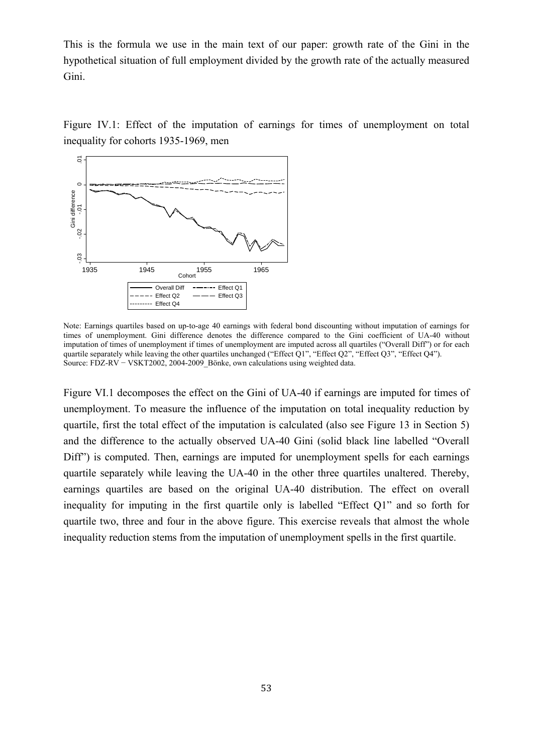This is the formula we use in the main text of our paper: growth rate of the Gini in the hypothetical situation of full employment divided by the growth rate of the actually measured Gini.

Figure IV.1: Effect of the imputation of earnings for times of unemployment on total inequality for cohorts 1935-1969, men

Gini difference

.01

0

-.01

-.02

-.03

1935

1945

1955

1965

Cohort

Overall Diff

Effect Q1

Effect Q2

Effect Q3

Effect Q4

Note: Earnings quartiles based on up-to-age 40 earnings with federal bond discounting without imputation of earnings for times of unemployment. Gini difference denotes the difference compared to the Gini coefficient of UA-40 without imputation of times of unemployment if times of unemployment are imputed across all quartiles ("Overall Diff") or for each quartile separately while leaving the other quartiles unchanged ("Effect Q1", "Effect Q2", "Effect Q3", "Effect Q4").
Source: FDZ-RV − VSKT2002, 2004-2009_Bönke, own calculations using weighted data.

Figure VI.1 decomposes the effect on the Gini of UA-40 if earnings are imputed for times of unemployment. To measure the influence of the imputation on total inequality reduction by quartile, first the total effect of the imputation is calculated (also see Figure 13 in Section 5) and the difference to the actually observed UA-40 Gini (solid black line labelled "Overall Diff") is computed. Then, earnings are imputed for unemployment spells for each earnings quartile separately while leaving the UA-40 in the other three quartiles unaltered. Thereby, earnings quartiles are based on the original UA-40 distribution. The effect on overall inequality for imputing in the first quartile only is labelled "Effect Q1" and so forth for quartile two, three and four in the above figure. This exercise reveals that almost the whole inequality reduction stems from the imputation of unemployment spells in the first quartile.